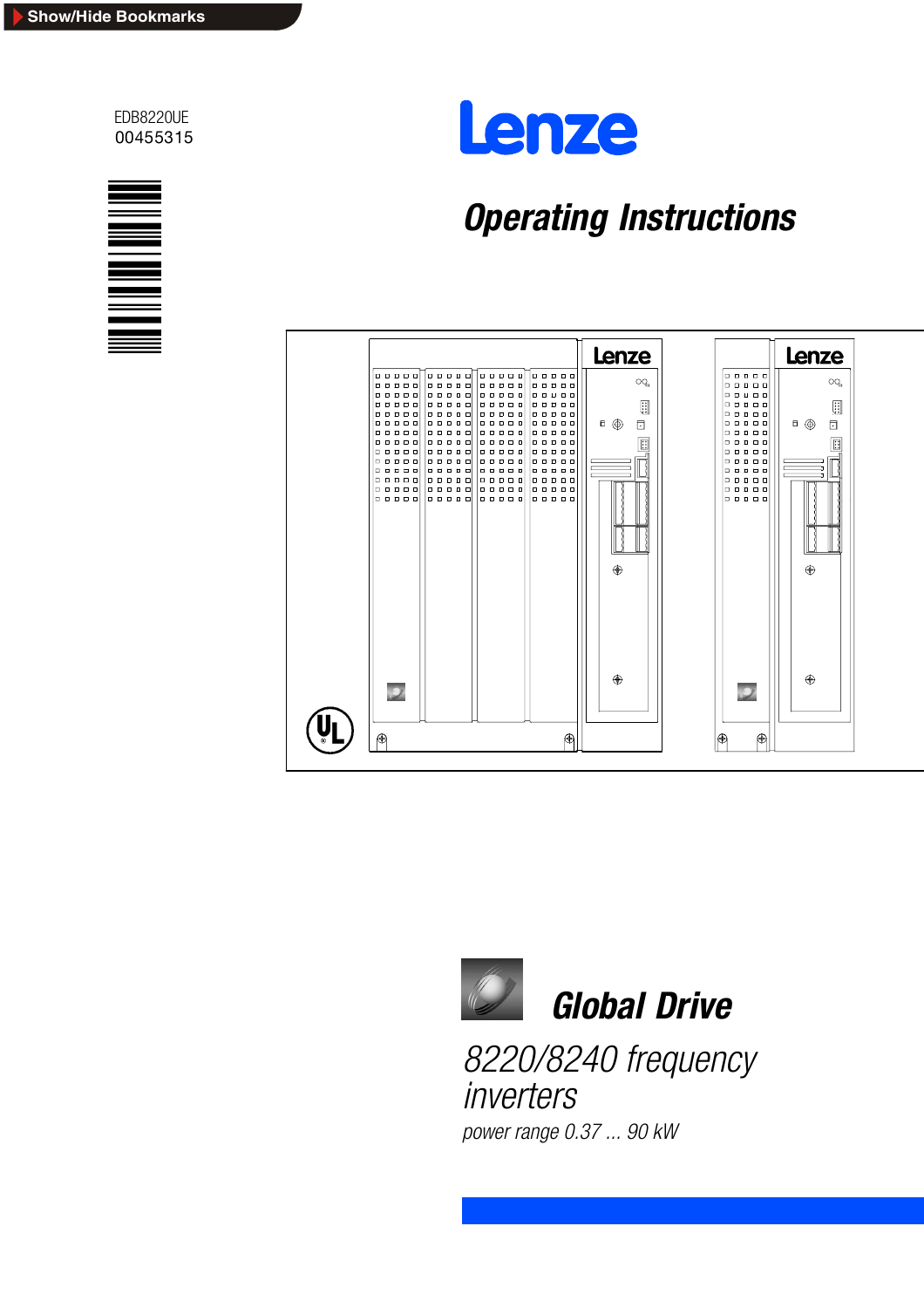Show/Hide Bookmarks

EDB8220UE
00455315

Lenze

# Operating Instructions

# Global Drive

## 8220/8240 frequency inverters

*power range 0.37 ... 90 kW*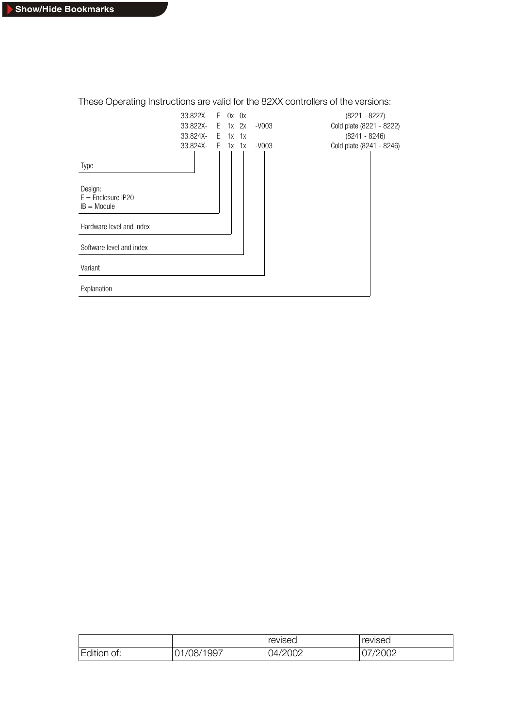These Operating Instructions are valid for the 82XX controllers of the versions:

| | | | | | |
|---|---|---|---|---|---|
| 33.822X- | E | 0x | 0x | | (8221 - 8227) |
| 33.822X- | E | 1x | 2x | -V003 | Cold plate (8221 - 8222) |
| 33.824X- | E | 1x | 1x | | (8241 - 8246) |
| 33.824X- | E | 1x | 1x | -V003 | Cold plate (8241 - 8246) |

- Type
- Design:
  - E = Enclosure IP20
  - IB = Module
- Hardware level and index
- Software level and index
- Variant
- Explanation

| | | revised | revised |
|---|---|---|---|
| Edition of: | 01/08/1997 | 04/2002 | 07/2002 |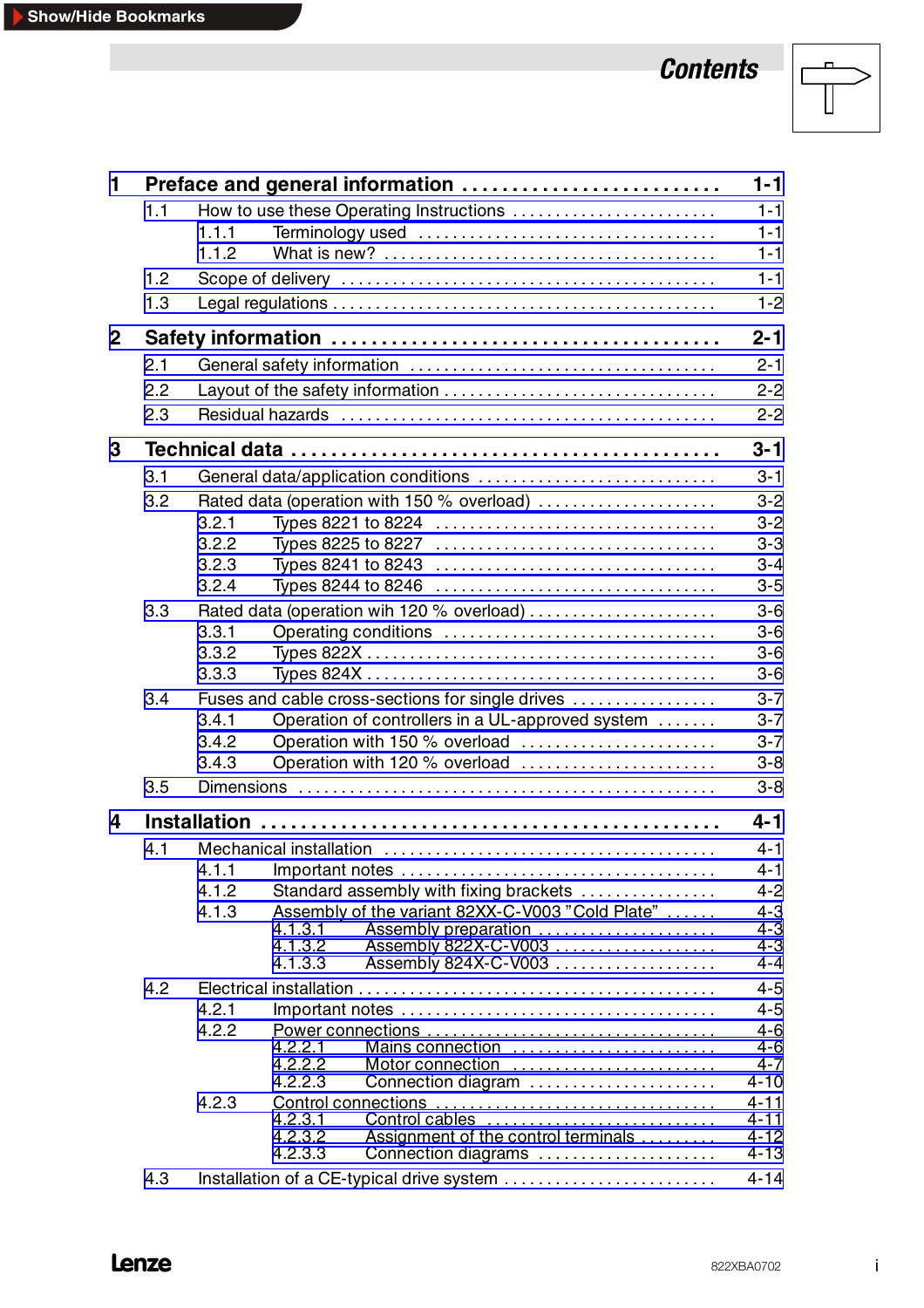# Contents

| | | |
|---|---|---|
| **1** | **Preface and general information** | **1-1** |
| 1.1 | How to use these Operating Instructions | 1-1 |
| 1.1.1 | Terminology used | 1-1 |
| 1.1.2 | What is new? | 1-1 |
| 1.2 | Scope of delivery | 1-1 |
| 1.3 | Legal regulations | 1-2 |
| **2** | **Safety information** | **2-1** |
| 2.1 | General safety information | 2-1 |
| 2.2 | Layout of the safety information | 2-2 |
| 2.3 | Residual hazards | 2-2 |
| **3** | **Technical data** | **3-1** |
| 3.1 | General data/application conditions | 3-1 |
| 3.2 | Rated data (operation with 150 % overload) | 3-2 |
| 3.2.1 | Types 8221 to 8224 | 3-2 |
| 3.2.2 | Types 8225 to 8227 | 3-3 |
| 3.2.3 | Types 8241 to 8243 | 3-4 |
| 3.2.4 | Types 8244 to 8246 | 3-5 |
| 3.3 | Rated data (operation wih 120 % overload) | 3-6 |
| 3.3.1 | Operating conditions | 3-6 |
| 3.3.2 | Types 822X | 3-6 |
| 3.3.3 | Types 824X | 3-6 |
| 3.4 | Fuses and cable cross-sections for single drives | 3-7 |
| 3.4.1 | Operation of controllers in a UL-approved system | 3-7 |
| 3.4.2 | Operation with 150 % overload | 3-7 |
| 3.4.3 | Operation with 120 % overload | 3-8 |
| 3.5 | Dimensions | 3-8 |
| **4** | **Installation** | **4-1** |
| 4.1 | Mechanical installation | 4-1 |
| 4.1.1 | Important notes | 4-1 |
| 4.1.2 | Standard assembly with fixing brackets | 4-2 |
| 4.1.3 | Assembly of the variant 82XX-C-V003 ”Cold Plate” | 4-3 |
| 4.1.3.1 | Assembly preparation | 4-3 |
| 4.1.3.2 | Assembly 822X-C-V003 | 4-3 |
| 4.1.3.3 | Assembly 824X-C-V003 | 4-4 |
| 4.2 | Electrical installation | 4-5 |
| 4.2.1 | Important notes | 4-5 |
| 4.2.2 | Power connections | 4-6 |
| 4.2.2.1 | Mains connection | 4-6 |
| 4.2.2.2 | Motor connection | 4-7 |
| 4.2.2.3 | Connection diagram | 4-10 |
| 4.2.3 | Control connections | 4-11 |
| 4.2.3.1 | Control cables | 4-11 |
| 4.2.3.2 | Assignment of the control terminals | 4-12 |
| 4.2.3.3 | Connection diagrams | 4-13 |
| 4.3 | Installation of a CE-typical drive system | 4-14 |

Lenze 822XBA0702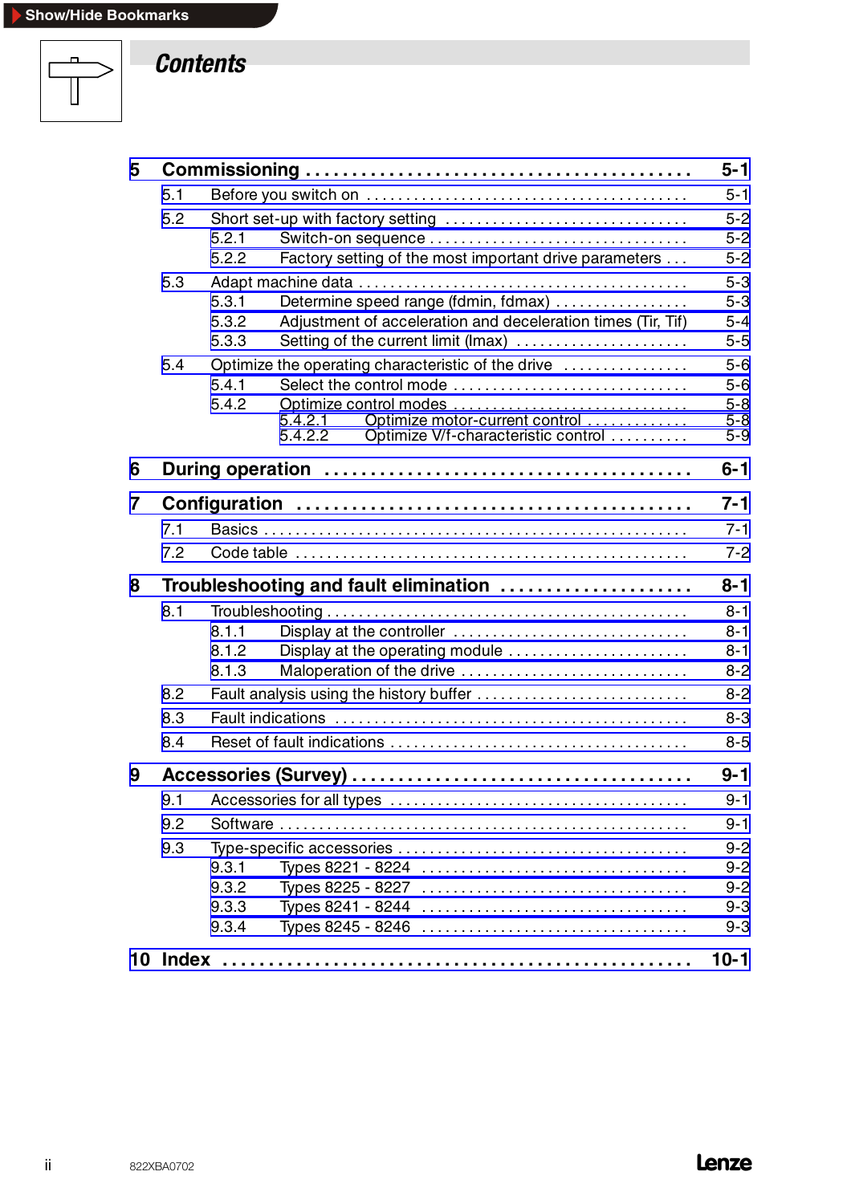# Contents

- **5 Commissioning** ........................................ **5-1**
  - 5.1 Before you switch on ........................................ 5-1
  - 5.2 Short set-up with factory setting ........................................ 5-2
    - 5.2.1 Switch-on sequence ........................................ 5-2
    - 5.2.2 Factory setting of the most important drive parameters ... 5-2
  - 5.3 Adapt machine data ........................................ 5-3
    - 5.3.1 Determine speed range (fdmin, fdmax) ........................................ 5-3
    - 5.3.2 Adjustment of acceleration and deceleration times (Tir, Tif) 5-4
    - 5.3.3 Setting of the current limit (Imax) ........................................ 5-5
  - 5.4 Optimize the operating characteristic of the drive ........................................ 5-6
    - 5.4.1 Select the control mode ........................................ 5-6
    - 5.4.2 Optimize control modes ........................................ 5-8
      - 5.4.2.1 Optimize motor-current control ........................................ 5-8
      - 5.4.2.2 Optimize V/f-characteristic control ........................................ 5-9
- **6 During operation** ........................................ **6-1**
- **7 Configuration** ........................................ **7-1**
  - 7.1 Basics ........................................ 7-1
  - 7.2 Code table ........................................ 7-2
- **8 Troubleshooting and fault elimination** ........................................ **8-1**
  - 8.1 Troubleshooting ........................................ 8-1
    - 8.1.1 Display at the controller ........................................ 8-1
    - 8.1.2 Display at the operating module ........................................ 8-1
    - 8.1.3 Maloperation of the drive ........................................ 8-2
  - 8.2 Fault analysis using the history buffer ........................................ 8-2
  - 8.3 Fault indications ........................................ 8-3
  - 8.4 Reset of fault indications ........................................ 8-5
- **9 Accessories (Survey)** ........................................ **9-1**
  - 9.1 Accessories for all types ........................................ 9-1
  - 9.2 Software ........................................ 9-1
  - 9.3 Type-specific accessories ........................................ 9-2
    - 9.3.1 Types 8221 - 8224 ........................................ 9-2
    - 9.3.2 Types 8225 - 8227 ........................................ 9-2
    - 9.3.3 Types 8241 - 8244 ........................................ 9-3
    - 9.3.4 Types 8245 - 8246 ........................................ 9-3
- **10 Index** ........................................ **10-1**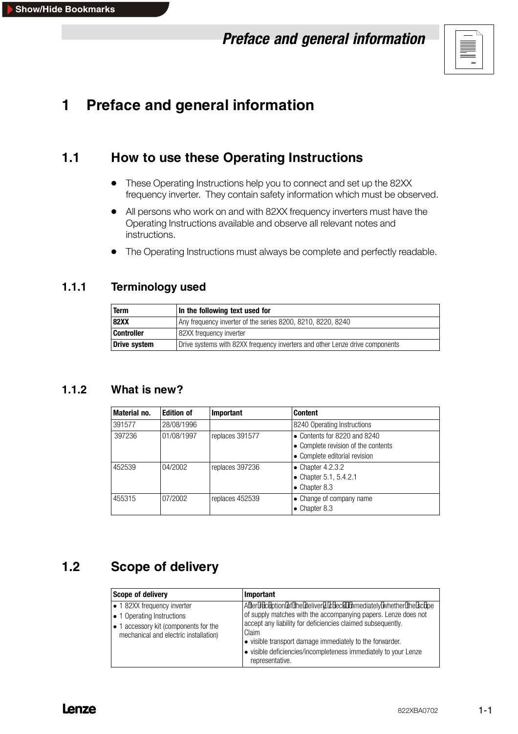# 1 Preface and general information

## 1.1 How to use these Operating Instructions

- These Operating Instructions help you to connect and set up the 82XX frequency inverter. They contain safety information which must be observed.
- All persons who work on and with 82XX frequency inverters must have the Operating Instructions available and observe all relevant notes and instructions.
- The Operating Instructions must always be complete and perfectly readable.

### 1.1.1 Terminology used

| Term | In the following text used for |
|---|---|
| **82XX** | Any frequency inverter of the series 8200, 8210, 8220, 8240 |
| **Controller** | 82XX frequency inverter |
| **Drive system** | Drive systems with 82XX frequency inverters and other Lenze drive components |

### 1.1.2 What is new?

| Material no. | Edition of | Important | Content |
|---|---|---|---|
| 391577 | 28/08/1996 | | 8240 Operating Instructions |
| 397236 | 01/08/1997 | replaces 391577 | • Contents for 8220 and 8240<br>• Complete revision of the contents<br>• Complete editorial revision |
| 452539 | 04/2002 | replaces 397236 | • Chapter 4.2.3.2<br>• Chapter 5.1, 5.4.2.1<br>• Chapter 8.3 |
| 455315 | 07/2002 | replaces 452539 | • Change of company name<br>• Chapter 8.3 |

## 1.2 Scope of delivery

| Scope of delivery | Important |
|---|---|
| • 1 82XX frequency inverter<br>• 1 Operating Instructions<br>• 1 accessory kit (components for the mechanical and electric installation) | After reception of the delivery, check immediately whether the scope of supply matches with the accompanying papers. Lenze does not accept any liability for deficiencies claimed subsequently.<br>Claim<br>• visible transport damage immediately to the forwarder.<br>• visible deficiencies/incompleteness immediately to your Lenze representative. |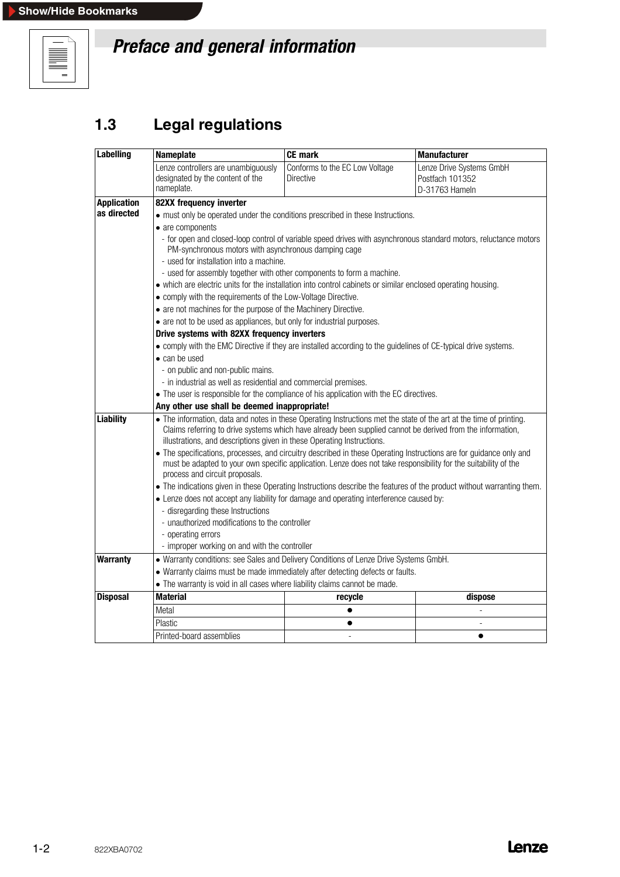# Preface and general information

## 1.3 Legal regulations

| Labelling | Nameplate | CE mark | Manufacturer |
|---|---|---|---|
| | Lenze controllers are unambiguously designated by the content of the nameplate. | Conforms to the EC Low Voltage Directive | Lenze Drive Systems GmbH<br>Postfach 101352<br>D-31763 Hameln |
| **Application as directed** | **82XX frequency inverter**<br>• must only be operated under the conditions prescribed in these Instructions.<br>• are components<br>- for open and closed-loop control of variable speed drives with asynchronous standard motors, reluctance motors PM-synchronous motors with asynchronous damping cage<br>- used for installation into a machine.<br>- used for assembly together with other components to form a machine.<br>• which are electric units for the installation into control cabinets or similar enclosed operating housing.<br>• comply with the requirements of the Low-Voltage Directive.<br>• are not machines for the purpose of the Machinery Directive.<br>• are not to be used as appliances, but only for industrial purposes.<br>**Drive systems with 82XX frequency inverters**<br>• comply with the EMC Directive if they are installed according to the guidelines of CE-typical drive systems.<br>• can be used<br>- on public and non-public mains.<br>- in industrial as well as residential and commercial premises.<br>• The user is responsible for the compliance of his application with the EC directives.<br>**Any other use shall be deemed inappropriate!** | | |
| **Liability** | • The information, data and notes in these Operating Instructions met the state of the art at the time of printing. Claims referring to drive systems which have already been supplied cannot be derived from the information, illustrations, and descriptions given in these Operating Instructions.<br>• The specifications, processes, and circuitry described in these Operating Instructions are for guidance only and must be adapted to your own specific application. Lenze does not take responsibility for the suitability of the process and circuit proposals.<br>• The indications given in these Operating Instructions describe the features of the product without warranting them.<br>• Lenze does not accept any liability for damage and operating interference caused by:<br>- disregarding these Instructions<br>- unauthorized modifications to the controller<br>- operating errors<br>- improper working on and with the controller | | |
| **Warranty** | • Warranty conditions: see Sales and Delivery Conditions of Lenze Drive Systems GmbH.<br>• Warranty claims must be made immediately after detecting defects or faults.<br>• The warranty is void in all cases where liability claims cannot be made. | | |
| **Disposal** | **Material** | **recycle** | **dispose** |
| | Metal | ● | - |
| | Plastic | ● | - |
| | Printed-board assemblies | - | ● |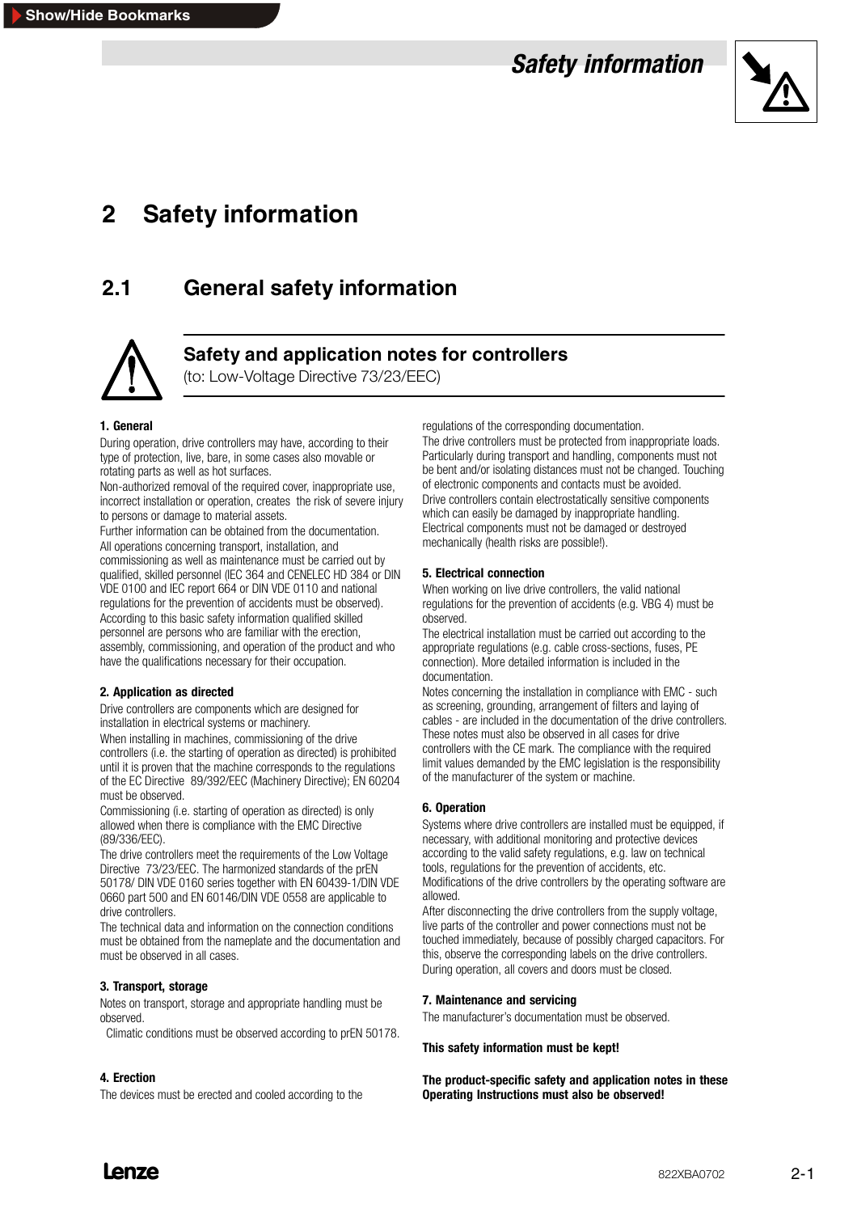# 2 Safety information

## 2.1 General safety information

### Safety and application notes for controllers

(to: Low-Voltage Directive 73/23/EEC)

**1. General**

During operation, drive controllers may have, according to their type of protection, live, bare, in some cases also movable or rotating parts as well as hot surfaces.

Non-authorized removal of the required cover, inappropriate use, incorrect installation or operation, creates the risk of severe injury to persons or damage to material assets.

Further information can be obtained from the documentation.

All operations concerning transport, installation, and commissioning as well as maintenance must be carried out by qualified, skilled personnel (IEC 364 and CENELEC HD 384 or DIN VDE 0100 and IEC report 664 or DIN VDE 0110 and national regulations for the prevention of accidents must be observed).

According to this basic safety information qualified skilled personnel are persons who are familiar with the erection, assembly, commissioning, and operation of the product and who have the qualifications necessary for their occupation.

**2. Application as directed**

Drive controllers are components which are designed for installation in electrical systems or machinery.

When installing in machines, commissioning of the drive controllers (i.e. the starting of operation as directed) is prohibited until it is proven that the machine corresponds to the regulations of the EC Directive 89/392/EEC (Machinery Directive); EN 60204 must be observed.

Commissioning (i.e. starting of operation as directed) is only allowed when there is compliance with the EMC Directive (89/336/EEC).

The drive controllers meet the requirements of the Low Voltage Directive 73/23/EEC. The harmonized standards of the prEN 50178/ DIN VDE 0160 series together with EN 60439-1/DIN VDE 0660 part 500 and EN 60146/DIN VDE 0558 are applicable to drive controllers.

The technical data and information on the connection conditions must be obtained from the nameplate and the documentation and must be observed in all cases.

**3. Transport, storage**

Notes on transport, storage and appropriate handling must be observed.

Climatic conditions must be observed according to prEN 50178.

**4. Erection**

The devices must be erected and cooled according to the regulations of the corresponding documentation.

The drive controllers must be protected from inappropriate loads. Particularly during transport and handling, components must not be bent and/or isolating distances must not be changed. Touching of electronic components and contacts must be avoided.

Drive controllers contain electrostatically sensitive components which can easily be damaged by inappropriate handling. Electrical components must not be damaged or destroyed mechanically (health risks are possible!).

**5. Electrical connection**

When working on live drive controllers, the valid national regulations for the prevention of accidents (e.g. VBG 4) must be observed.

The electrical installation must be carried out according to the appropriate regulations (e.g. cable cross-sections, fuses, PE connection). More detailed information is included in the documentation.

Notes concerning the installation in compliance with EMC - such as screening, grounding, arrangement of filters and laying of cables - are included in the documentation of the drive controllers. These notes must also be observed in all cases for drive controllers with the CE mark. The compliance with the required limit values demanded by the EMC legislation is the responsibility of the manufacturer of the system or machine.

**6. Operation**

Systems where drive controllers are installed must be equipped, if necessary, with additional monitoring and protective devices according to the valid safety regulations, e.g. law on technical tools, regulations for the prevention of accidents, etc. Modifications of the drive controllers by the operating software are allowed.

After disconnecting the drive controllers from the supply voltage, live parts of the controller and power connections must not be touched immediately, because of possibly charged capacitors. For this, observe the corresponding labels on the drive controllers.

During operation, all covers and doors must be closed.

**7. Maintenance and servicing**

The manufacturer's documentation must be observed.

**This safety information must be kept!**

**The product-specific safety and application notes in these Operating Instructions must also be observed!**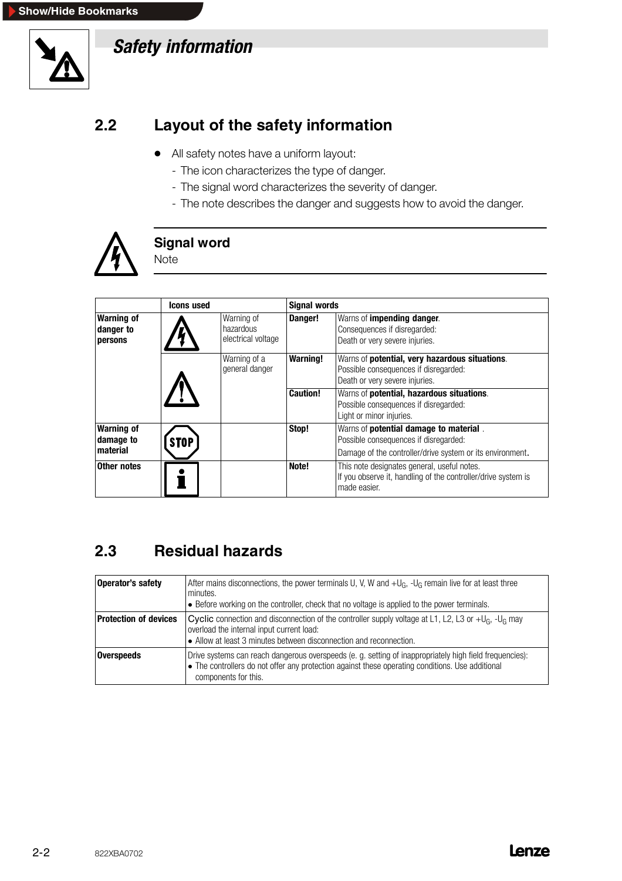# Safety information

## 2.2 Layout of the safety information

- All safety notes have a uniform layout:
  - The icon characterizes the type of danger.
  - The signal word characterizes the severity of danger.
  - The note describes the danger and suggests how to avoid the danger.

**Signal word**
Note

| | Icons used | | Signal words | |
|---|---|---|---|---|
| **Warning of danger to persons** | | Warning of hazardous electrical voltage | **Danger!** | Warns of **impending danger**. Consequences if disregarded: Death or very severe injuries. |
| | | Warning of a general danger | **Warning!** | Warns of **potential, very hazardous situations**. Possible consequences if disregarded: Death or very severe injuries. |
| | | | **Caution!** | Warns of **potential, hazardous situations**. Possible consequences if disregarded: Light or minor injuries. |
| **Warning of damage to material** | STOP | | **Stop!** | Warns of **potential damage to material** . Possible consequences if disregarded: Damage of the controller/drive system or its environment. |
| **Other notes** | | | **Note!** | This note designates general, useful notes. If you observe it, handling of the controller/drive system is made easier. |

## 2.3 Residual hazards

| | |
|---|---|
| **Operator's safety** | After mains disconnections, the power terminals U, V, W and $+U_G$, $-U_G$ remain live for at least three minutes.<br>• Before working on the controller, check that no voltage is applied to the power terminals. |
| **Protection of devices** | Cyclic connection and disconnection of the controller supply voltage at L1, L2, L3 or $+U_G$, $-U_G$ may overload the internal input current load:<br>• Allow at least 3 minutes between disconnection and reconnection. |
| **Overspeeds** | Drive systems can reach dangerous overspeeds (e. g. setting of inappropriately high field frequencies):<br>• The controllers do not offer any protection against these operating conditions. Use additional components for this. |

822XBA0702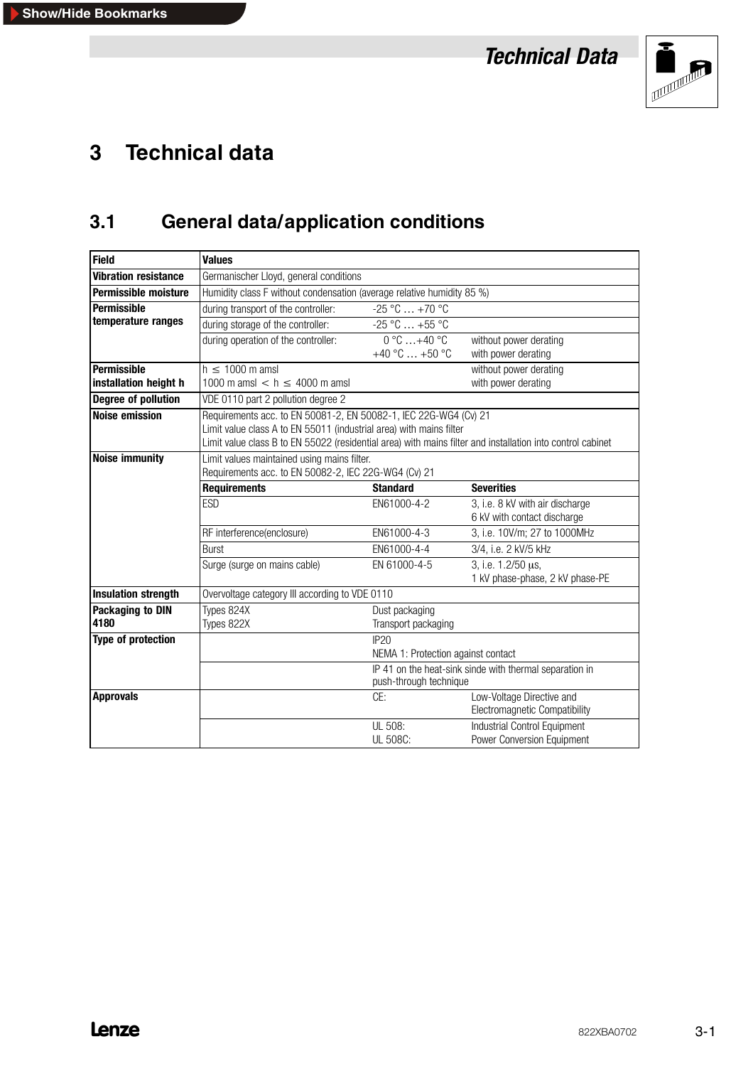# 3 Technical data

## 3.1 General data/application conditions

| Field | Values | | |
|---|---|---|---|
| **Vibration resistance** | Germanischer Lloyd, general conditions | | |
| **Permissible moisture** | Humidity class F without condensation (average relative humidity 85 %) | | |
| **Permissible temperature ranges** | during transport of the controller: | -25 °C … +70 °C | |
| | during storage of the controller: | -25 °C … +55 °C | |
| | during operation of the controller: | 0 °C …+40 °C<br>+40 °C … +50 °C | without power derating<br>with power derating |
| **Permissible installation height h** | h ≤ 1000 m amsl<br>1000 m amsl < h ≤ 4000 m amsl | | without power derating<br>with power derating |
| **Degree of pollution** | VDE 0110 part 2 pollution degree 2 | | |
| **Noise emission** | Requirements acc. to EN 50081-2, EN 50082-1, IEC 22G-WG4 (Cv) 21<br>Limit value class A to EN 55011 (industrial area) with mains filter<br>Limit value class B to EN 55022 (residential area) with mains filter and installation into control cabinet | | |
| **Noise immunity** | Limit values maintained using mains filter.<br>Requirements acc. to EN 50082-2, IEC 22G-WG4 (Cv) 21 | | |
| | **Requirements** | **Standard** | **Severities** |
| | ESD | EN61000-4-2 | 3, i.e. 8 kV with air discharge<br>6 kV with contact discharge |
| | RF interference(enclosure) | EN61000-4-3 | 3, i.e. 10V/m; 27 to 1000MHz |
| | Burst | EN61000-4-4 | 3/4, i.e. 2 kV/5 kHz |
| | Surge (surge on mains cable) | EN 61000-4-5 | 3, i.e. 1.2/50 µs,<br>1 kV phase-phase, 2 kV phase-PE |
| **Insulation strength** | Overvoltage category III according to VDE 0110 | | |
| **Packaging to DIN 4180** | Types 824X<br>Types 822X | Dust packaging<br>Transport packaging | |
| **Type of protection** | | IP20<br>NEMA 1: Protection against contact | |
| | | IP 41 on the heat-sink sinde with thermal separation in push-through technique | |
| **Approvals** | | CE: | Low-Voltage Directive and Electromagnetic Compatibility |
| | | UL 508:<br>UL 508C: | Industrial Control Equipment<br>Power Conversion Equipment |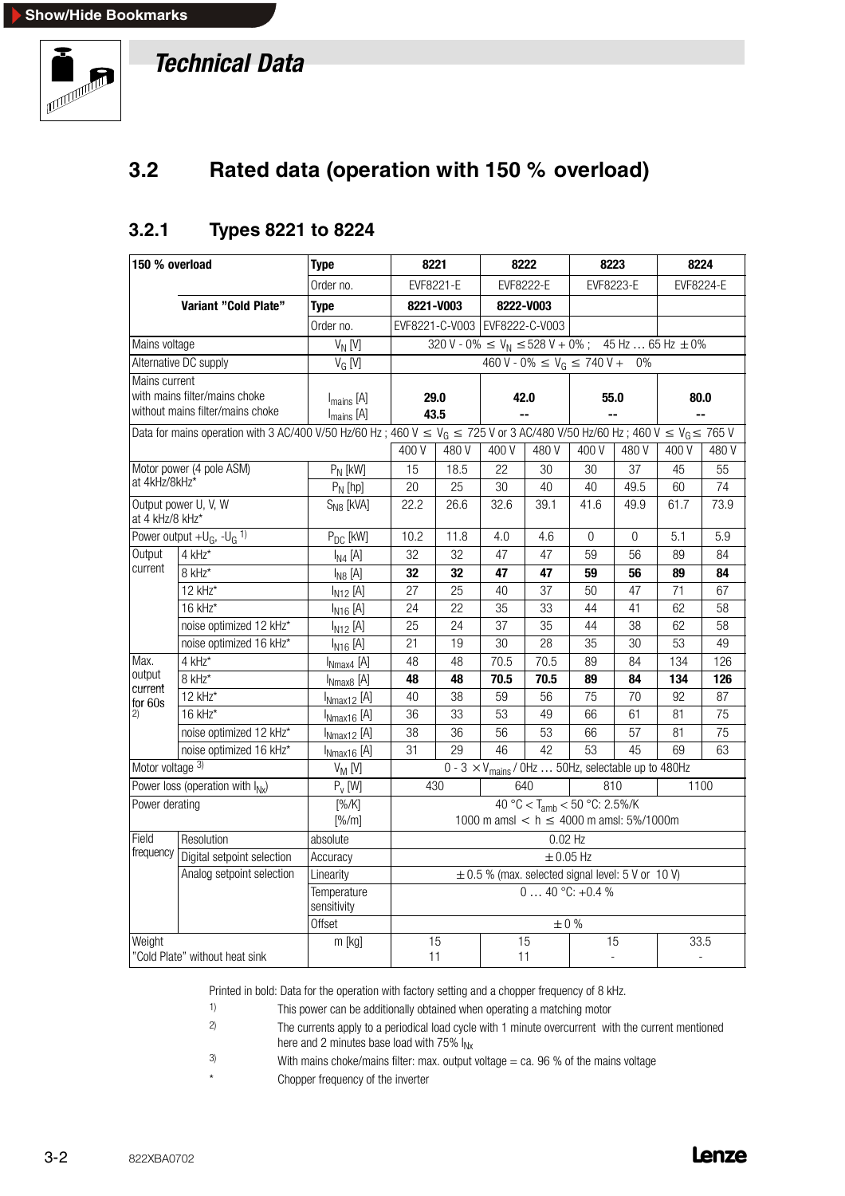## 3.2 Rated data (operation with 150 % overload)

### 3.2.1 Types 8221 to 8224

| 150 % overload | | Type | 8221 | | 8222 | | 8223 | | 8224 | |
|---|---|---|---|---|---|---|---|---|---|---|
| | | Order no. | EVF8221-E | | EVF8222-E | | EVF8223-E | | EVF8224-E | |
| | **Variant "Cold Plate"** | **Type** | **8221-V003** | | **8222-V003** | | | | | |
| | | Order no. | EVF8221-C-V003 | | EVF8222-C-V003 | | | | | |
| Mains voltage | | $V_N$ [V] | 320 V - 0% ≤ $V_N$ ≤ 528 V + 0% ; 45 Hz … 65 Hz ± 0% | | | | | | | |
| Alternative DC supply | | $V_G$ [V] | 460 V - 0% ≤ $V_G$ ≤ 740 V + 0% | | | | | | | |
| Mains current with mains filter/mains choke | | $I_{mains}$ [A] | **29.0** | | **42.0** | | **55.0** | | **80.0** | |
| Mains current without mains filter/mains choke | | $I_{mains}$ [A] | **43.5** | | **--** | | **--** | | **--** | |
| Data for mains operation with 3 AC/400 V/50 Hz/60 Hz ; 460 V ≤ $V_G$ ≤ 725 V or 3 AC/480 V/50 Hz/60 Hz ; 460 V ≤ $V_G$ ≤ 765 V | | | 400 V | 480 V | 400 V | 480 V | 400 V | 480 V | 400 V | 480 V |
| Motor power (4 pole ASM) at 4kHz/8kHz* | | $P_N$ [kW] | 15 | 18.5 | 22 | 30 | 30 | 37 | 45 | 55 |
| | | $P_N$ [hp] | 20 | 25 | 30 | 40 | 40 | 49.5 | 60 | 74 |
| Output power U, V, W at 4 kHz/8 kHz* | | $S_{N8}$ [kVA] | 22.2 | 26.6 | 32.6 | 39.1 | 41.6 | 49.9 | 61.7 | 73.9 |
| Power output $+U_G$, $-U_G$ [1] | | $P_{DC}$ [kW] | 10.2 | 11.8 | 4.0 | 4.6 | 0 | 0 | 5.1 | 5.9 |
| Output current | 4 kHz* | $I_{N4}$ [A] | 32 | 32 | 47 | 47 | 59 | 56 | 89 | 84 |
| | 8 kHz* | $I_{N8}$ [A] | **32** | **32** | **47** | **47** | **59** | **56** | **89** | **84** |
| | 12 kHz* | $I_{N12}$ [A] | 27 | 25 | 40 | 37 | 50 | 47 | 71 | 67 |
| | 16 kHz* | $I_{N16}$ [A] | 24 | 22 | 35 | 33 | 44 | 41 | 62 | 58 |
| | noise optimized 12 kHz* | $I_{N12}$ [A] | 25 | 24 | 37 | 35 | 44 | 38 | 62 | 58 |
| | noise optimized 16 kHz* | $I_{N16}$ [A] | 21 | 19 | 30 | 28 | 35 | 30 | 53 | 49 |
| Max. output current for 60s [2] | 4 kHz* | $I_{Nmax4}$ [A] | 48 | 48 | 70.5 | 70.5 | 89 | 84 | 134 | 126 |
| | 8 kHz* | $I_{Nmax8}$ [A] | **48** | **48** | **70.5** | **70.5** | **89** | **84** | **134** | **126** |
| | 12 kHz* | $I_{Nmax12}$ [A] | 40 | 38 | 59 | 56 | 75 | 70 | 92 | 87 |
| | 16 kHz* | $I_{Nmax16}$ [A] | 36 | 33 | 53 | 49 | 66 | 61 | 81 | 75 |
| | noise optimized 12 kHz* | $I_{Nmax12}$ [A] | 38 | 36 | 56 | 53 | 66 | 57 | 81 | 75 |
| | noise optimized 16 kHz* | $I_{Nmax16}$ [A] | 31 | 29 | 46 | 42 | 53 | 45 | 69 | 63 |
| Motor voltage [3] | | $V_M$ [V] | 0 - 3 × $V_{mains}$ / 0Hz … 50Hz, selectable up to 480Hz | | | | | | | |
| Power loss (operation with $I_{Nx}$) | | $P_v$ [W] | 430 | | 640 | | 810 | | 1100 | |
| Power derating | | [%/K] | 40 °C < $T_{amb}$ < 50 °C: 2.5%/K | | | | | | | |
| | | [%/m] | 1000 m amsl < h ≤ 4000 m amsl: 5%/1000m | | | | | | | |
| Field frequency | Resolution | absolute | 0.02 Hz | | | | | | | |
| | Digital setpoint selection | Accuracy | ± 0.05 Hz | | | | | | | |
| | Analog setpoint selection | Linearity | ± 0.5 % (max. selected signal level: 5 V or 10 V) | | | | | | | |
| | | Temperature sensitivity | 0 … 40 °C: +0.4 % | | | | | | | |
| | | Offset | ± 0 % | | | | | | | |
| Weight | | m [kg] | 15 | | 15 | | 15 | | 33.5 | |
| "Cold Plate" without heat sink | | | 11 | | 11 | | - | | - | |

Printed in bold: Data for the operation with factory setting and a chopper frequency of 8 kHz.

1) This power can be additionally obtained when operating a matching motor

2) The currents apply to a periodical load cycle with 1 minute overcurrent with the current mentioned here and 2 minutes base load with 75% $I_{Nx}$

3) With mains choke/mains filter: max. output voltage = ca. 96 % of the mains voltage

\* Chopper frequency of the inverter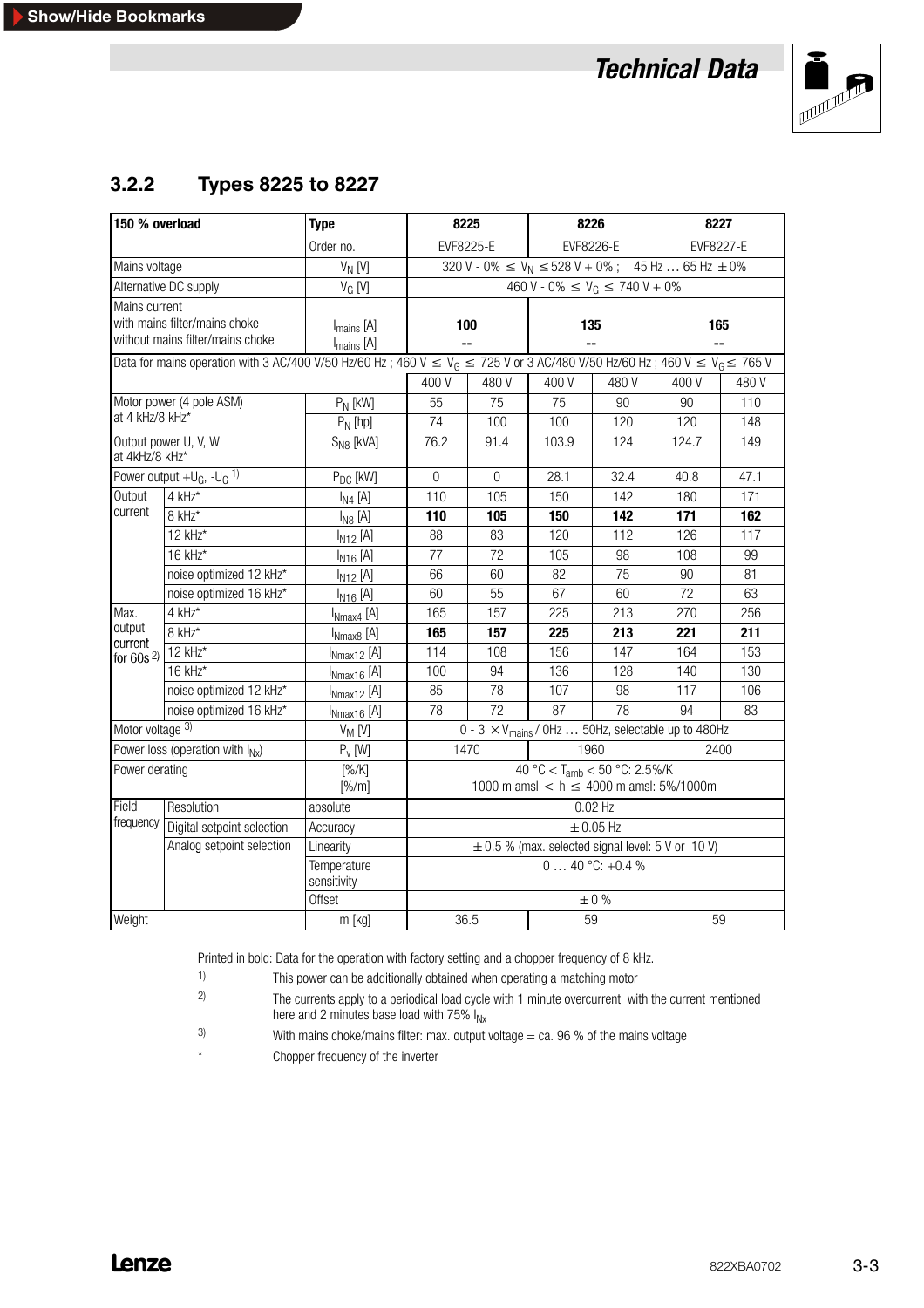### 3.2.2 Types 8225 to 8227

| 150 % overload | | Type | 8225 | | 8226 | | 8227 | |
|---|---|---|---|---|---|---|---|---|
| | | Order no. | EVF8225-E | | EVF8226-E | | EVF8227-E | |
| Mains voltage | | $V_N$ [V] | $320\ V - 0\% \leq V_N \leq 528\ V + 0\%$ ; 45 Hz … 65 Hz ± 0% | | | | | |
| Alternative DC supply | | $V_G$ [V] | $460\ V - 0\% \leq V_G \leq 740\ V + 0\%$ | | | | | |
| Mains current with mains filter/mains choke without mains filter/mains choke | | $I_{mains}$ [A] $I_{mains}$ [A] | **100** -- | | **135** -- | | **165** -- | |
| Data for mains operation with 3 AC/400 V/50 Hz/60 Hz ; $460\ V \leq V_G \leq 725\ V$ or 3 AC/480 V/50 Hz/60 Hz ; $460\ V \leq V_G \leq 765\ V$ | | | | | | | | |
| | | | 400 V | 480 V | 400 V | 480 V | 400 V | 480 V |
| Motor power (4 pole ASM) at 4 kHz/8 kHz* | | $P_N$ [kW] | 55 | 75 | 75 | 90 | 90 | 110 |
| | | $P_N$ [hp] | 74 | 100 | 100 | 120 | 120 | 148 |
| Output power U, V, W at 4kHz/8 kHz* | | $S_{N8}$ [kVA] | 76.2 | 91.4 | 103.9 | 124 | 124.7 | 149 |
| Power output $+U_G$, $-U_G$ [1] | | $P_{DC}$ [kW] | 0 | 0 | 28.1 | 32.4 | 40.8 | 47.1 |
| Output current | 4 kHz* | $I_{N4}$ [A] | 110 | 105 | 150 | 142 | 180 | 171 |
| | 8 kHz* | $I_{N8}$ [A] | **110** | **105** | **150** | **142** | **171** | **162** |
| | 12 kHz* | $I_{N12}$ [A] | 88 | 83 | 120 | 112 | 126 | 117 |
| | 16 kHz* | $I_{N16}$ [A] | 77 | 72 | 105 | 98 | 108 | 99 |
| | noise optimized 12 kHz* | $I_{N12}$ [A] | 66 | 60 | 82 | 75 | 90 | 81 |
| | noise optimized 16 kHz* | $I_{N16}$ [A] | 60 | 55 | 67 | 60 | 72 | 63 |
| Max. output current for 60s [2] | 4 kHz* | $I_{Nmax4}$ [A] | 165 | 157 | 225 | 213 | 270 | 256 |
| | 8 kHz* | $I_{Nmax8}$ [A] | **165** | **157** | **225** | **213** | **221** | **211** |
| | 12 kHz* | $I_{Nmax12}$ [A] | 114 | 108 | 156 | 147 | 164 | 153 |
| | 16 kHz* | $I_{Nmax16}$ [A] | 100 | 94 | 136 | 128 | 140 | 130 |
| | noise optimized 12 kHz* | $I_{Nmax12}$ [A] | 85 | 78 | 107 | 98 | 117 | 106 |
| | noise optimized 16 kHz* | $I_{Nmax16}$ [A] | 78 | 72 | 87 | 78 | 94 | 83 |
| Motor voltage [3] | | $V_M$ [V] | $0 - 3 \times V_{mains}$ / 0Hz … 50Hz, selectable up to 480Hz | | | | | |
| Power loss (operation with $I_{Nx}$) | | $P_v$ [W] | 1470 | | 1960 | | 2400 | |
| Power derating | | [%/K] [%/m] | 40 °C < $T_{amb}$ < 50 °C: 2.5%/K 1000 m amsl < h ≤ 4000 m amsl: 5%/1000m | | | | | |
| Field frequency | Resolution | absolute | 0.02 Hz | | | | | |
| | Digital setpoint selection | Accuracy | ± 0.05 Hz | | | | | |
| | Analog setpoint selection | Linearity | ± 0.5 % (max. selected signal level: 5 V or 10 V) | | | | | |
| | | Temperature sensitivity | 0 … 40 °C: +0.4 % | | | | | |
| | | Offset | ± 0 % | | | | | |
| Weight | | m [kg] | 36.5 | | 59 | | 59 | |

Printed in bold: Data for the operation with factory setting and a chopper frequency of 8 kHz.

1) This power can be additionally obtained when operating a matching motor

2) The currents apply to a periodical load cycle with 1 minute overcurrent with the current mentioned here and 2 minutes base load with 75% $I_{Nx}$

3) With mains choke/mains filter: max. output voltage = ca. 96 % of the mains voltage

* Chopper frequency of the inverter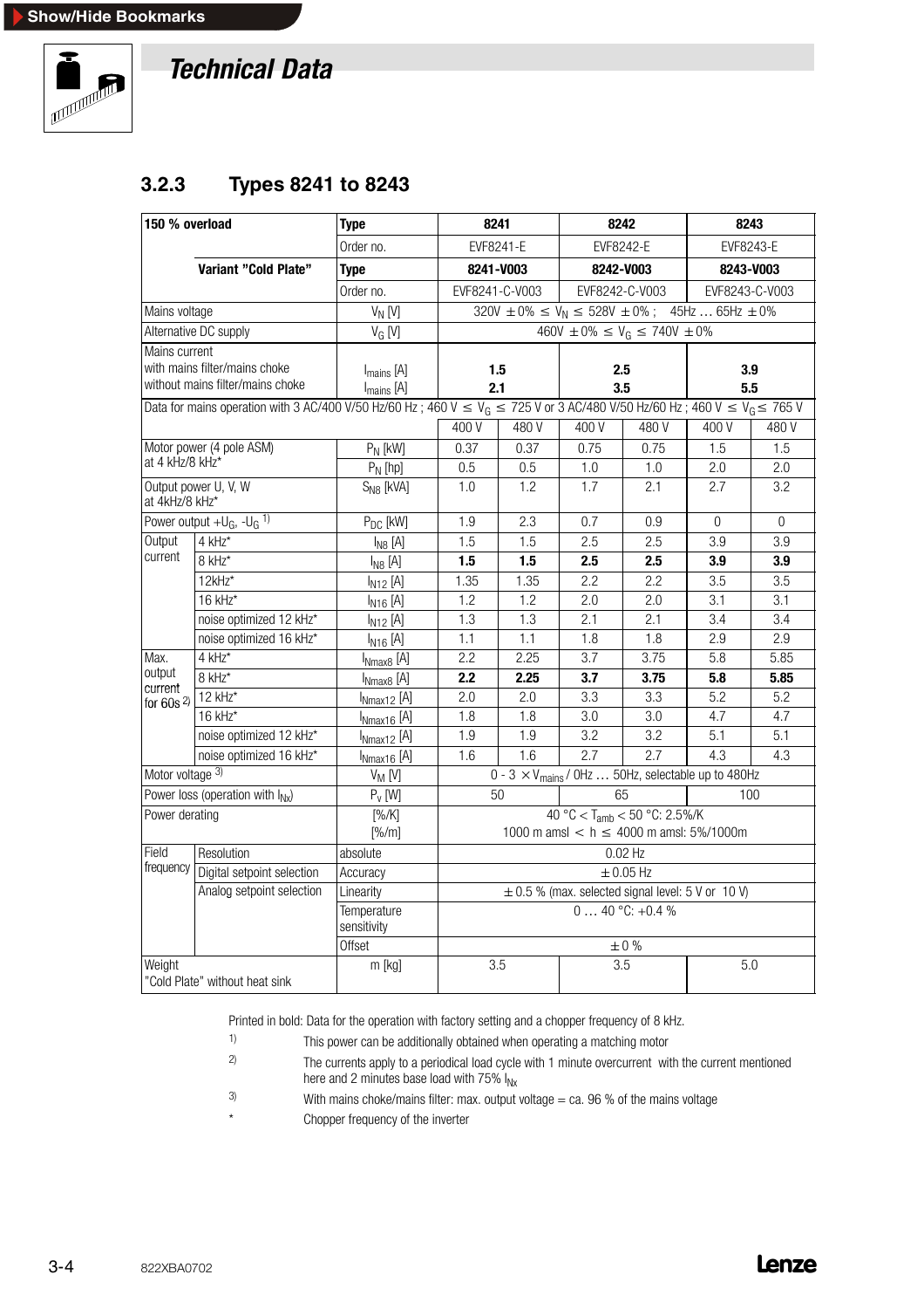## 3.2.3 Types 8241 to 8243

| 150 % overload | | Type | 8241 | | 8242 | | 8243 | |
|---|---|---|---|---|---|---|---|---|
| | | Order no. | EVF8241-E | | EVF8242-E | | EVF8243-E | |
| | Variant "Cold Plate" | Type | **8241-V003** | | **8242-V003** | | **8243-V003** | |
| | | Order no. | EVF8241-C-V003 | | EVF8242-C-V003 | | EVF8243-C-V003 | |
| Mains voltage | | $V_N$ [V] | 320V ±0% ≤ $V_N$ ≤ 528V ±0% ; 45Hz … 65Hz ±0% | | | | | |
| Alternative DC supply | | $V_G$ [V] | 460V ±0% ≤ $V_G$ ≤ 740V ±0% | | | | | |
| Mains current with mains filter/mains choke | | $I_{mains}$ [A] | **1.5** | | **2.5** | | **3.9** | |
| Mains current without mains filter/mains choke | | $I_{mains}$ [A] | **2.1** | | **3.5** | | **5.5** | |
| Data for mains operation with 3 AC/400 V/50 Hz/60 Hz ; 460 V ≤ $V_G$ ≤ 725 V or 3 AC/480 V/50 Hz/60 Hz ; 460 V ≤ $V_G$ ≤ 765 V | | | | | | | | |
| | | | 400 V | 480 V | 400 V | 480 V | 400 V | 480 V |
| Motor power (4 pole ASM) at 4 kHz/8 kHz* | | $P_N$ [kW] | 0.37 | 0.37 | 0.75 | 0.75 | 1.5 | 1.5 |
| | | $P_N$ [hp] | 0.5 | 0.5 | 1.0 | 1.0 | 2.0 | 2.0 |
| Output power U, V, W at 4kHz/8 kHz* | | $S_{N8}$ [kVA] | 1.0 | 1.2 | 1.7 | 2.1 | 2.7 | 3.2 |
| Power output $+U_G$, $-U_G$ 1) | | $P_{DC}$ [kW] | 1.9 | 2.3 | 0.7 | 0.9 | 0 | 0 |
| Output current | 4 kHz* | $I_{N8}$ [A] | 1.5 | 1.5 | 2.5 | 2.5 | 3.9 | 3.9 |
| | 8 kHz* | $I_{N8}$ [A] | **1.5** | **1.5** | **2.5** | **2.5** | **3.9** | **3.9** |
| | 12kHz* | $I_{N12}$ [A] | 1.35 | 1.35 | 2.2 | 2.2 | 3.5 | 3.5 |
| | 16 kHz* | $I_{N16}$ [A] | 1.2 | 1.2 | 2.0 | 2.0 | 3.1 | 3.1 |
| | noise optimized 12 kHz* | $I_{N12}$ [A] | 1.3 | 1.3 | 2.1 | 2.1 | 3.4 | 3.4 |
| | noise optimized 16 kHz* | $I_{N16}$ [A] | 1.1 | 1.1 | 1.8 | 1.8 | 2.9 | 2.9 |
| Max. output current for 60s 2) | 4 kHz* | $I_{Nmax8}$ [A] | 2.2 | 2.25 | 3.7 | 3.75 | 5.8 | 5.85 |
| | 8 kHz* | $I_{Nmax8}$ [A] | **2.2** | **2.25** | **3.7** | **3.75** | **5.8** | **5.85** |
| | 12 kHz* | $I_{Nmax12}$ [A] | 2.0 | 2.0 | 3.3 | 3.3 | 5.2 | 5.2 |
| | 16 kHz* | $I_{Nmax16}$ [A] | 1.8 | 1.8 | 3.0 | 3.0 | 4.7 | 4.7 |
| | noise optimized 12 kHz* | $I_{Nmax12}$ [A] | 1.9 | 1.9 | 3.2 | 3.2 | 5.1 | 5.1 |
| | noise optimized 16 kHz* | $I_{Nmax16}$ [A] | 1.6 | 1.6 | 2.7 | 2.7 | 4.3 | 4.3 |
| Motor voltage 3) | | $V_M$ [V] | 0 - 3 × $V_{mains}$ / 0Hz … 50Hz, selectable up to 480Hz | | | | | |
| Power loss (operation with $I_{Nx}$) | | $P_v$ [W] | 50 | | 65 | | 100 | |
| Power derating | | [%/K] [%/m] | 40 °C < $T_{amb}$ < 50 °C: 2.5%/K; 1000 m amsl < h ≤ 4000 m amsl: 5%/1000m | | | | | |
| Field frequency | Resolution | absolute | 0.02 Hz | | | | | |
| | Digital setpoint selection | Accuracy | ±0.05 Hz | | | | | |
| | Analog setpoint selection | Linearity | ±0.5 % (max. selected signal level: 5 V or 10 V) | | | | | |
| | | Temperature sensitivity | 0 … 40 °C: +0.4 % | | | | | |
| | | Offset | ±0 % | | | | | |
| Weight "Cold Plate" without heat sink | | m [kg] | 3.5 | | 3.5 | | 5.0 | |

Printed in bold: Data for the operation with factory setting and a chopper frequency of 8 kHz.

1) This power can be additionally obtained when operating a matching motor

2) The currents apply to a periodical load cycle with 1 minute overcurrent with the current mentioned here and 2 minutes base load with 75% $I_{Nx}$

3) With mains choke/mains filter: max. output voltage = ca. 96 % of the mains voltage

\* Chopper frequency of the inverter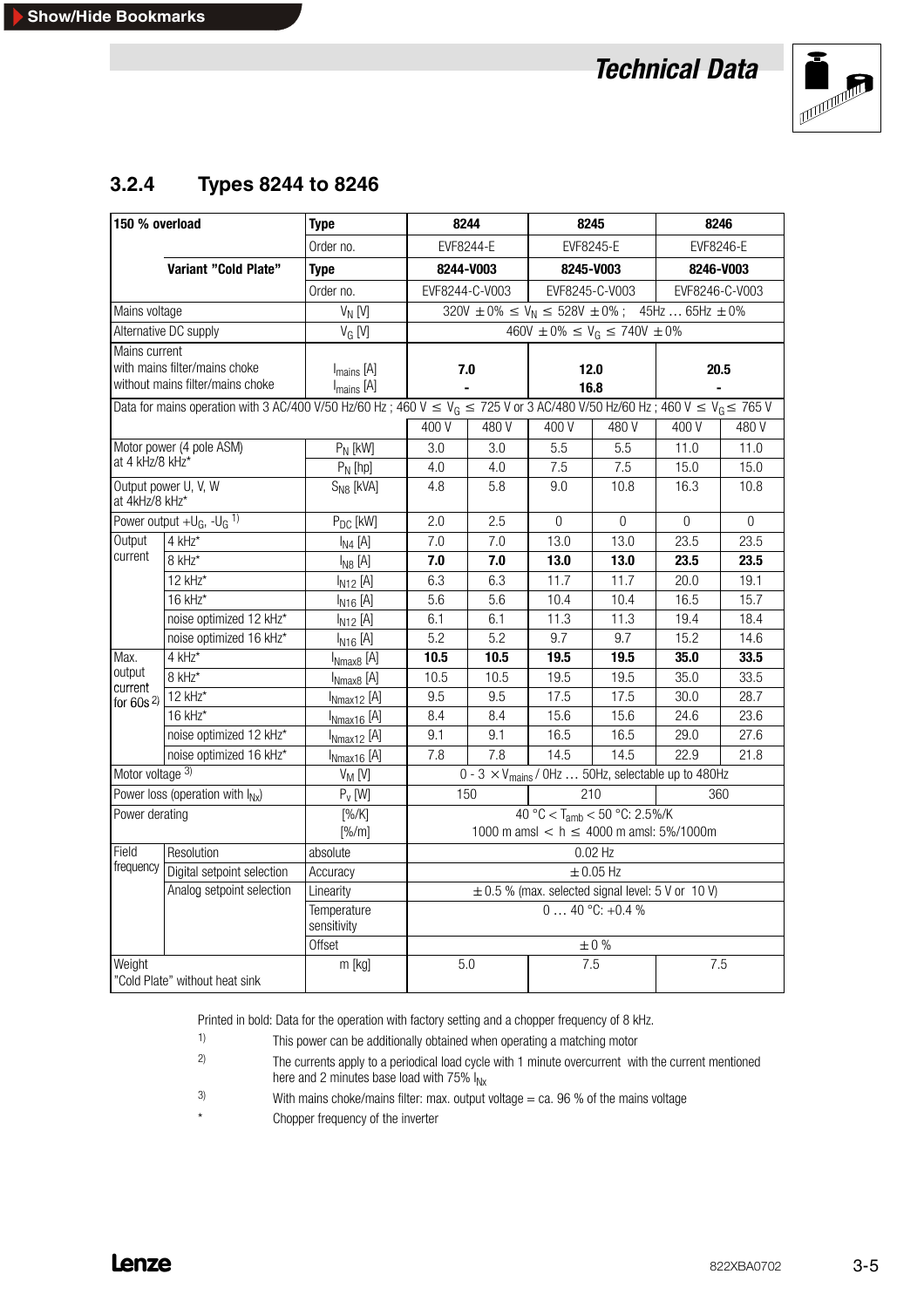## 3.2.4 Types 8244 to 8246

| 150 % overload | | Type | 8244 | | 8245 | | 8246 | |
|---|---|---|---|---|---|---|---|---|
| | | Order no. | EVF8244-E | | EVF8245-E | | EVF8246-E | |
| | Variant "Cold Plate" | **Type** | **8244-V003** | | **8245-V003** | | **8246-V003** | |
| | | Order no. | EVF8244-C-V003 | | EVF8245-C-V003 | | EVF8246-C-V003 | |
| Mains voltage | | $V_N$ [V] | 320V ± 0% ≤ $V_N$ ≤ 528V ± 0% ; 45Hz … 65Hz ± 0% | | | | | |
| Alternative DC supply | | $V_G$ [V] | 460V ± 0% ≤ $V_G$ ≤ 740V ± 0% | | | | | |
| Mains current with mains filter/mains choke | | $I_{mains}$ [A] | **7.0** | | **12.0** | | **20.5** | |
| Mains current without mains filter/mains choke | | $I_{mains}$ [A] | **-** | | **16.8** | | **-** | |
| Data for mains operation with 3 AC/400 V/50 Hz/60 Hz ; 460 V ≤ $V_G$ ≤ 725 V or 3 AC/480 V/50 Hz/60 Hz ; 460 V ≤ $V_G$ ≤ 765 V | | | | | | | | |
| | | | 400 V | 480 V | 400 V | 480 V | 400 V | 480 V |
| Motor power (4 pole ASM) at 4 kHz/8 kHz* | | $P_N$ [kW] | 3.0 | 3.0 | 5.5 | 5.5 | 11.0 | 11.0 |
| | | $P_N$ [hp] | 4.0 | 4.0 | 7.5 | 7.5 | 15.0 | 15.0 |
| Output power U, V, W at 4kHz/8 kHz* | | $S_{N8}$ [kVA] | 4.8 | 5.8 | 9.0 | 10.8 | 16.3 | 10.8 |
| Power output $+U_G$, $-U_G$ [1] | | $P_{DC}$ [kW] | 2.0 | 2.5 | 0 | 0 | 0 | 0 |
| Output current | 4 kHz* | $I_{N4}$ [A] | 7.0 | 7.0 | 13.0 | 13.0 | 23.5 | 23.5 |
| | 8 kHz* | $I_{N8}$ [A] | **7.0** | **7.0** | **13.0** | **13.0** | **23.5** | **23.5** |
| | 12 kHz* | $I_{N12}$ [A] | 6.3 | 6.3 | 11.7 | 11.7 | 20.0 | 19.1 |
| | 16 kHz* | $I_{N16}$ [A] | 5.6 | 5.6 | 10.4 | 10.4 | 16.5 | 15.7 |
| | noise optimized 12 kHz* | $I_{N12}$ [A] | 6.1 | 6.1 | 11.3 | 11.3 | 19.4 | 18.4 |
| | noise optimized 16 kHz* | $I_{N16}$ [A] | 5.2 | 5.2 | 9.7 | 9.7 | 15.2 | 14.6 |
| Max. output current for 60s [2] | 4 kHz* | $I_{Nmax8}$ [A] | **10.5** | **10.5** | **19.5** | **19.5** | **35.0** | **33.5** |
| | 8 kHz* | $I_{Nmax8}$ [A] | 10.5 | 10.5 | 19.5 | 19.5 | 35.0 | 33.5 |
| | 12 kHz* | $I_{Nmax12}$ [A] | 9.5 | 9.5 | 17.5 | 17.5 | 30.0 | 28.7 |
| | 16 kHz* | $I_{Nmax16}$ [A] | 8.4 | 8.4 | 15.6 | 15.6 | 24.6 | 23.6 |
| | noise optimized 12 kHz* | $I_{Nmax12}$ [A] | 9.1 | 9.1 | 16.5 | 16.5 | 29.0 | 27.6 |
| | noise optimized 16 kHz* | $I_{Nmax16}$ [A] | 7.8 | 7.8 | 14.5 | 14.5 | 22.9 | 21.8 |
| Motor voltage [3] | | $V_M$ [V] | 0 - 3 × $V_{mains}$ / 0Hz … 50Hz, selectable up to 480Hz | | | | | |
| Power loss (operation with $I_{Nx}$) | | $P_v$ [W] | 150 | | 210 | | 360 | |
| Power derating | | [%/K] | 40 °C < $T_{amb}$ < 50 °C: 2.5%/K | | | | | |
| | | [%/m] | 1000 m amsl < h ≤ 4000 m amsl: 5%/1000m | | | | | |
| Field frequency | Resolution | absolute | 0.02 Hz | | | | | |
| | Digital setpoint selection | Accuracy | ± 0.05 Hz | | | | | |
| | Analog setpoint selection | Linearity | ± 0.5 % (max. selected signal level: 5 V or 10 V) | | | | | |
| | | Temperature sensitivity | 0 … 40 °C: +0.4 % | | | | | |
| | | Offset | ± 0 % | | | | | |
| Weight "Cold Plate" without heat sink | | m [kg] | 5.0 | | 7.5 | | 7.5 | |

Printed in bold: Data for the operation with factory setting and a chopper frequency of 8 kHz.

1) This power can be additionally obtained when operating a matching motor

2) The currents apply to a periodical load cycle with 1 minute overcurrent with the current mentioned here and 2 minutes base load with 75% $I_{Nx}$

3) With mains choke/mains filter: max. output voltage = ca. 96 % of the mains voltage

\* Chopper frequency of the inverter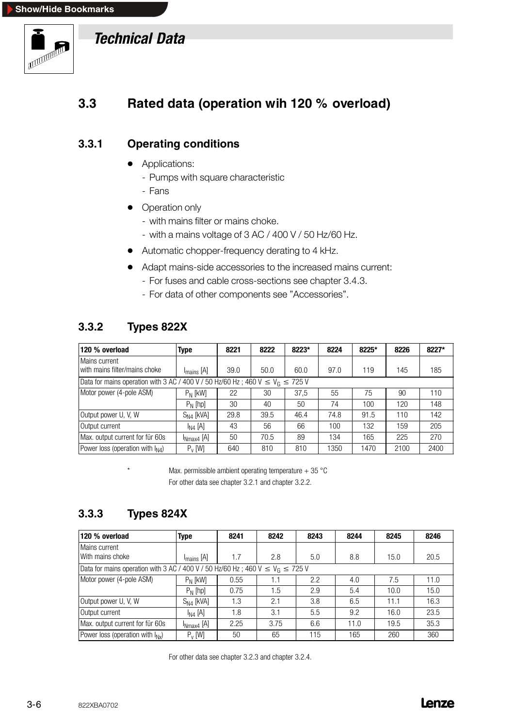# Technical Data

## 3.3 Rated data (operation wih 120 % overload)

### 3.3.1 Operating conditions

- Applications:
  - Pumps with square characteristic
  - Fans
- Operation only
  - with mains filter or mains choke.
  - with a mains voltage of 3 AC / 400 V / 50 Hz/60 Hz.
- Automatic chopper-frequency derating to 4 kHz.
- Adapt mains-side accessories to the increased mains current:
  - For fuses and cable cross-sections see chapter 3.4.3.
  - For data of other components see "Accessories".

### 3.3.2 Types 822X

| 120 % overload | Type | 8221 | 8222 | 8223* | 8224 | 8225* | 8226 | 8227* |
|---|---|---|---|---|---|---|---|---|
| Mains current with mains filter/mains choke | $I_{mains}$ [A] | 39.0 | 50.0 | 60.0 | 97.0 | 119 | 145 | 185 |
| Data for mains operation with 3 AC / 400 V / 50 Hz/60 Hz ; 460 V $\leq V_G \leq$ 725 V | | | | | | | | |
| Motor power (4-pole ASM) | $P_N$ [kW] | 22 | 30 | 37,5 | 55 | 75 | 90 | 110 |
| | $P_N$ [hp] | 30 | 40 | 50 | 74 | 100 | 120 | 148 |
| Output power U, V, W | $S_{N4}$ [kVA] | 29.8 | 39.5 | 46.4 | 74.8 | 91.5 | 110 | 142 |
| Output current | $I_{N4}$ [A] | 43 | 56 | 66 | 100 | 132 | 159 | 205 |
| Max. output current for für 60s | $I_{Nmax4}$ [A] | 50 | 70.5 | 89 | 134 | 165 | 225 | 270 |
| Power loss (operation with $I_{N4}$) | $P_V$ [W] | 640 | 810 | 810 | 1350 | 1470 | 2100 | 2400 |

\* Max. permissible ambient operating temperature + 35 °C

For other data see chapter 3.2.1 and chapter 3.2.2.

### 3.3.3 Types 824X

| 120 % overload | Type | 8241 | 8242 | 8243 | 8244 | 8245 | 8246 |
|---|---|---|---|---|---|---|---|
| Mains current With mains choke | $I_{mains}$ [A] | 1.7 | 2.8 | 5.0 | 8.8 | 15.0 | 20.5 |
| Data for mains operation with 3 AC / 400 V / 50 Hz/60 Hz ; 460 V $\leq V_G \leq$ 725 V | | | | | | | |
| Motor power (4-pole ASM) | $P_N$ [kW] | 0.55 | 1.1 | 2.2 | 4.0 | 7.5 | 11.0 |
| | $P_N$ [hp] | 0.75 | 1.5 | 2.9 | 5.4 | 10.0 | 15.0 |
| Output power U, V, W | $S_{N4}$ [kVA] | 1.3 | 2.1 | 3.8 | 6.5 | 11.1 | 16.3 |
| Output current | $I_{N4}$ [A] | 1.8 | 3.1 | 5.5 | 9.2 | 16.0 | 23.5 |
| Max. output current for für 60s | $I_{Nmax4}$ [A] | 2.25 | 3.75 | 6.6 | 11.0 | 19.5 | 35.3 |
| Power loss (operation with $I_{Nx}$) | $P_V$ [W] | 50 | 65 | 115 | 165 | 260 | 360 |

For other data see chapter 3.2.3 and chapter 3.2.4.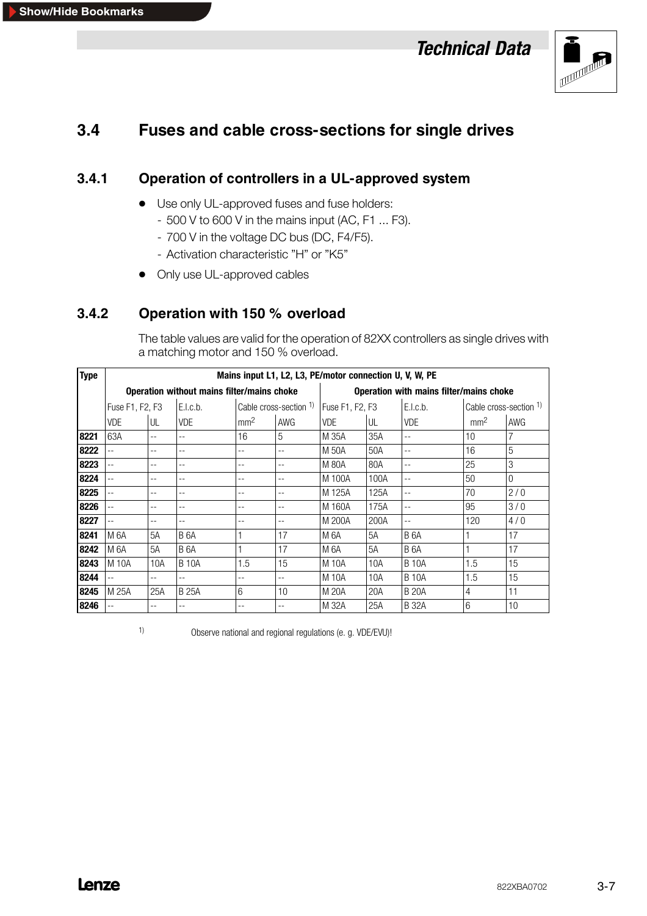## 3.4 Fuses and cable cross-sections for single drives

### 3.4.1 Operation of controllers in a UL-approved system

- Use only UL-approved fuses and fuse holders:
  - 500 V to 600 V in the mains input (AC, F1 ... F3).
  - 700 V in the voltage DC bus (DC, F4/F5).
  - Activation characteristic "H" or "K5"
- Only use UL-approved cables

### 3.4.2 Operation with 150 % overload

The table values are valid for the operation of 82XX controllers as single drives with a matching motor and 150 % overload.

| Type | Mains input L1, L2, L3, PE/motor connection U, V, W, PE | | | | | | | | | |
|---|---|---|---|---|---|---|---|---|---|---|
| | Operation without mains filter/mains choke | | | | | Operation with mains filter/mains choke | | | | |
| | Fuse F1, F2, F3 | | E.l.c.b. | Cable cross-section [1] | | Fuse F1, F2, F3 | | E.l.c.b. | Cable cross-section [1] | |
| | VDE | UL | VDE | $mm^2$ | AWG | VDE | UL | VDE | $mm^2$ | AWG |
| **8221** | 63A | -- | -- | 16 | 5 | M 35A | 35A | -- | 10 | 7 |
| **8222** | -- | -- | -- | -- | -- | M 50A | 50A | -- | 16 | 5 |
| **8223** | -- | -- | -- | -- | -- | M 80A | 80A | -- | 25 | 3 |
| **8224** | -- | -- | -- | -- | -- | M 100A | 100A | -- | 50 | 0 |
| **8225** | -- | -- | -- | -- | -- | M 125A | 125A | -- | 70 | 2 / 0 |
| **8226** | -- | -- | -- | -- | -- | M 160A | 175A | -- | 95 | 3 / 0 |
| **8227** | -- | -- | -- | -- | -- | M 200A | 200A | -- | 120 | 4 / 0 |
| **8241** | M 6A | 5A | B 6A | 1 | 17 | M 6A | 5A | B 6A | 1 | 17 |
| **8242** | M 6A | 5A | B 6A | 1 | 17 | M 6A | 5A | B 6A | 1 | 17 |
| **8243** | M 10A | 10A | B 10A | 1.5 | 15 | M 10A | 10A | B 10A | 1.5 | 15 |
| **8244** | -- | -- | -- | -- | -- | M 10A | 10A | B 10A | 1.5 | 15 |
| **8245** | M 25A | 25A | B 25A | 6 | 10 | M 20A | 20A | B 20A | 4 | 11 |
| **8246** | -- | -- | -- | -- | -- | M 32A | 25A | B 32A | 6 | 10 |

[1] Observe national and regional regulations (e. g. VDE/EVU)!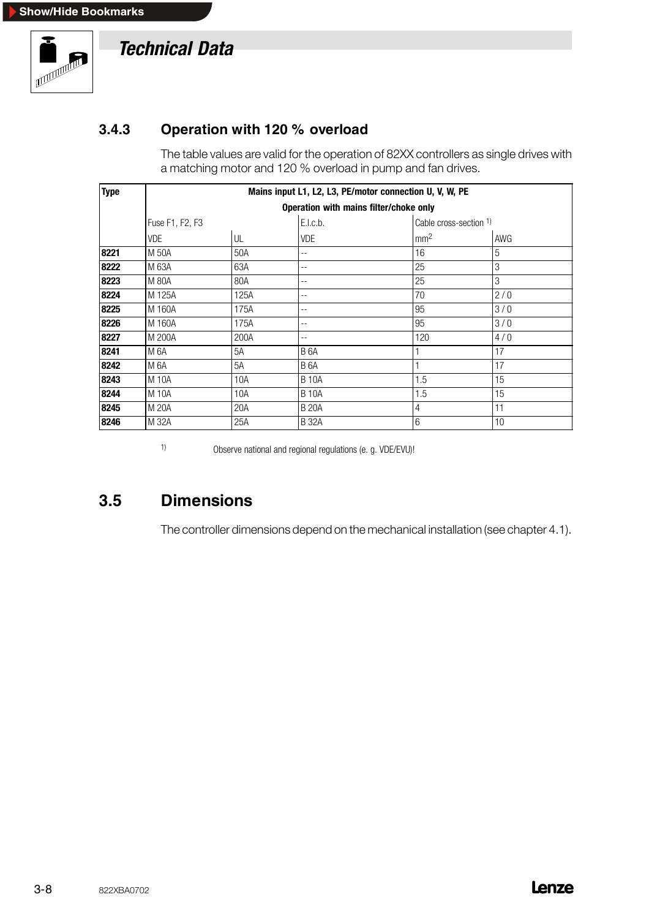# Technical Data

### 3.4.3 Operation with 120 % overload

The table values are valid for the operation of 82XX controllers as single drives with a matching motor and 120 % overload in pump and fan drives.

| Type | Mains input L1, L2, L3, PE/motor connection U, V, W, PE Operation with mains filter/choke only | | | | |
|---|---|---|---|---|---|
| | Fuse F1, F2, F3 | | E.l.c.b. | Cable cross-section [1] | |
| | VDE | UL | VDE | $mm^2$ | AWG |
| **8221** | M 50A | 50A | -- | 16 | 5 |
| **8222** | M 63A | 63A | -- | 25 | 3 |
| **8223** | M 80A | 80A | -- | 25 | 3 |
| **8224** | M 125A | 125A | -- | 70 | 2 / 0 |
| **8225** | M 160A | 175A | -- | 95 | 3 / 0 |
| **8226** | M 160A | 175A | -- | 95 | 3 / 0 |
| **8227** | M 200A | 200A | -- | 120 | 4 / 0 |
| **8241** | M 6A | 5A | B 6A | 1 | 17 |
| **8242** | M 6A | 5A | B 6A | 1 | 17 |
| **8243** | M 10A | 10A | B 10A | 1.5 | 15 |
| **8244** | M 10A | 10A | B 10A | 1.5 | 15 |
| **8245** | M 20A | 20A | B 20A | 4 | 11 |
| **8246** | M 32A | 25A | B 32A | 6 | 10 |

[1] Observe national and regional regulations (e. g. VDE/EVU)!

## 3.5 Dimensions

The controller dimensions depend on the mechanical installation (see chapter 4.1).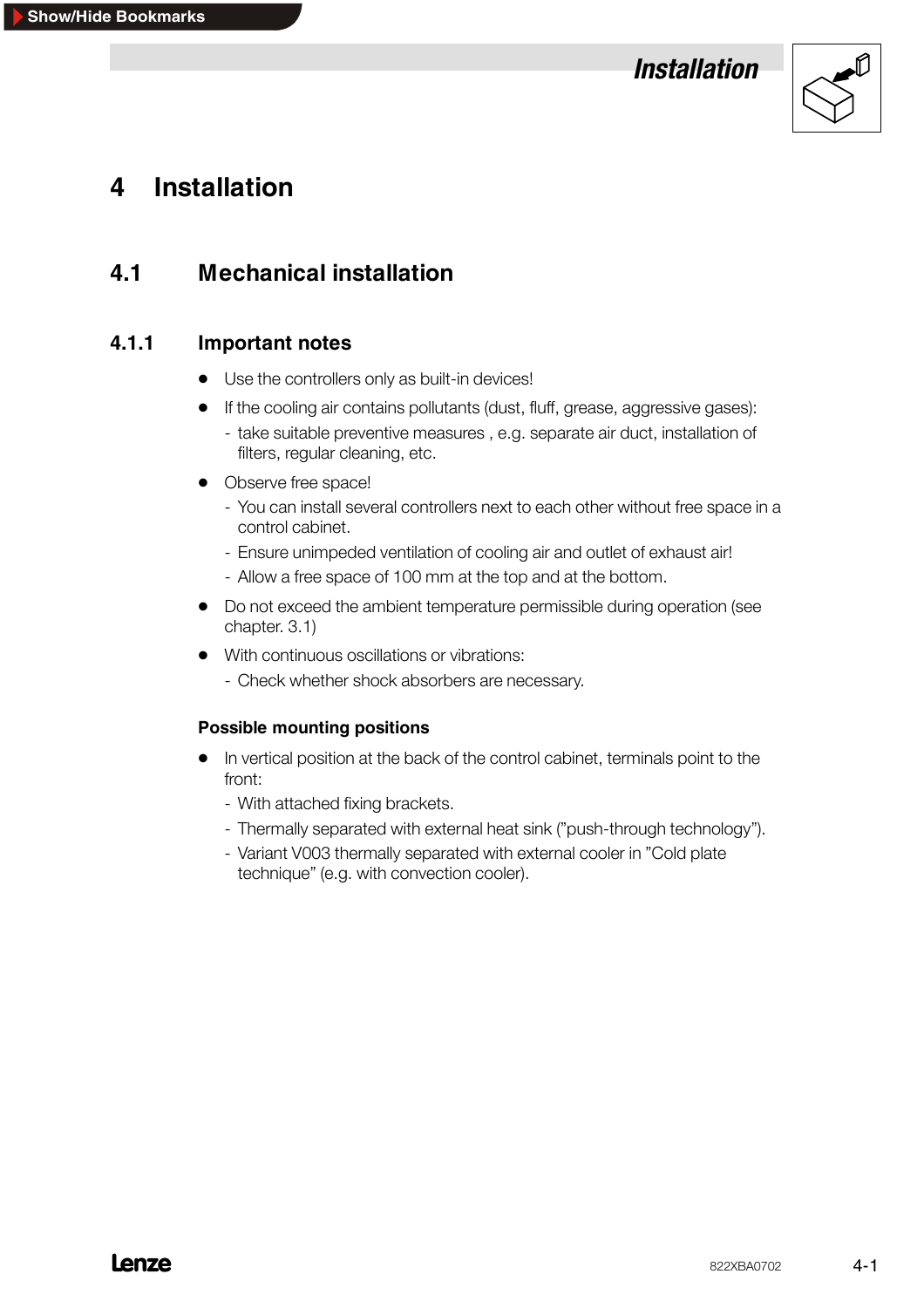// Dans ce document
# 4 Installation

## 4.1 Mechanical installation

### 4.1.1 Important notes

- Use the controllers only as built-in devices!
- If the cooling air contains pollutants (dust, fluff, grease, aggressive gases):
  - take suitable preventive measures , e.g. separate air duct, installation of filters, regular cleaning, etc.
- Observe free space!
  - You can install several controllers next to each other without free space in a control cabinet.
  - Ensure unimpeded ventilation of cooling air and outlet of exhaust air!
  - Allow a free space of 100 mm at the top and at the bottom.
- Do not exceed the ambient temperature permissible during operation (see chapter. 3.1)
- With continuous oscillations or vibrations:
  - Check whether shock absorbers are necessary.

**Possible mounting positions**

- In vertical position at the back of the control cabinet, terminals point to the front:
  - With attached fixing brackets.
  - Thermally separated with external heat sink ("push-through technology").
  - Variant V003 thermally separated with external cooler in "Cold plate technique" (e.g. with convection cooler).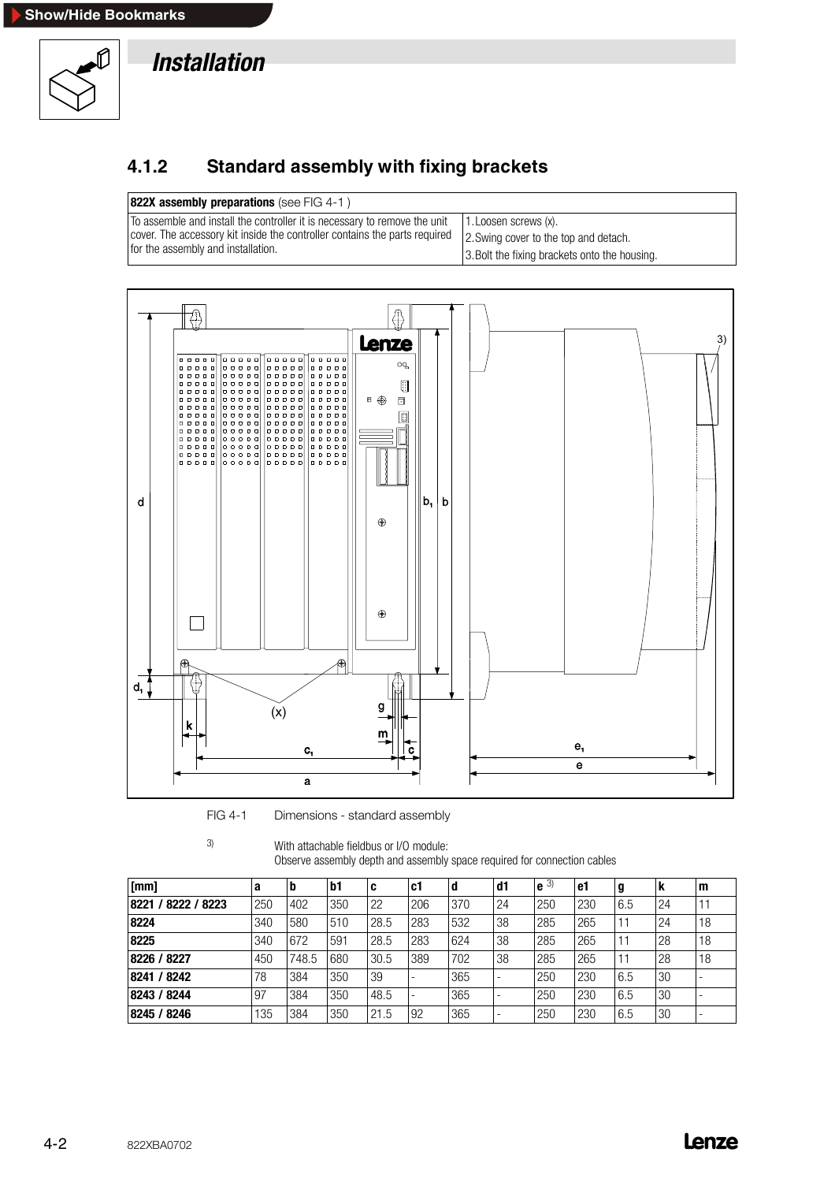# Installation

## 4.1.2 Standard assembly with fixing brackets

| **822X assembly preparations** (see FIG 4-1 ) | |
|---|---|
| To assemble and install the controller it is necessary to remove the unit cover. The accessory kit inside the controller contains the parts required for the assembly and installation. | 1. Loosen screws (x).<br>2. Swing cover to the top and detach.<br>3. Bolt the fixing brackets onto the housing. |

FIG 4-1 Dimensions - standard assembly

3) With attachable fieldbus or I/O module:
Observe assembly depth and assembly space required for connection cables

| [mm] | a | b | b1 | c | c1 | d | d1 | e 3) | e1 | g | k | m |
|---|---|---|---|---|---|---|---|---|---|---|---|---|
| **8221 / 8222 / 8223** | 250 | 402 | 350 | 22 | 206 | 370 | 24 | 250 | 230 | 6.5 | 24 | 11 |
| **8224** | 340 | 580 | 510 | 28.5 | 283 | 532 | 38 | 285 | 265 | 11 | 24 | 18 |
| **8225** | 340 | 672 | 591 | 28.5 | 283 | 624 | 38 | 285 | 265 | 11 | 28 | 18 |
| **8226 / 8227** | 450 | 748.5 | 680 | 30.5 | 389 | 702 | 38 | 285 | 265 | 11 | 28 | 18 |
| **8241 / 8242** | 78 | 384 | 350 | 39 | - | 365 | - | 250 | 230 | 6.5 | 30 | - |
| **8243 / 8244** | 97 | 384 | 350 | 48.5 | - | 365 | - | 250 | 230 | 6.5 | 30 | - |
| **8245 / 8246** | 135 | 384 | 350 | 21.5 | 92 | 365 | - | 250 | 230 | 6.5 | 30 | - |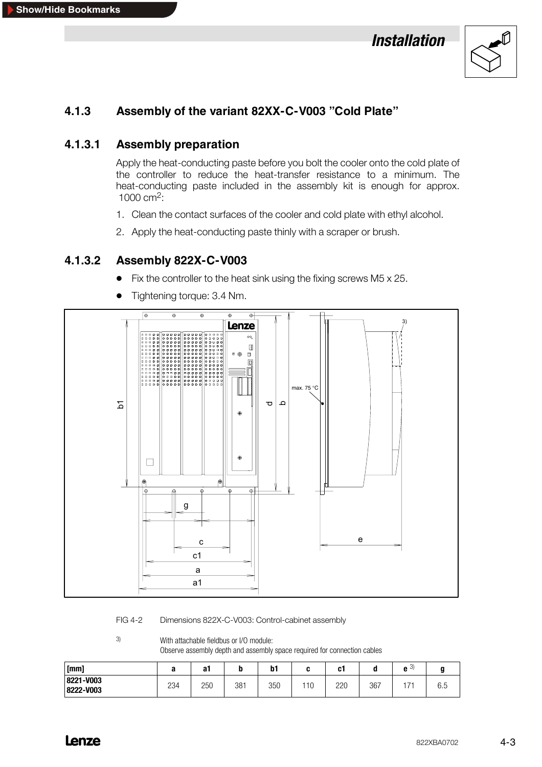### 4.1.3 Assembly of the variant 82XX-C-V003 ”Cold Plate”

#### 4.1.3.1 Assembly preparation

Apply the heat-conducting paste before you bolt the cooler onto the cold plate of the controller to reduce the heat-transfer resistance to a minimum. The heat-conducting paste included in the assembly kit is enough for approx. 1000 cm$^2$:

1. Clean the contact surfaces of the cooler and cold plate with ethyl alcohol.
2. Apply the heat-conducting paste thinly with a scraper or brush.

#### 4.1.3.2 Assembly 822X-C-V003

- Fix the controller to the heat sink using the fixing screws M5 x 25.
- Tightening torque: 3.4 Nm.

FIG 4-2 Dimensions 822X-C-V003: Control-cabinet assembly

3) With attachable fieldbus or I/O module: Observe assembly depth and assembly space required for connection cables

| [mm] | a | a1 | b | b1 | c | c1 | d | e 3) | g |
|---|---|---|---|---|---|---|---|---|---|
| 8221-V003 8222-V003 | 234 | 250 | 381 | 350 | 110 | 220 | 367 | 171 | 6.5 |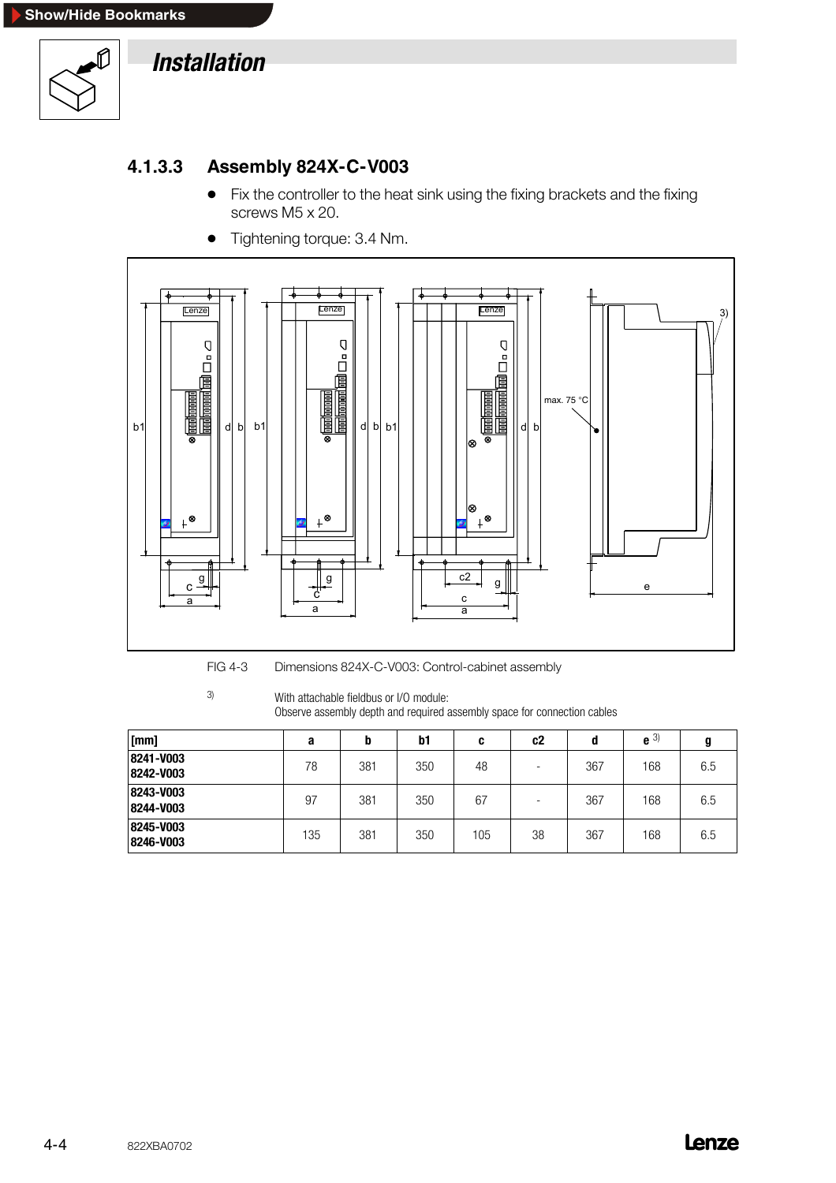## 4.1.3.3 Assembly 824X-C-V003

- Fix the controller to the heat sink using the fixing brackets and the fixing screws M5 x 20.
- Tightening torque: 3.4 Nm.

FIG 4-3 Dimensions 824X-C-V003: Control-cabinet assembly

3) With attachable fieldbus or I/O module: Observe assembly depth and required assembly space for connection cables

| [mm] | a | b | b1 | c | c2 | d | e 3) | g |
|---|---|---|---|---|---|---|---|---|
| 8241-V003<br>8242-V003 | 78 | 381 | 350 | 48 | - | 367 | 168 | 6.5 |
| 8243-V003<br>8244-V003 | 97 | 381 | 350 | 67 | - | 367 | 168 | 6.5 |
| 8245-V003<br>8246-V003 | 135 | 381 | 350 | 105 | 38 | 367 | 168 | 6.5 |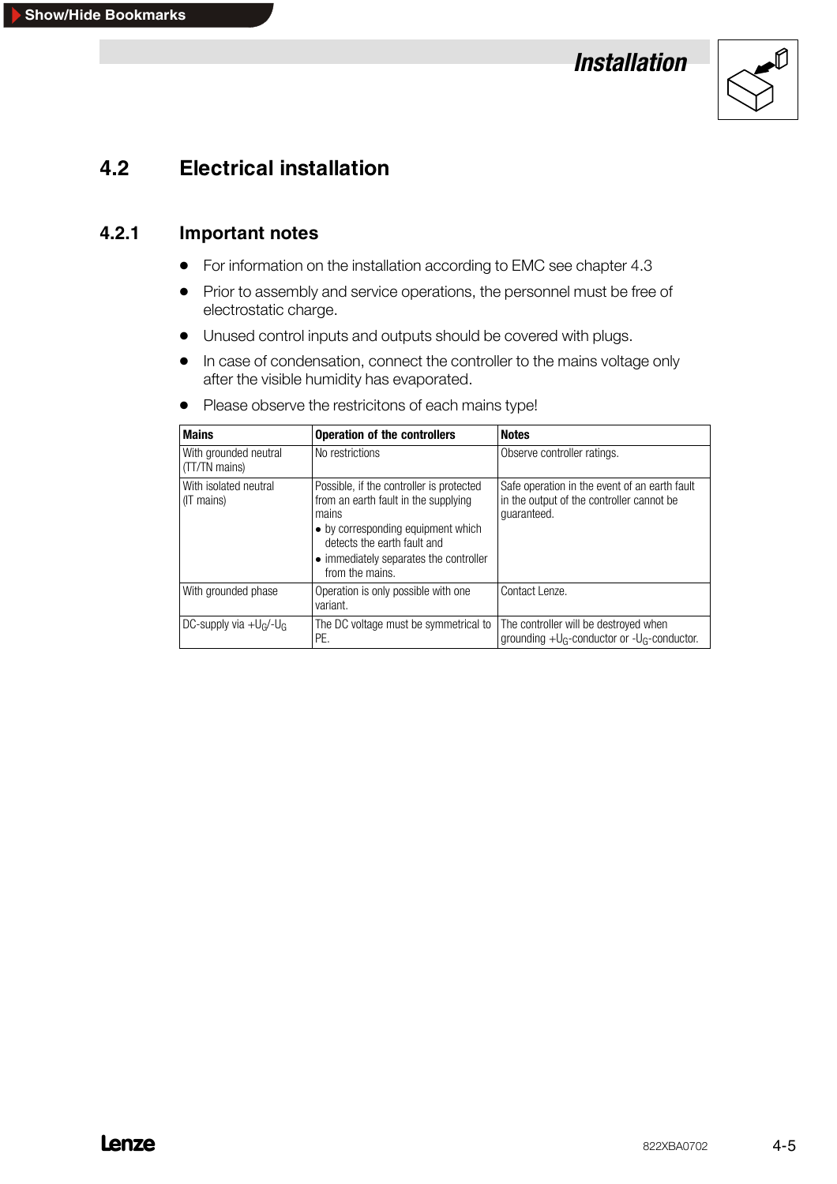## 4.2 Electrical installation

### 4.2.1 Important notes

- For information on the installation according to EMC see chapter 4.3
- Prior to assembly and service operations, the personnel must be free of electrostatic charge.
- Unused control inputs and outputs should be covered with plugs.
- In case of condensation, connect the controller to the mains voltage only after the visible humidity has evaporated.
- Please observe the restricitons of each mains type!

| Mains | Operation of the controllers | Notes |
|---|---|---|
| With grounded neutral (TT/TN mains) | No restrictions | Observe controller ratings. |
| With isolated neutral (IT mains) | Possible, if the controller is protected from an earth fault in the supplying mains<br>• by corresponding equipment which detects the earth fault and<br>• immediately separates the controller from the mains. | Safe operation in the event of an earth fault in the output of the controller cannot be guaranteed. |
| With grounded phase | Operation is only possible with one variant. | Contact Lenze. |
| DC-supply via $+U_G$/$-U_G$ | The DC voltage must be symmetrical to PE. | The controller will be destroyed when grounding $+U_G$-conductor or $-U_G$-conductor. |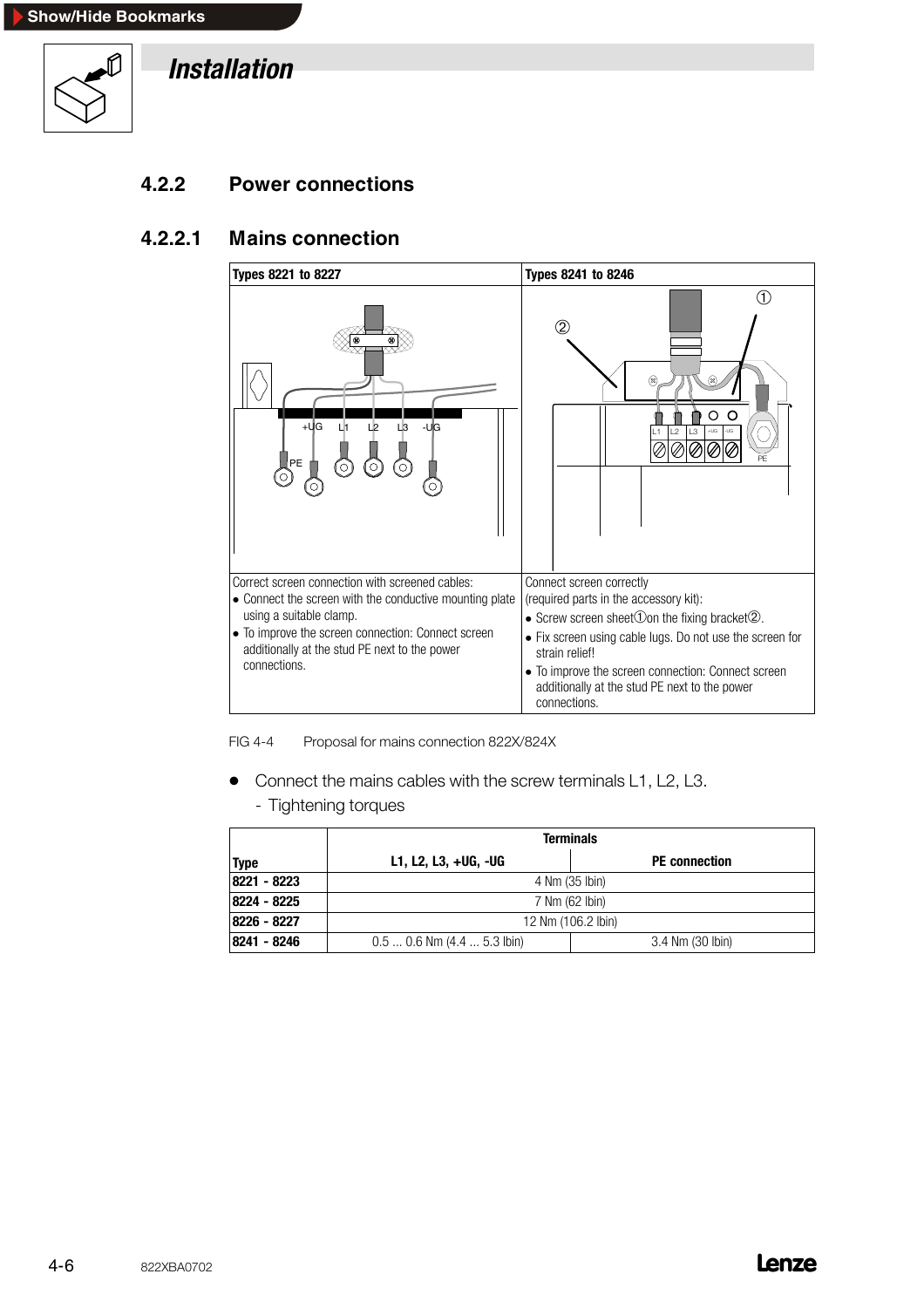# Installation

## 4.2.2 Power connections

### 4.2.2.1 Mains connection

| Types 8221 to 8227 | Types 8241 to 8246 |
|---|---|
| Correct screen connection with screened cables:<br>• Connect the screen with the conductive mounting plate using a suitable clamp.<br>• To improve the screen connection: Connect screen additionally at the stud PE next to the power connections. | Connect screen correctly<br>(required parts in the accessory kit):<br>• Screw screen sheet ① on the fixing bracket ②.<br>• Fix screen using cable lugs. Do not use the screen for strain relief!<br>• To improve the screen connection: Connect screen additionally at the stud PE next to the power connections. |

FIG 4-4 Proposal for mains connection 822X/824X

- Connect the mains cables with the screw terminals L1, L2, L3.
  - Tightening torques

| Type | Terminals | |
|---|---|---|
| | L1, L2, L3, +UG, -UG | PE connection |
| 8221 - 8223 | 4 Nm (35 lbin) | |
| 8224 - 8225 | 7 Nm (62 lbin) | |
| 8226 - 8227 | 12 Nm (106.2 lbin) | |
| 8241 - 8246 | 0.5 ... 0.6 Nm (4.4 ... 5.3 lbin) | 3.4 Nm (30 lbin) |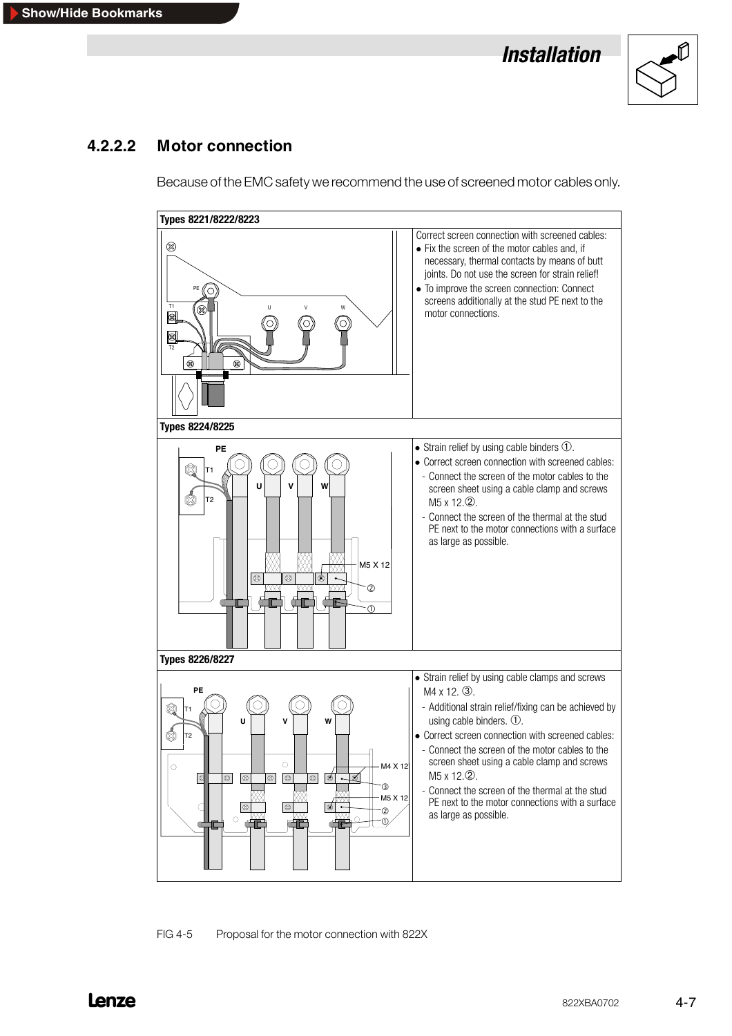### 4.2.2.2 Motor connection

Because of the EMC safety we recommend the use of screened motor cables only.

**Types 8221/8222/8223**

Correct screen connection with screened cables:

- Fix the screen of the motor cables and, if necessary, thermal contacts by means of butt joints. Do not use the screen for strain relief!
- To improve the screen connection: Connect screens additionally at the stud PE next to the motor connections.

**Types 8224/8225**

- Strain relief by using cable binders ①.
- Correct screen connection with screened cables:
  - Connect the screen of the motor cables to the screen sheet using a cable clamp and screws M5 x 12.②.
  - Connect the screen of the thermal at the stud PE next to the motor connections with a surface as large as possible.

**Types 8226/8227**

- Strain relief by using cable clamps and screws M4 x 12. ③.
  - Additional strain relief/fixing can be achieved by using cable binders. ①.
- Correct screen connection with screened cables:
  - Connect the screen of the motor cables to the screen sheet using a cable clamp and screws M5 x 12.②.
  - Connect the screen of the thermal at the stud PE next to the motor connections with a surface as large as possible.

FIG 4-5 Proposal for the motor connection with 822X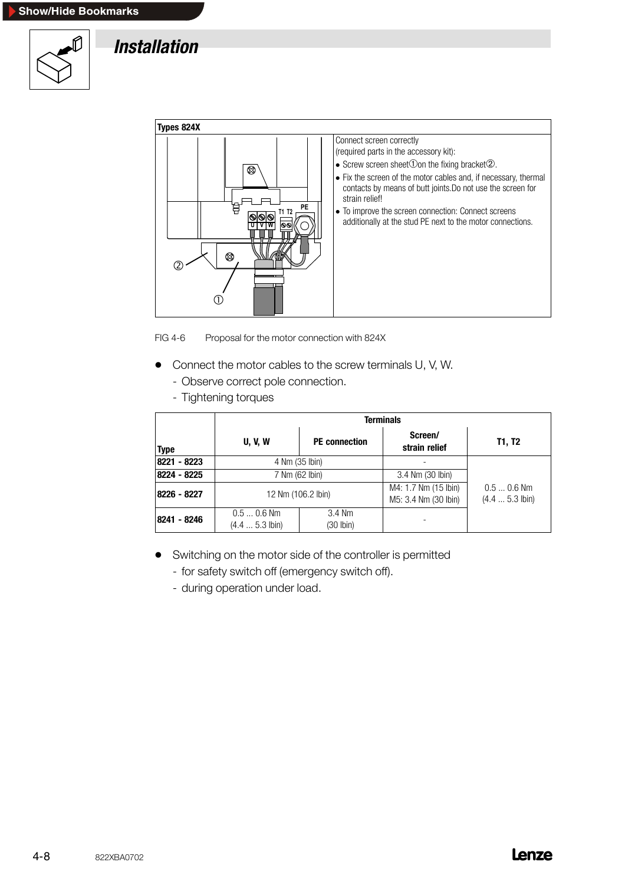# Installation

| Types 824X | |
|---|---|
| | Connect screen correctly (required parts in the accessory kit): <br> • Screw screen sheet ① on the fixing bracket ②. <br> • Fix the screen of the motor cables and, if necessary, thermal contacts by means of butt joints. Do not use the screen for strain relief! <br> • To improve the screen connection: Connect screens additionally at the stud PE next to the motor connections. |

FIG 4-6 Proposal for the motor connection with 824X

- Connect the motor cables to the screw terminals U, V, W.
  - Observe correct pole connection.
  - Tightening torques

| Type | Terminals | | | |
|---|---|---|---|---|
| | U, V, W | PE connection | Screen/ strain relief | T1, T2 |
| 8221 - 8223 | 4 Nm (35 lbin) | | - | 0.5 ... 0.6 Nm (4.4 ... 5.3 lbin) |
| 8224 - 8225 | 7 Nm (62 lbin) | | 3.4 Nm (30 lbin) | |
| 8226 - 8227 | 12 Nm (106.2 lbin) | | M4: 1.7 Nm (15 lbin) M5: 3.4 Nm (30 lbin) | |
| 8241 - 8246 | 0.5 ... 0.6 Nm (4.4 ... 5.3 lbin) | 3.4 Nm (30 lbin) | - | |

- Switching on the motor side of the controller is permitted
  - for safety switch off (emergency switch off).
  - during operation under load.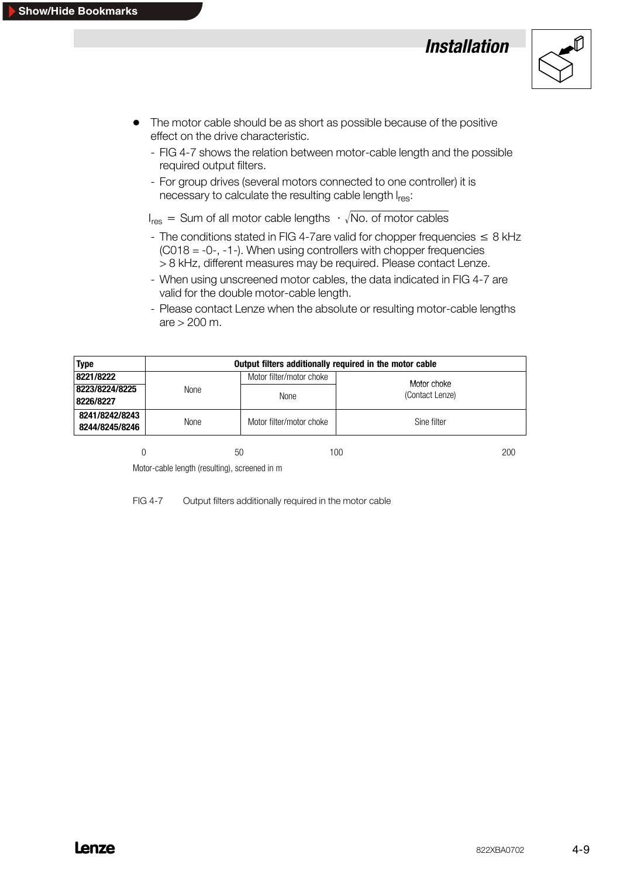- The motor cable should be as short as possible because of the positive effect on the drive characteristic.
  - FIG 4-7 shows the relation between motor-cable length and the possible required output filters.
  - For group drives (several motors connected to one controller) it is necessary to calculate the resulting cable length $l_{res}$:

$$l_{res} = \text{Sum of all motor cable lengths} \cdot \sqrt{\text{No. of motor cables}}$$

  - The conditions stated in FIG 4-7are valid for chopper frequencies ≤ 8 kHz (C018 = -0-, -1-). When using controllers with chopper frequencies > 8 kHz, different measures may be required. Please contact Lenze.
  - When using unscreened motor cables, the data indicated in FIG 4-7 are valid for the double motor-cable length.
  - Please contact Lenze when the absolute or resulting motor-cable lengths are > 200 m.

| Type | Output filters additionally required in the motor cable | | |
|---|---|---|---|
| 8221/8222 | None | Motor filter/motor choke | Motor choke (Contact Lenze) |
| 8223/8224/8225 8226/8227 | None | None | Motor choke (Contact Lenze) |
| 8241/8242/8243 8244/8245/8246 | None | Motor filter/motor choke | Sine filter |
| Motor-cable length (resulting), screened in m | 0 | 50 | 100 … 200 |

FIG 4-7 Output filters additionally required in the motor cable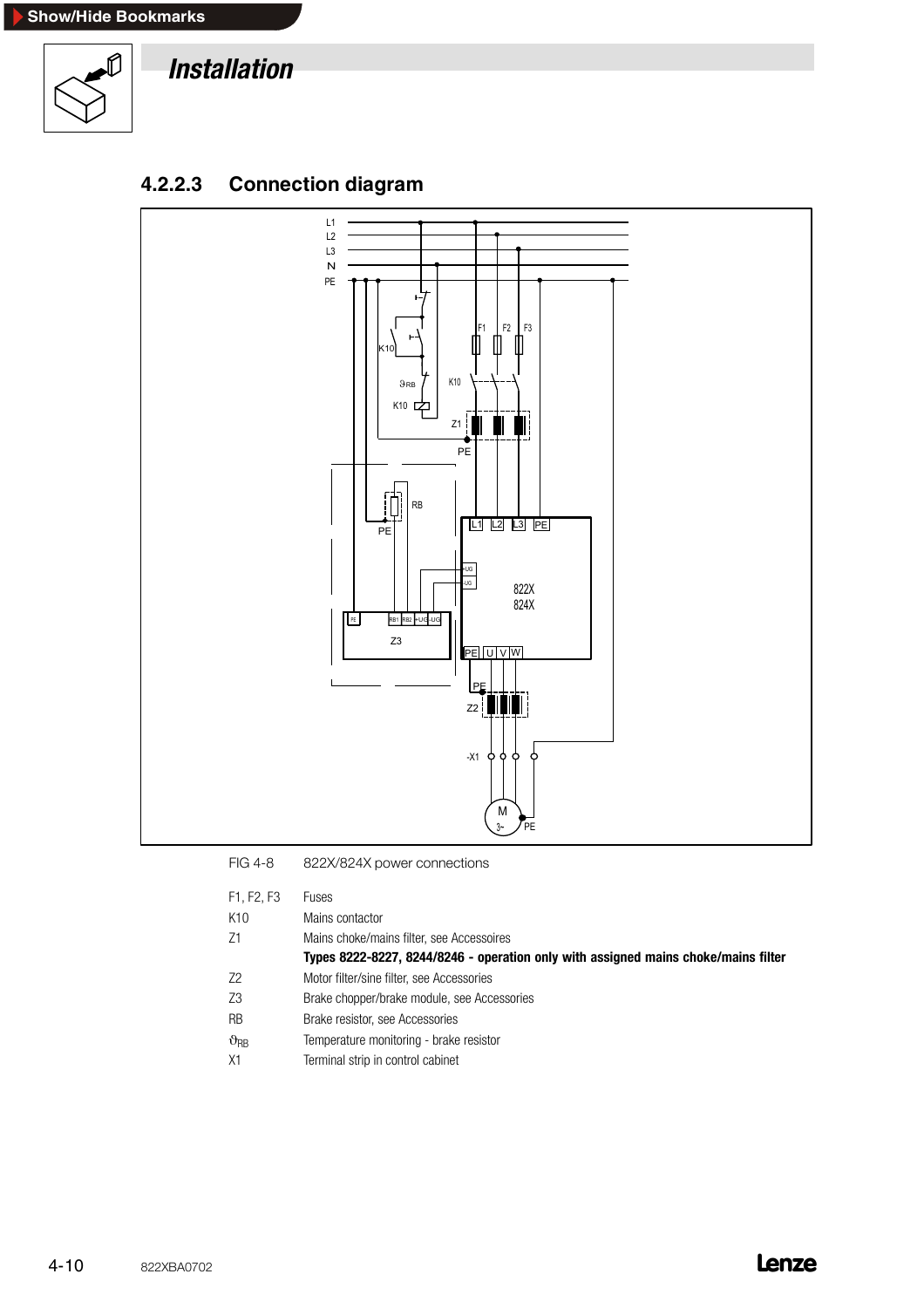# Installation

### 4.2.2.3 Connection diagram

FIG 4-8 822X/824X power connections

| | |
|---|---|
| F1, F2, F3 | Fuses |
| K10 | Mains contactor |
| Z1 | Mains choke/mains filter, see Accessoires |
| | **Types 8222-8227, 8244/8246 - operation only with assigned mains choke/mains filter** |
| Z2 | Motor filter/sine filter, see Accessoires |
| Z3 | Brake chopper/brake module, see Accessoires |
| RB | Brake resistor, see Accessoires |
| $\vartheta_{RB}$ | Temperature monitoring - brake resistor |
| X1 | Terminal strip in control cabinet |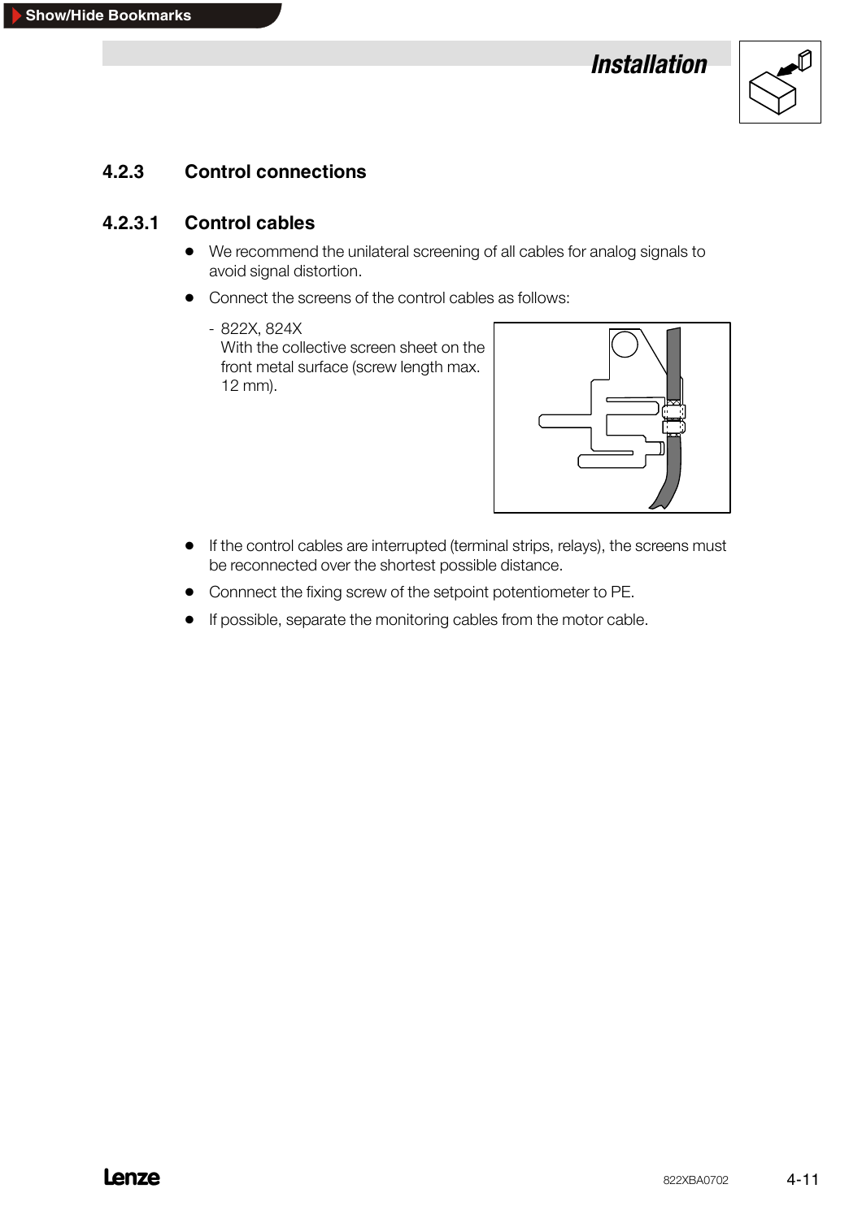### 4.2.3 Control connections

#### 4.2.3.1 Control cables

- We recommend the unilateral screening of all cables for analog signals to avoid signal distortion.
- Connect the screens of the control cables as follows:
  - 822X, 824X
    With the collective screen sheet on the front metal surface (screw length max. 12 mm).
- If the control cables are interrupted (terminal strips, relays), the screens must be reconnected over the shortest possible distance.
- Connnect the fixing screw of the setpoint potentiometer to PE.
- If possible, separate the monitoring cables from the motor cable.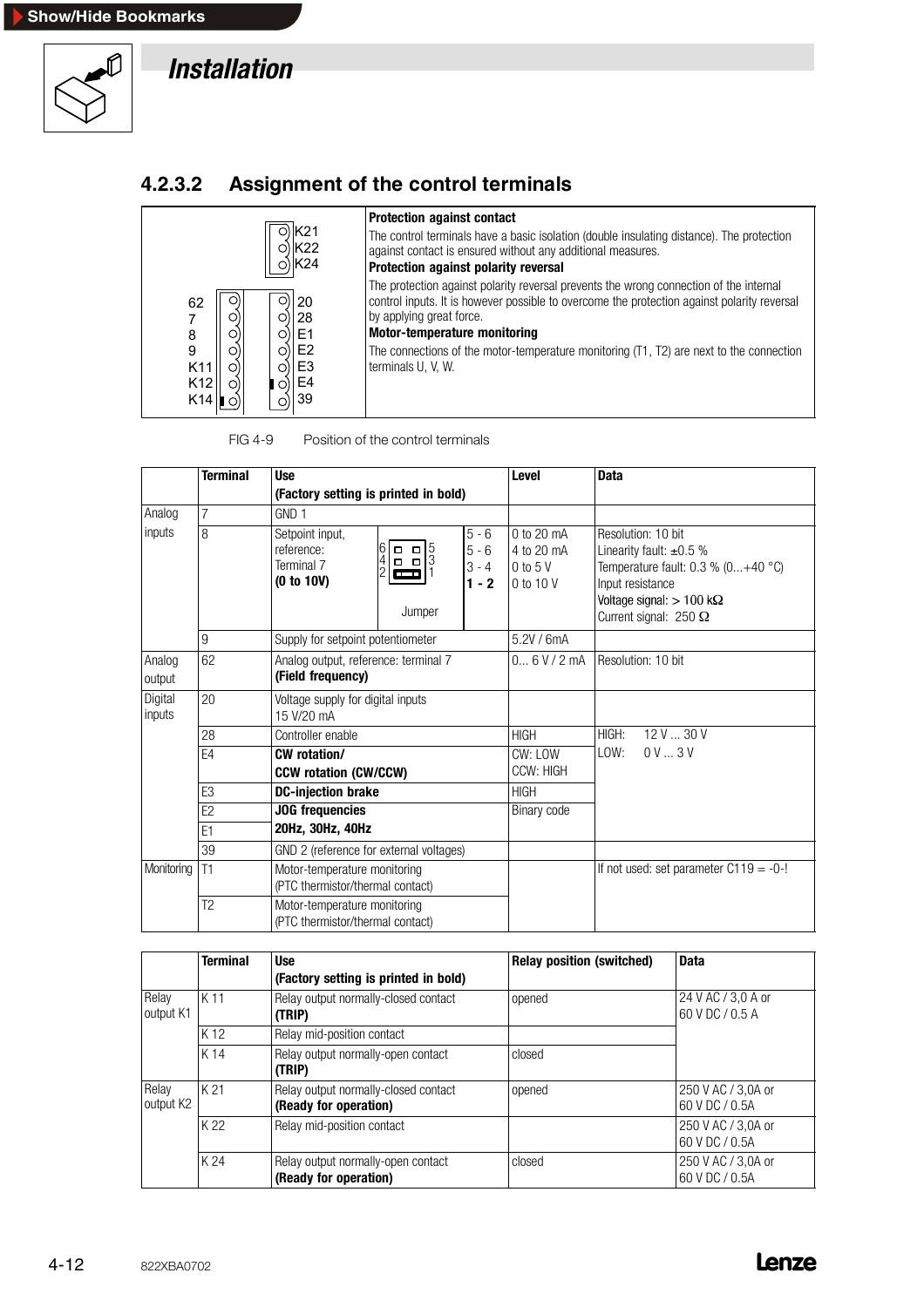# Installation

## 4.2.3.2 Assignment of the control terminals

| | |
|---|---|
| K21<br>K22<br>K24<br><br>62 · 20<br>7 · 28<br>8 · E1<br>9 · E2<br>K11 · E3<br>K12 · E4<br>K14 · 39 | **Protection against contact**<br>The control terminals have a basic isolation (double insulating distance). The protection against contact is ensured without any additional measures.<br>**Protection against polarity reversal**<br>The protection against polarity reversal prevents the wrong connection of the internal control inputs. It is however possible to overcome the protection against polarity reversal by applying great force.<br>**Motor-temperature monitoring**<br>The connections of the motor-temperature monitoring (T1, T2) are next to the connection terminals U, V, W. |

FIG 4-9    Position of the control terminals

| | Terminal | Use<br>(Factory setting is printed in bold) | | | Level | Data |
|---|---|---|---|---|---|---|
| Analog inputs | 7 | GND 1 | | | | |
| | 8 | Setpoint input, reference: Terminal 7<br>**(0 to 10V)** | Jumper (6 4 2 / 5 3 1) | 5 - 6<br>5 - 6<br>3 - 4<br>**1 - 2** | 0 to 20 mA<br>4 to 20 mA<br>0 to 5 V<br>0 to 10 V | Resolution: 10 bit<br>Linearity fault: ±0.5 %<br>Temperature fault: 0.3 % (0...+40 °C)<br>Input resistance<br>Voltage signal: > 100 kΩ<br>Current signal: 250 Ω |
| | 9 | Supply for setpoint potentiometer | | | 5.2V / 6mA | |
| Analog output | 62 | Analog output, reference: terminal 7<br>**(Field frequency)** | | | 0... 6 V / 2 mA | Resolution: 10 bit |
| Digital inputs | 20 | Voltage supply for digital inputs<br>15 V/20 mA | | | | |
| | 28 | Controller enable | | | HIGH | HIGH: 12 V ... 30 V<br>LOW: 0 V ... 3 V |
| | E4 | **CW rotation/<br>CCW rotation (CW/CCW)** | | | CW: LOW<br>CCW: HIGH | |
| | E3 | **DC-injection brake** | | | HIGH | |
| | E2 | **JOG frequencies** | | | Binary code | |
| | E1 | **20Hz, 30Hz, 40Hz** | | | | |
| | 39 | GND 2 (reference for external voltages) | | | | |
| Monitoring | T1 | Motor-temperature monitoring<br>(PTC thermistor/thermal contact) | | | | If not used: set parameter C119 = -0-! |
| | T2 | Motor-temperature monitoring<br>(PTC thermistor/thermal contact) | | | | |

| | Terminal | Use<br>(Factory setting is printed in bold) | Relay position (switched) | Data |
|---|---|---|---|---|
| Relay output K1 | K 11 | Relay output normally-closed contact<br>**(TRIP)** | opened | 24 V AC / 3,0 A or<br>60 V DC / 0.5 A |
| | K 12 | Relay mid-position contact | | |
| | K 14 | Relay output normally-open contact<br>**(TRIP)** | closed | |
| Relay output K2 | K 21 | Relay output normally-closed contact<br>**(Ready for operation)** | opened | 250 V AC / 3,0A or<br>60 V DC / 0.5A |
| | K 22 | Relay mid-position contact | | 250 V AC / 3,0A or<br>60 V DC / 0.5A |
| | K 24 | Relay output normally-open contact<br>**(Ready for operation)** | closed | 250 V AC / 3,0A or<br>60 V DC / 0.5A |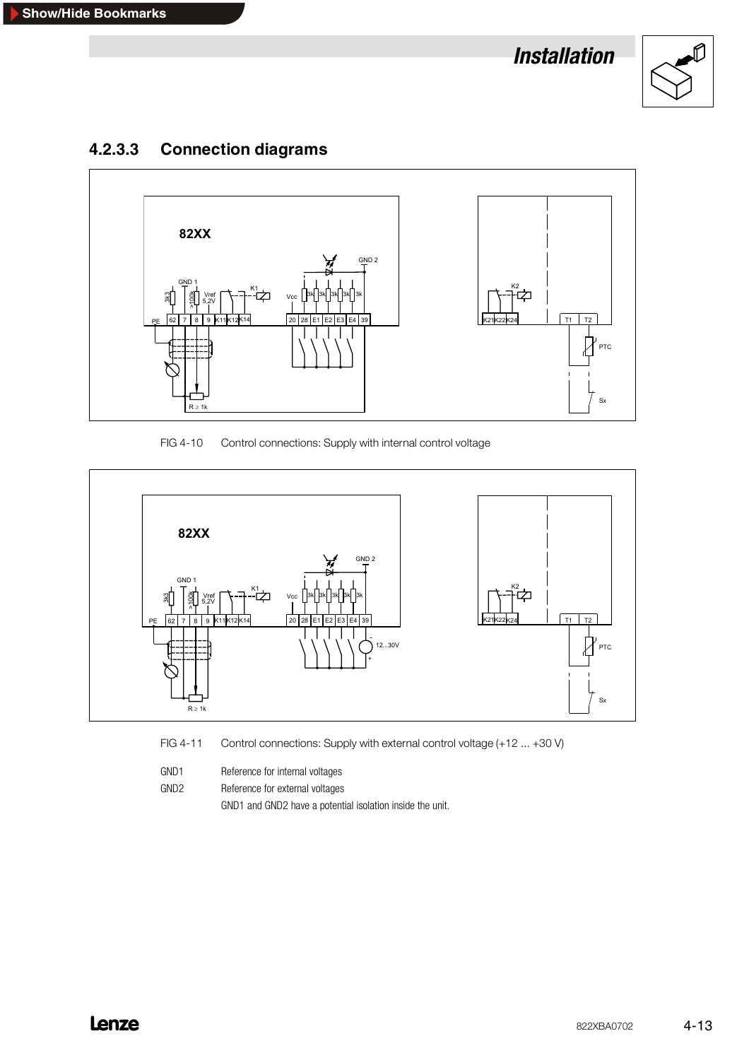### 4.2.3.3 Connection diagrams

FIG 4-10 Control connections: Supply with internal control voltage

FIG 4-11 Control connections: Supply with external control voltage (+12 ... +30 V)

GND1 Reference for internal voltages

GND2 Reference for external voltages

GND1 and GND2 have a potential isolation inside the unit.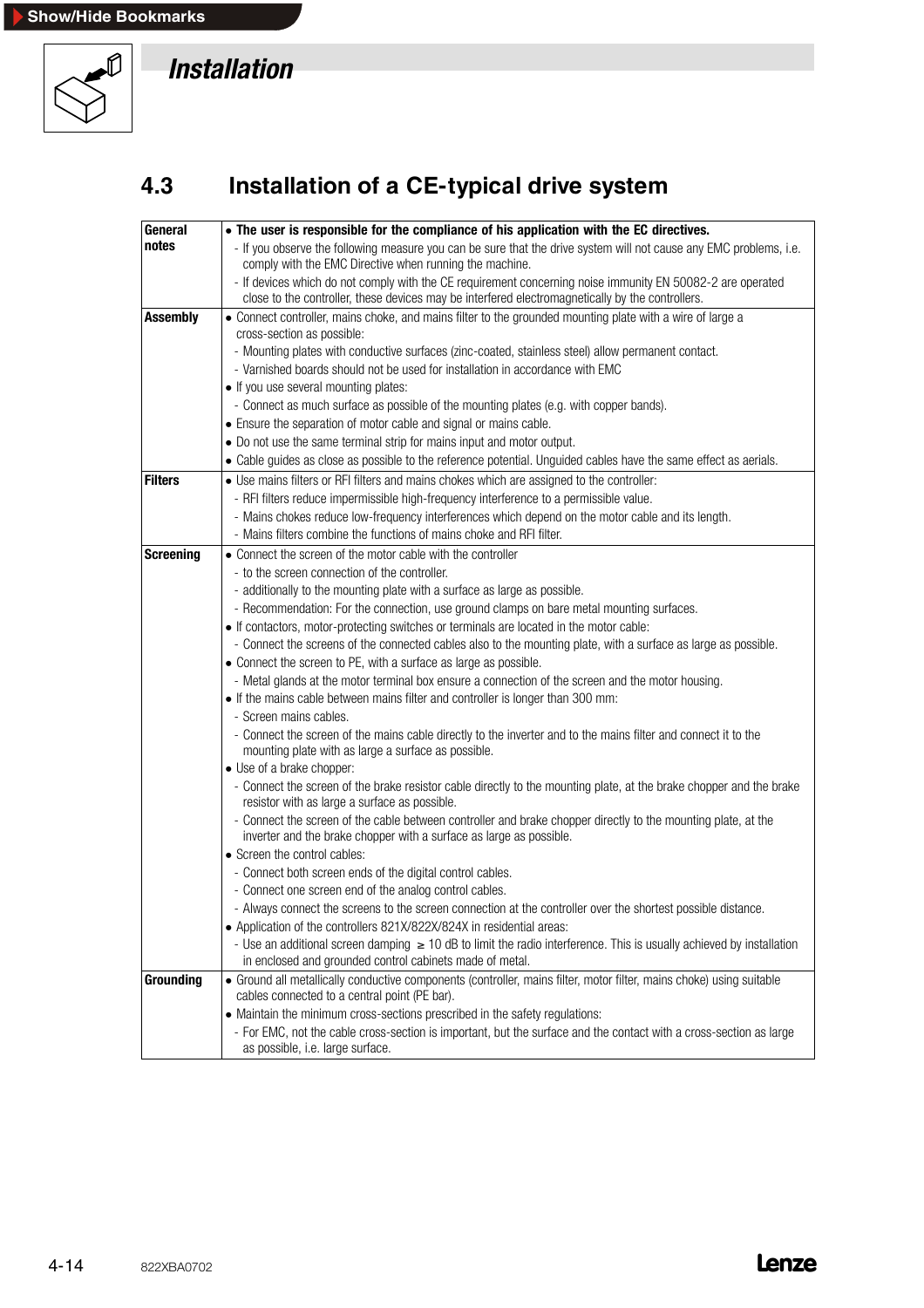# Installation

## 4.3 Installation of a CE-typical drive system

| | |
|---|---|
| **General notes** | • **The user is responsible for the compliance of his application with the EC directives.**<br>- If you observe the following measure you can be sure that the drive system will not cause any EMC problems, i.e. comply with the EMC Directive when running the machine.<br>- If devices which do not comply with the CE requirement concerning noise immunity EN 50082-2 are operated close to the controller, these devices may be interfered electromagnetically by the controllers. |
| **Assembly** | • Connect controller, mains choke, and mains filter to the grounded mounting plate with a wire of large a cross-section as possible:<br>- Mounting plates with conductive surfaces (zinc-coated, stainless steel) allow permanent contact.<br>- Varnished boards should not be used for installation in accordance with EMC<br>• If you use several mounting plates:<br>- Connect as much surface as possible of the mounting plates (e.g. with copper bands).<br>• Ensure the separation of motor cable and signal or mains cable.<br>• Do not use the same terminal strip for mains input and motor output.<br>• Cable guides as close as possible to the reference potential. Unguided cables have the same effect as aerials. |
| **Filters** | • Use mains filters or RFI filters and mains chokes which are assigned to the controller:<br>- RFI filters reduce impermissible high-frequency interference to a permissible value.<br>- Mains chokes reduce low-frequency interferences which depend on the motor cable and its length.<br>- Mains filters combine the functions of mains choke and RFI filter. |
| **Screening** | • Connect the screen of the motor cable with the controller<br>- to the screen connection of the controller.<br>- additionally to the mounting plate with a surface as large as possible.<br>- Recommendation: For the connection, use ground clamps on bare metal mounting surfaces.<br>• If contactors, motor-protecting switches or terminals are located in the motor cable:<br>- Connect the screens of the connected cables also to the mounting plate, with a surface as large as possible.<br>• Connect the screen to PE, with a surface as large as possible.<br>- Metal glands at the motor terminal box ensure a connection of the screen and the motor housing.<br>• If the mains cable between mains filter and controller is longer than 300 mm:<br>- Screen mains cables.<br>- Connect the screen of the mains cable directly to the inverter and to the mains filter and connect it to the mounting plate with as large a surface as possible.<br>• Use of a brake chopper:<br>- Connect the screen of the brake resistor cable directly to the mounting plate, at the brake chopper and the brake resistor with as large a surface as possible.<br>- Connect the screen of the cable between controller and brake chopper directly to the mounting plate, at the inverter and the brake chopper with a surface as large as possible.<br>• Screen the control cables:<br>- Connect both screen ends of the digital control cables.<br>- Connect one screen end of the analog control cables.<br>- Always connect the screens to the screen connection at the controller over the shortest possible distance.<br>• Application of the controllers 821X/822X/824X in residential areas:<br>- Use an additional screen damping $\geq$ 10 dB to limit the radio interference. This is usually achieved by installation in enclosed and grounded control cabinets made of metal. |
| **Grounding** | • Ground all metallically conductive components (controller, mains filter, motor filter, mains choke) using suitable cables connected to a central point (PE bar).<br>• Maintain the minimum cross-sections prescribed in the safety regulations:<br>- For EMC, not the cable cross-section is important, but the surface and the contact with a cross-section as large as possible, i.e. large surface. |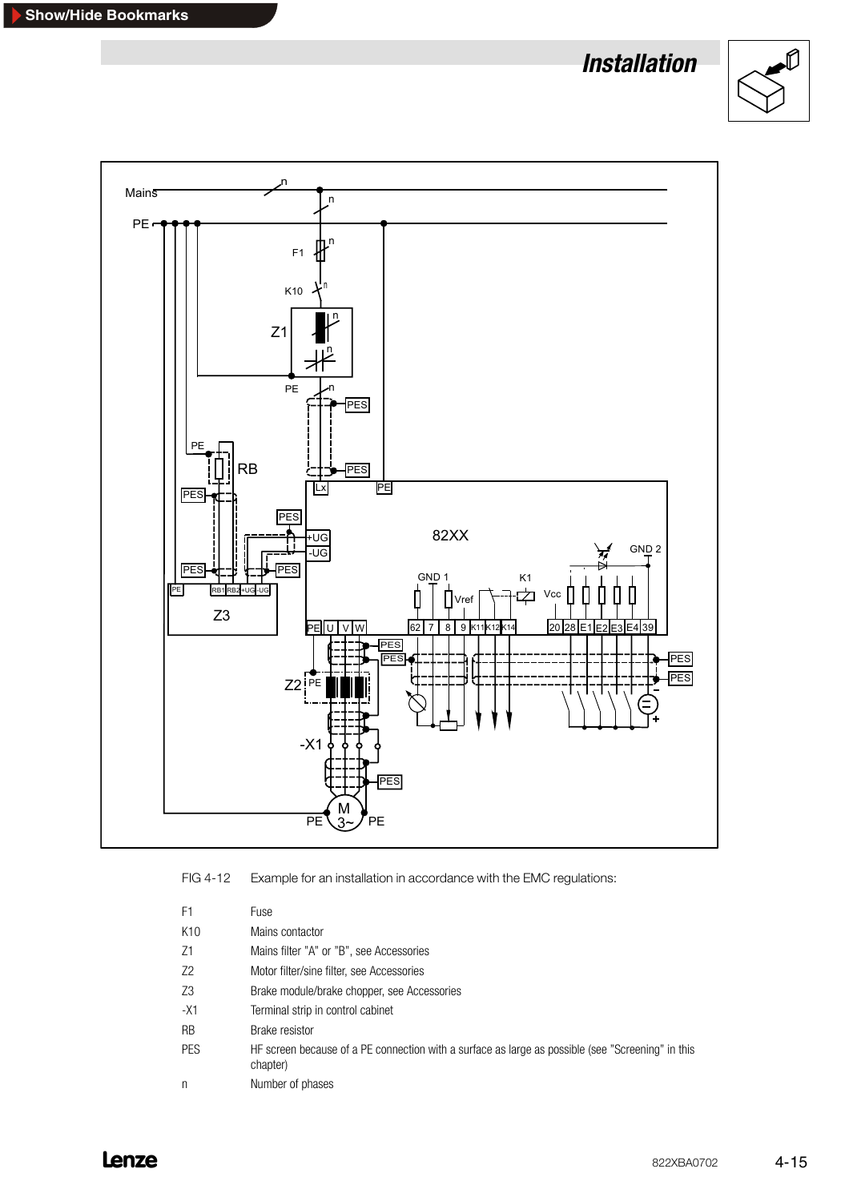FIG 4-12 Example for an installation in accordance with the EMC regulations:

| | |
|---|---|
| F1 | Fuse |
| K10 | Mains contactor |
| Z1 | Mains filter "A" or "B", see Accessories |
| Z2 | Motor filter/sine filter, see Accessories |
| Z3 | Brake module/brake chopper, see Accessories |
| -X1 | Terminal strip in control cabinet |
| RB | Brake resistor |
| PES | HF screen because of a PE connection with a surface as large as possible (see "Screening" in this chapter) |
| n | Number of phases |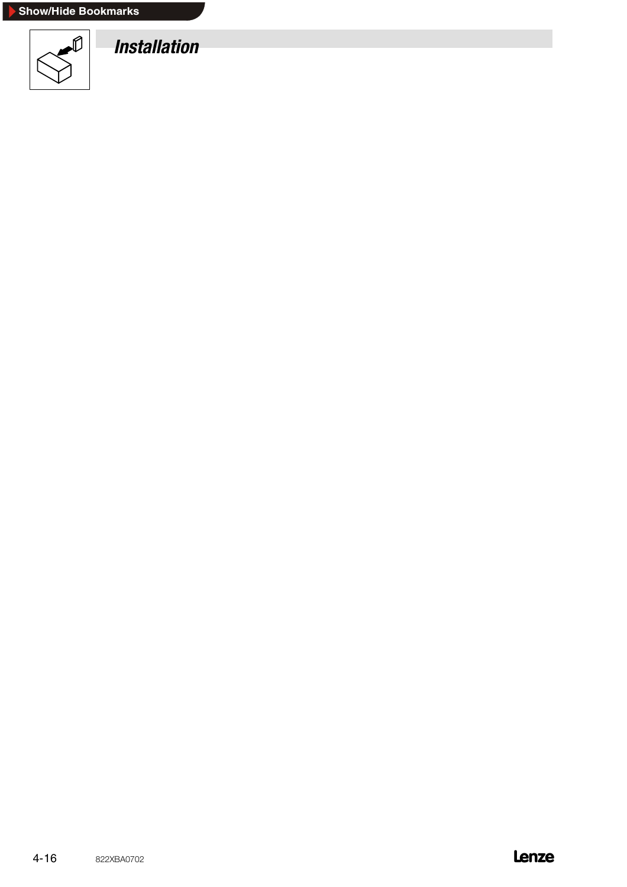# Installation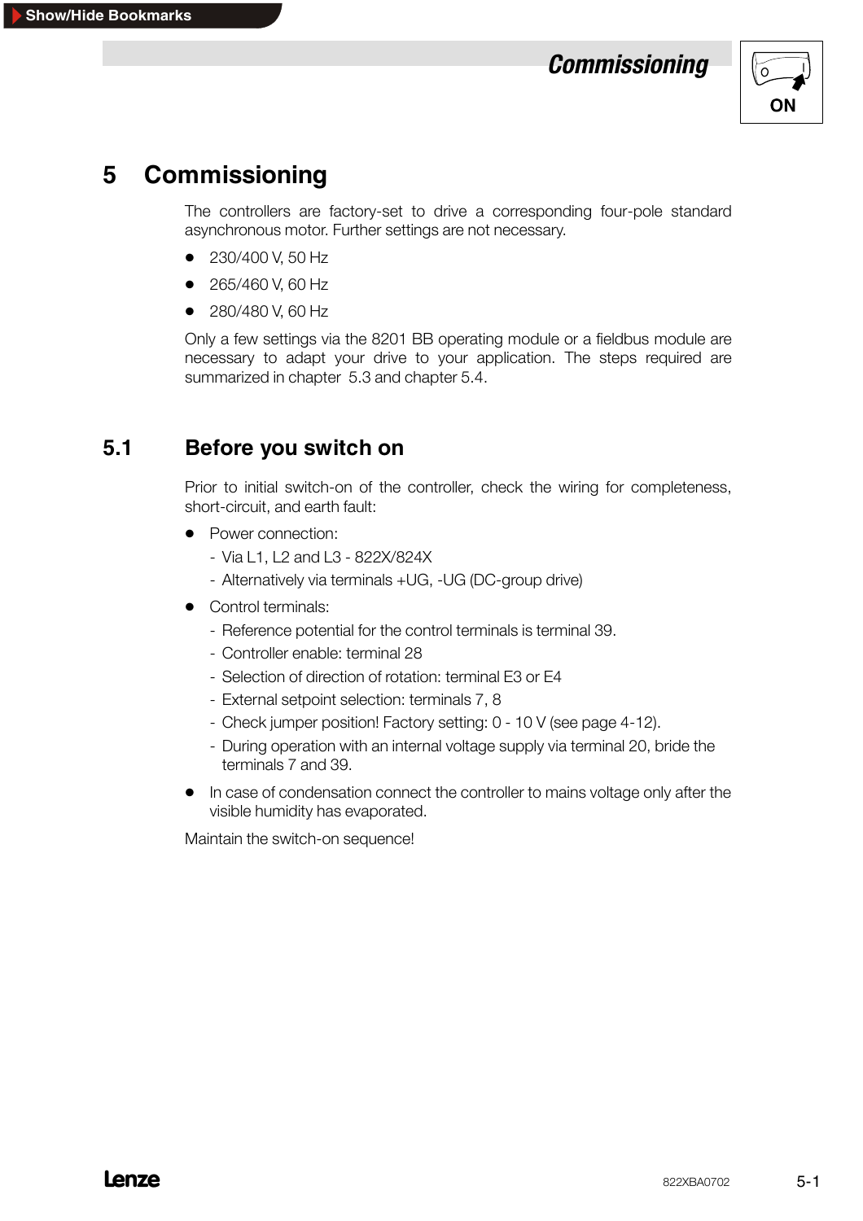# 5 Commissioning

The controllers are factory-set to drive a corresponding four-pole standard asynchronous motor. Further settings are not necessary.

- 230/400 V, 50 Hz
- 265/460 V, 60 Hz
- 280/480 V, 60 Hz

Only a few settings via the 8201 BB operating module or a fieldbus module are necessary to adapt your drive to your application. The steps required are summarized in chapter 5.3 and chapter 5.4.

## 5.1 Before you switch on

Prior to initial switch-on of the controller, check the wiring for completeness, short-circuit, and earth fault:

- Power connection:
  - Via L1, L2 and L3 - 822X/824X
  - Alternatively via terminals +UG, -UG (DC-group drive)
- Control terminals:
  - Reference potential for the control terminals is terminal 39.
  - Controller enable: terminal 28
  - Selection of direction of rotation: terminal E3 or E4
  - External setpoint selection: terminals 7, 8
  - Check jumper position! Factory setting: 0 - 10 V (see page 4-12).
  - During operation with an internal voltage supply via terminal 20, bride the terminals 7 and 39.
- In case of condensation connect the controller to mains voltage only after the visible humidity has evaporated.

Maintain the switch-on sequence!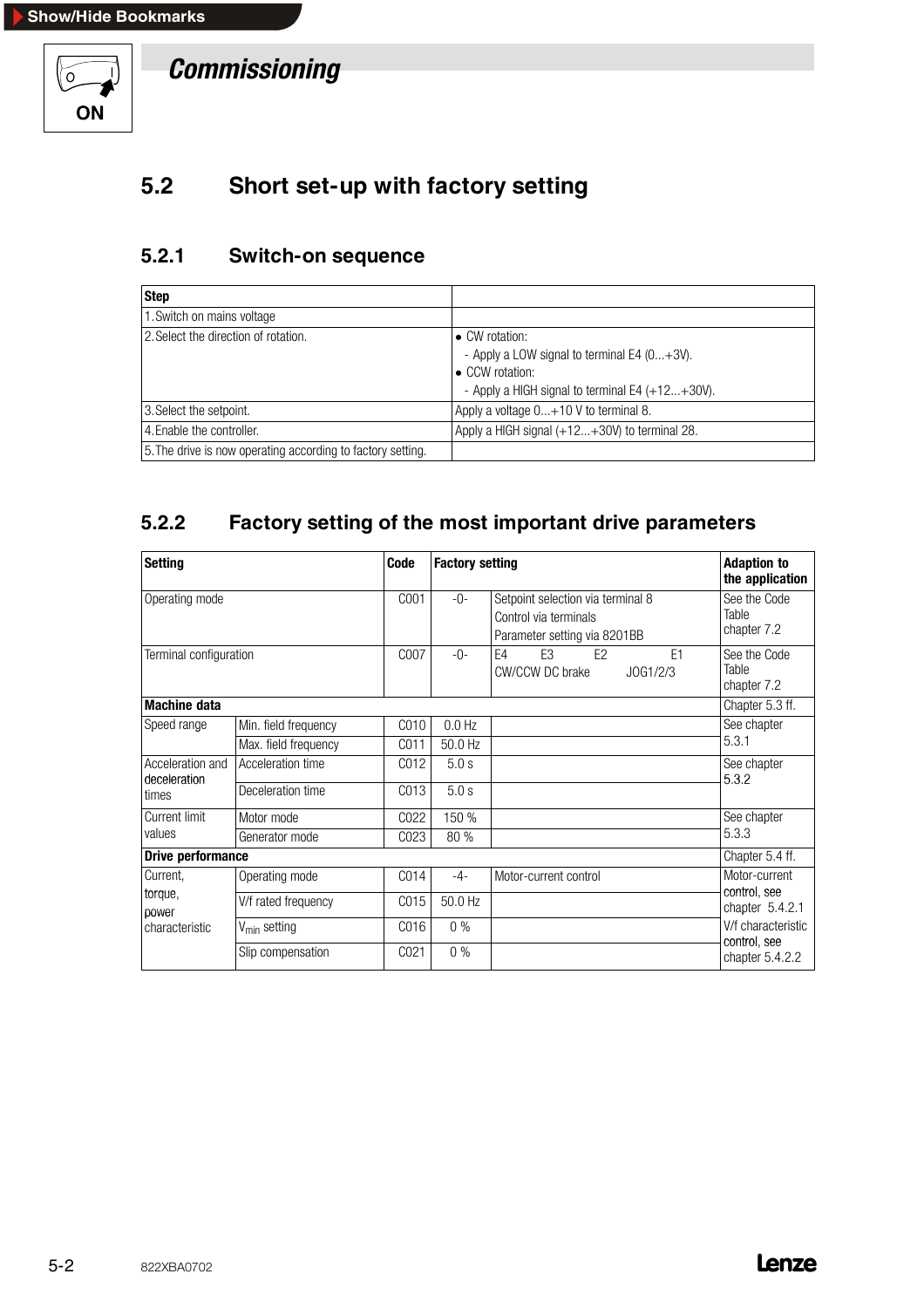# Commissioning

## 5.2 Short set-up with factory setting

### 5.2.1 Switch-on sequence

| Step | |
|---|---|
| 1. Switch on mains voltage | |
| 2. Select the direction of rotation. | • CW rotation:<br>- Apply a LOW signal to terminal E4 (0...+3V).<br>• CCW rotation:<br>- Apply a HIGH signal to terminal E4 (+12...+30V). |
| 3. Select the setpoint. | Apply a voltage 0...+10 V to terminal 8. |
| 4. Enable the controller. | Apply a HIGH signal (+12...+30V) to terminal 28. |
| 5. The drive is now operating according to factory setting. | |

### 5.2.2 Factory setting of the most important drive parameters

| Setting | | Code | Factory setting | | Adaption to the application |
|---|---|---|---|---|---|
| Operating mode | | C001 | -0- | Setpoint selection via terminal 8<br>Control via terminals<br>Parameter setting via 8201BB | See the Code Table chapter 7.2 |
| Terminal configuration | | C007 | -0- | E4 E3 E2 E1<br>CW/CCW DC brake JOG1/2/3 | See the Code Table chapter 7.2 |
| **Machine data** | | | | | Chapter 5.3 ff. |
| Speed range | Min. field frequency | C010 | 0.0 Hz | | See chapter 5.3.1 |
| | Max. field frequency | C011 | 50.0 Hz | | |
| Acceleration and deceleration times | Acceleration time | C012 | 5.0 s | | See chapter 5.3.2 |
| | Deceleration time | C013 | 5.0 s | | |
| Current limit values | Motor mode | C022 | 150 % | | See chapter 5.3.3 |
| | Generator mode | C023 | 80 % | | |
| **Drive performance** | | | | | Chapter 5.4 ff. |
| Current, torque, power characteristic | Operating mode | C014 | -4- | Motor-current control | Motor-current control, see chapter 5.4.2.1 |
| | V/f rated frequency | C015 | 50.0 Hz | | |
| | $V_{min}$ setting | C016 | 0 % | | V/f characteristic control, see chapter 5.4.2.2 |
| | Slip compensation | C021 | 0 % | | |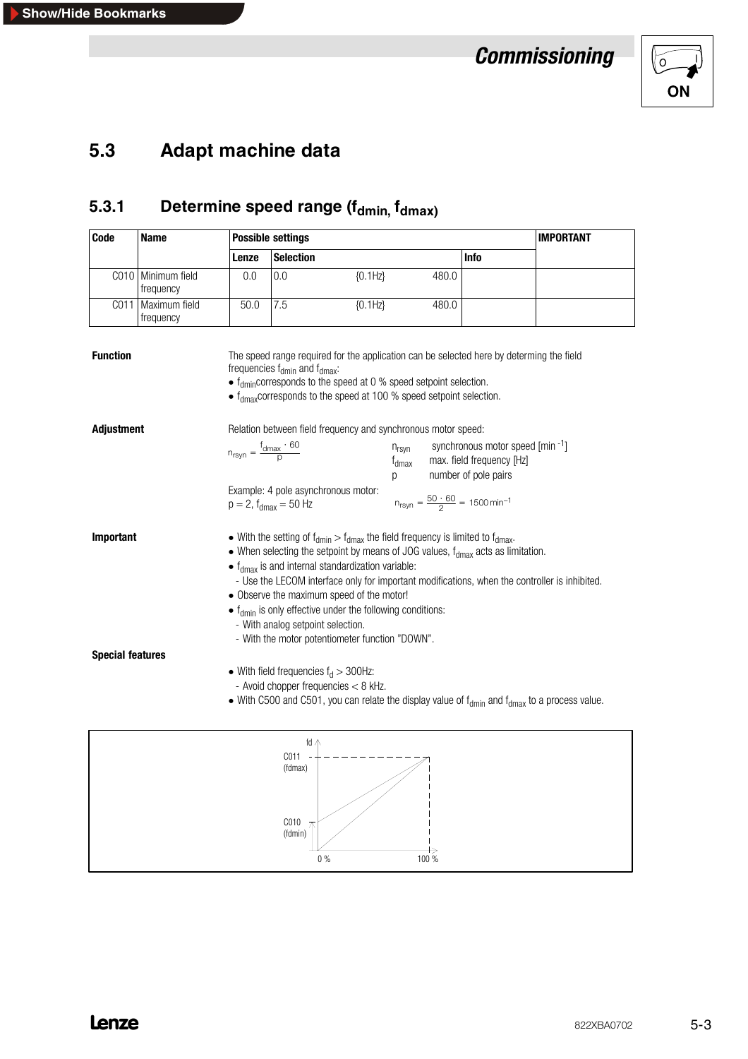## 5.3 Adapt machine data

### 5.3.1 Determine speed range ($f_{dmin}$, $f_{dmax}$)

| Code | Name | Possible settings | | | IMPORTANT |
|---|---|---|---|---|---|
| | | Lenze | Selection | Info | |
| C010 | Minimum field frequency | 0.0 | 0.0 {0.1Hz} 480.0 | | |
| C011 | Maximum field frequency | 50.0 | 7.5 {0.1Hz} 480.0 | | |

**Function**

The speed range required for the application can be selected here by determining the field frequencies $f_{dmin}$ and $f_{dmax}$:

- $f_{dmin}$ corresponds to the speed at 0 % speed setpoint selection.
- $f_{dmax}$ corresponds to the speed at 100 % speed setpoint selection.

**Adjustment**

Relation between field frequency and synchronous motor speed:

$$n_{rsyn} = \frac{f_{dmax} \cdot 60}{p}$$

$n_{rsyn}$ synchronous motor speed [$min^{-1}$]
$f_{dmax}$ max. field frequency [Hz]
p number of pole pairs

Example: 4 pole asynchronous motor:
$p = 2$, $f_{dmax} = 50$ Hz

$$n_{rsyn} = \frac{50 \cdot 60}{2} = 1500\,min^{-1}$$

**Important**

- With the setting of $f_{dmin} > f_{dmax}$ the field frequency is limited to $f_{dmax}$.
- When selecting the setpoint by means of JOG values, $f_{dmax}$ acts as limitation.
- $f_{dmax}$ is and internal standardization variable:
  - Use the LECOM interface only for important modifications, when the controller is inhibited.
- Observe the maximum speed of the motor!
- $f_{dmin}$ is only effective under the following conditions:
  - With analog setpoint selection.
  - With the motor potentiometer function "DOWN".

**Special features**

- With field frequencies $f_d > 300$Hz:
  - Avoid chopper frequencies < 8 kHz.
- With C500 and C501, you can relate the display value of $f_{dmin}$ and $f_{dmax}$ to a process value.

fd

C011 (fdmax)

C010 (fdmin)

0 % 100 %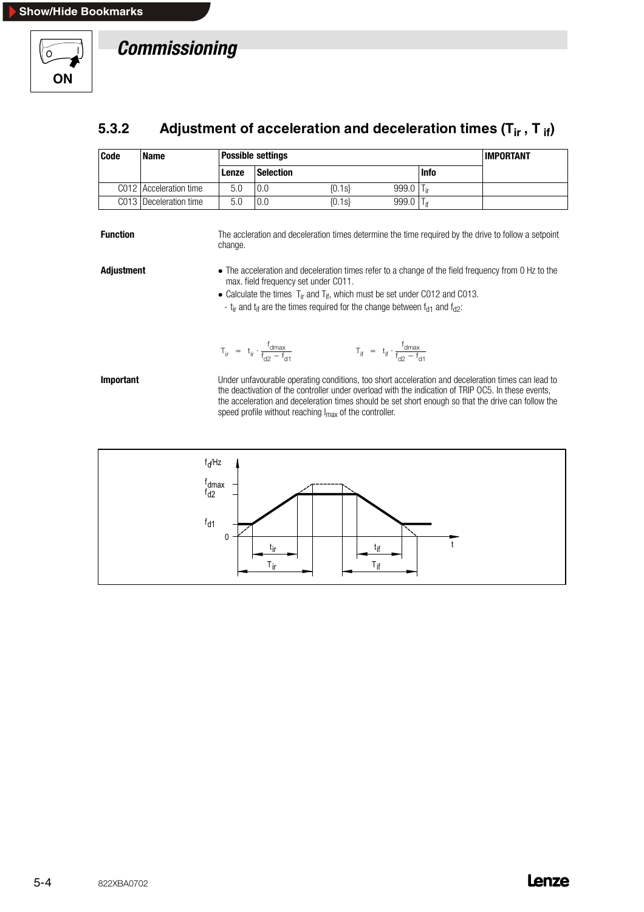## Commissioning

### 5.3.2 Adjustment of acceleration and deceleration times ($T_{ir}$, $T_{if}$)

| Code | Name | Possible settings | | | | IMPORTANT |
|---|---|---|---|---|---|---|
| | | Lenze | Selection | | Info | |
| C012 | Acceleration time | 5.0 | 0.0 | {0.1s} 999.0 | $T_{ir}$ | |
| C013 | Deceleration time | 5.0 | 0.0 | {0.1s} 999.0 | $T_{if}$ | |

**Function**

The accleration and deceleration times determine the time required by the drive to follow a setpoint change.

**Adjustment**

- The acceleration and deceleration times refer to a change of the field frequency from 0 Hz to the max. field frequency set under C011.
- Calculate the times $T_{ir}$ and $T_{if}$, which must be set under C012 and C013.
  - $t_{ir}$ and $t_{if}$ are the times required for the change between $f_{d1}$ and $f_{d2}$:

$$T_{ir} = t_{ir} \cdot \frac{f_{dmax}}{f_{d2} - f_{d1}} \qquad T_{if} = t_{if} \cdot \frac{f_{dmax}}{f_{d2} - f_{d1}}$$

**Important**

Under unfavourable operating conditions, too short acceleration and deceleration times can lead to the deactivation of the controller under overload with the indication of TRIP OC5. In these events, the acceleration and deceleration times should be set short enough so that the drive can follow the speed profile without reaching $I_{max}$ of the controller.

$f_d$/Hz, $f_{dmax}$, $f_{d2}$, $f_{d1}$, 0, $t_{ir}$, $T_{ir}$, $t_{if}$, $T_{if}$, t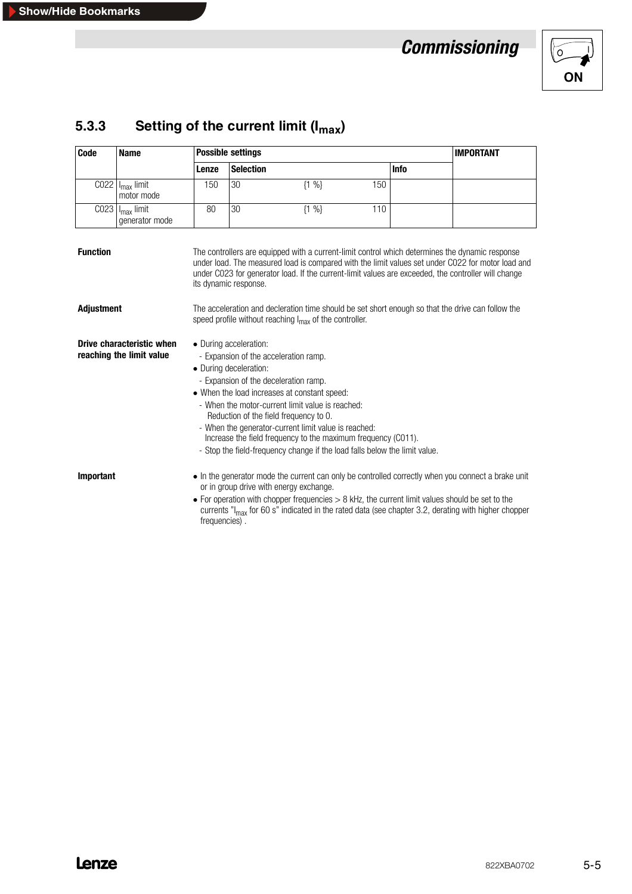### 5.3.3 Setting of the current limit ($I_{max}$)

| Code | Name | Possible settings | | | | | IMPORTANT |
|---|---|---|---|---|---|---|---|
| | | Lenze | Selection | | | Info | |
| C022 | $I_{max}$ limit motor mode | 150 | 30 | {1 %} | 150 | | |
| C023 | $I_{max}$ limit generator mode | 80 | 30 | {1 %} | 110 | | |

**Function**

The controllers are equipped with a current-limit control which determines the dynamic response under load. The measured load is compared with the limit values set under C022 for motor load and under C023 for generator load. If the current-limit values are exceeded, the controller will change its dynamic response.

**Adjustment**

The acceleration and decleration time should be set short enough so that the drive can follow the speed profile without reaching $I_{max}$ of the controller.

**Drive characteristic when reaching the limit value**

- During acceleration:
  - Expansion of the acceleration ramp.
- During deceleration:
  - Expansion of the deceleration ramp.
- When the load increases at constant speed:
  - When the motor-current limit value is reached: Reduction of the field frequency to 0.
  - When the generator-current limit value is reached: Increase the field frequency to the maximum frequency (C011).
  - Stop the field-frequency change if the load falls below the limit value.

**Important**

- In the generator mode the current can only be controlled correctly when you connect a brake unit or in group drive with energy exchange.
- For operation with chopper frequencies > 8 kHz, the current limit values should be set to the currents "$I_{max}$ for 60 s" indicated in the rated data (see chapter 3.2, derating with higher chopper frequencies) .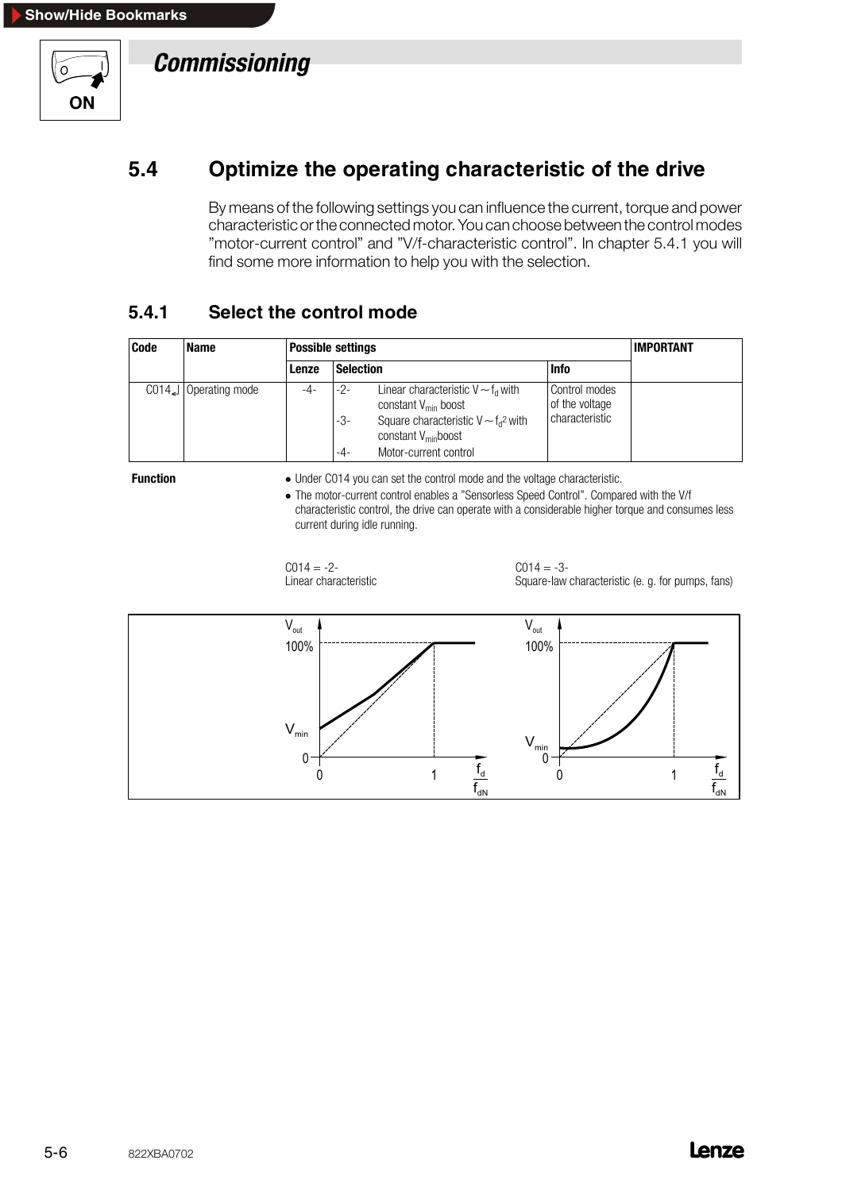# Commissioning

## 5.4 Optimize the operating characteristic of the drive

By means of the following settings you can influence the current, torque and power characteristic or the connected motor. You can choose between the control modes "motor-current control" and "V/f-characteristic control". In chapter 5.4.1 you will find some more information to help you with the selection.

### 5.4.1 Select the control mode

| Code | Name | Possible settings | | | | IMPORTANT |
|---|---|---|---|---|---|---|
| | | Lenze | Selection | | Info | |
| C014↵ | Operating mode | -4- | -2- | Linear characteristic $V \sim f_d$ with constant $V_{min}$ boost | Control modes of the voltage characteristic | |
| | | | -3- | Square characteristic $V \sim f_d^2$ with constant $V_{min}$ boost | | |
| | | | -4- | Motor-current control | | |

**Function**

- Under C014 you can set the control mode and the voltage characteristic.
- The motor-current control enables a "Sensorless Speed Control". Compared with the V/f characteristic control, the drive can operate with a considerable higher torque and consumes less current during idle running.

C014 = -2-
Linear characteristic

C014 = -3-
Square-law characteristic (e. g. for pumps, fans)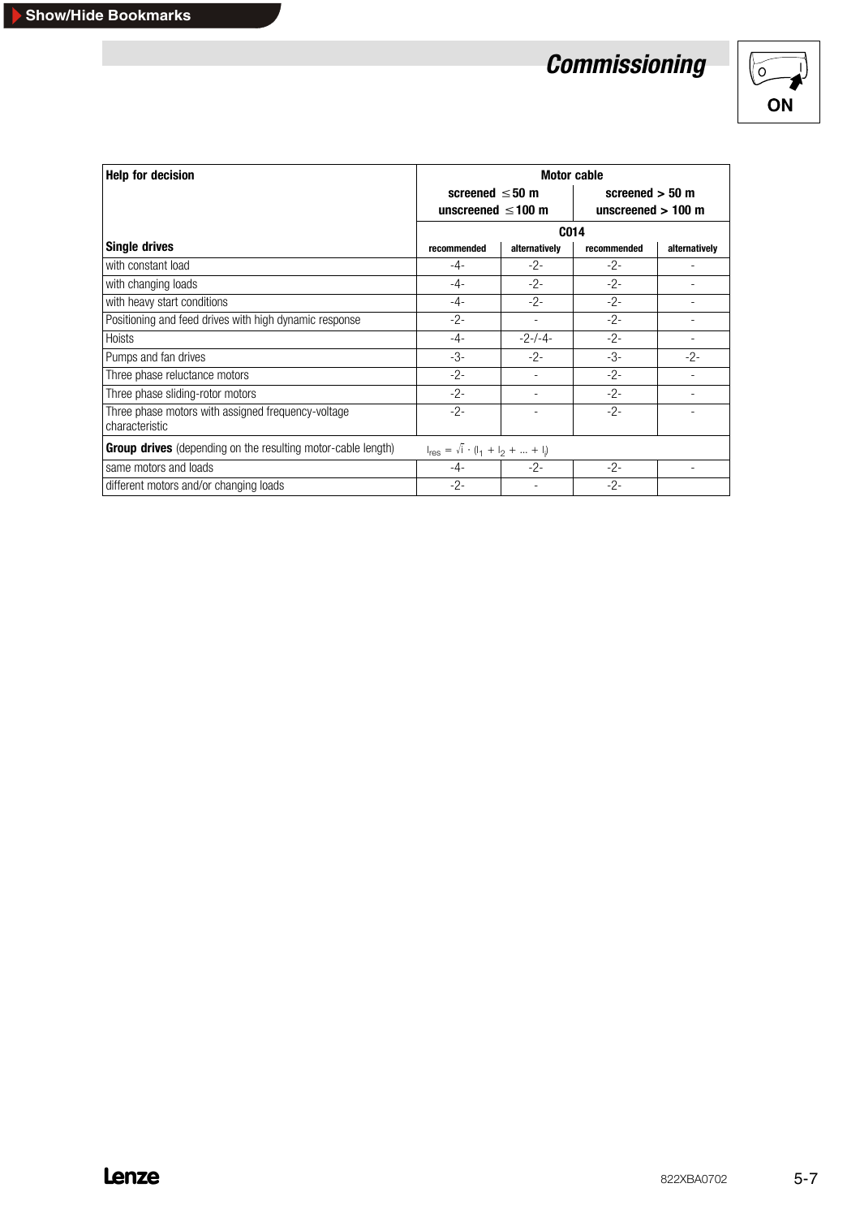| Help for decision | Motor cable | | | |
|---|---|---|---|---|
| | screened ≤ 50 m<br>unscreened ≤ 100 m | | screened > 50 m<br>unscreened > 100 m | |
| | C014 | | | |
| **Single drives** | recommended | alternatively | recommended | alternatively |
| with constant load | -4- | -2- | -2- | - |
| with changing loads | -4- | -2- | -2- | - |
| with heavy start conditions | -4- | -2- | -2- | - |
| Positioning and feed drives with high dynamic response | -2- | - | -2- | - |
| Hoists | -4- | -2-/-4- | -2- | - |
| Pumps and fan drives | -3- | -2- | -3- | -2- |
| Three phase reluctance motors | -2- | - | -2- | - |
| Three phase sliding-rotor motors | -2- | - | -2- | - |
| Three phase motors with assigned frequency-voltage characteristic | -2- | - | -2- | - |
| **Group drives** (depending on the resulting motor-cable length) | $l_{res} = \sqrt{i} \cdot (l_1 + l_2 + \ldots + l_i)$ | | | |
| same motors and loads | -4- | -2- | -2- | - |
| different motors and/or changing loads | -2- | - | -2- | |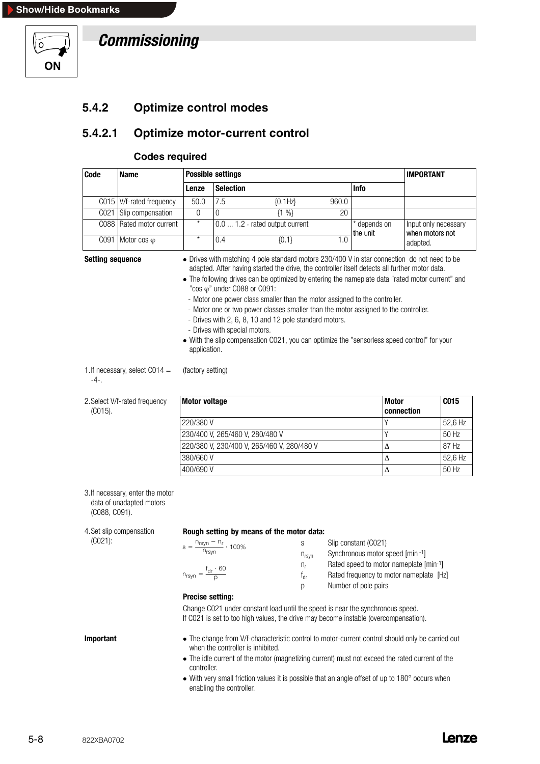# Commissioning

## 5.4.2 Optimize control modes

### 5.4.2.1 Optimize motor-current control

#### Codes required

| Code | Name | Possible settings | | | | IMPORTANT |
|---|---|---|---|---|---|---|
| | | Lenze | Selection | | Info | |
| C015 | V/f-rated frequency | 50.0 | 7.5 {0.1Hz} 960.0 | | | |
| C021 | Slip compensation | 0 | 0 {1 %} 20 | | | |
| C088 | Rated motor current | * | 0.0 ... 1.2 · rated output current | | * depends on the unit | Input only necessary when motors not adapted. |
| C091 | Motor cos φ | * | 0.4 {0.1} 1.0 | | | |

**Setting sequence**

- Drives with matching 4 pole standard motors 230/400 V in star connection do not need to be adapted. After having started the drive, the controller itself detects all further motor data.
- The following drives can be optimized by entering the nameplate data "rated motor current" and "cos φ" under C088 or C091:
  - Motor one power class smaller than the motor assigned to the controller.
  - Motor one or two power classes smaller than the motor assigned to the controller.
  - Drives with 2, 6, 8, 10 and 12 pole standard motors.
  - Drives with special motors.
- With the slip compensation C021, you can optimize the "sensorless speed control" for your application.

1. If necessary, select C014 = -4-. (factory setting)

2. Select V/f-rated frequency (C015).

| Motor voltage | Motor connection | C015 |
|---|---|---|
| 220/380 V | Y | 52,6 Hz |
| 230/400 V, 265/460 V, 280/480 V | Y | 50 Hz |
| 220/380 V, 230/400 V, 265/460 V, 280/480 V | Δ | 87 Hz |
| 380/660 V | Δ | 52,6 Hz |
| 400/690 V | Δ | 50 Hz |

3. If necessary, enter the motor data of unadapted motors (C088, C091).

4. Set slip compensation (C021):

**Rough setting by means of the motor data:**

$$s = \frac{n_{rsyn} - n_r}{n_{rsyn}} \cdot 100\%$$

$$n_{rsyn} = \frac{f_{dr} \cdot 60}{p}$$

- $s$ Slip constant (C021)
- $n_{rsyn}$ Synchronous motor speed [min$^{-1}$]
- $n_r$ Rated speed to motor nameplate [min$^{-1}$]
- $f_{dr}$ Rated frequency to motor nameplate [Hz]
- $p$ Number of pole pairs

**Precise setting:**

Change C021 under constant load until the speed is near the synchronous speed.
If C021 is set to too high values, the drive may become instable (overcompensation).

**Important**

- The change from V/f-characteristic control to motor-current control should only be carried out when the controller is inhibited.
- The idle current of the motor (magnetizing current) must not exceed the rated current of the controller.
- With very small friction values it is possible that an angle offset of up to 180° occurs when enabling the controller.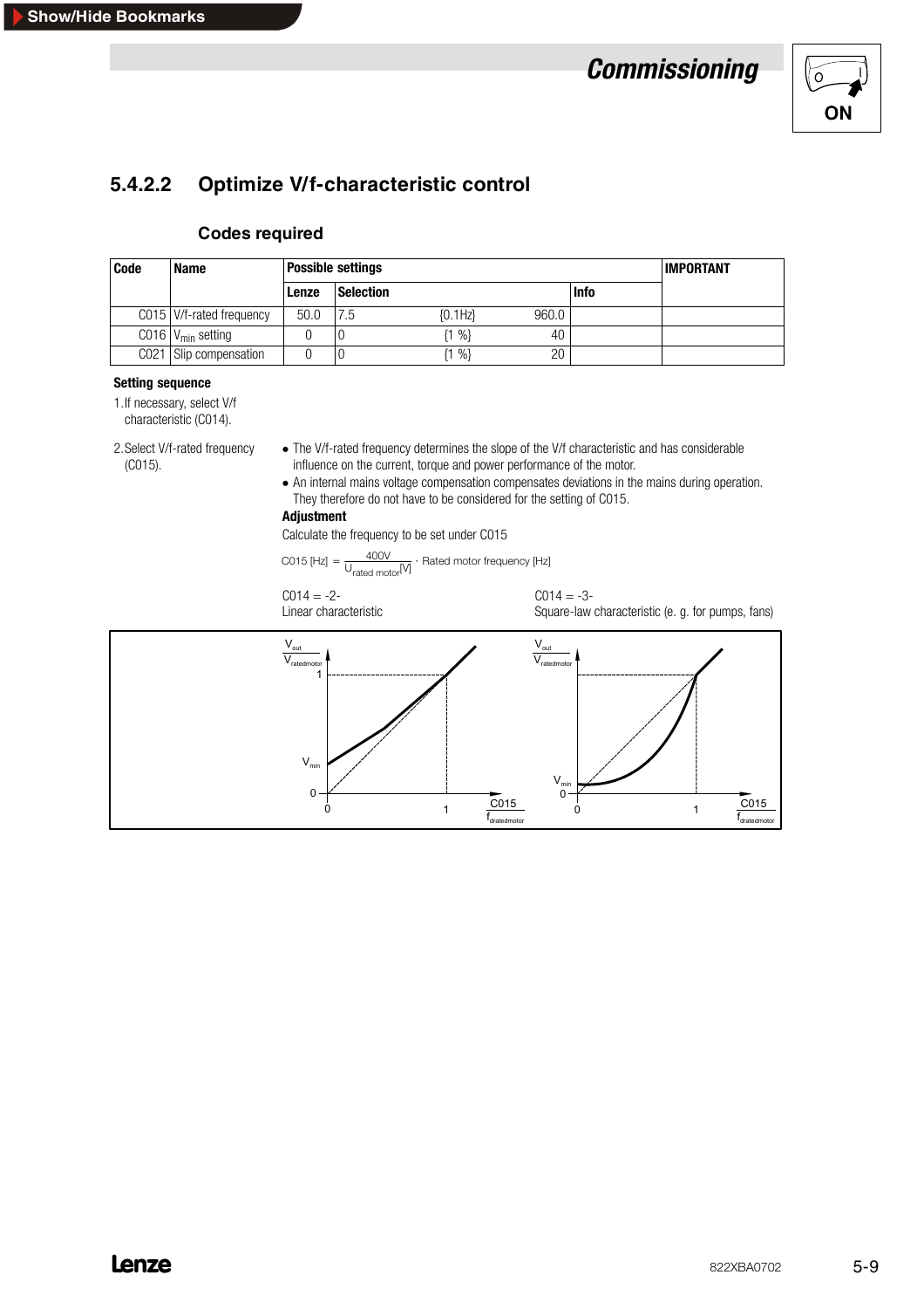## 5.4.2.2 Optimize V/f-characteristic control

### Codes required

| Code | Name | Possible settings | | | | IMPORTANT |
|---|---|---|---|---|---|---|
| | | Lenze | Selection | | Info | |
| C015 | V/f-rated frequency | 50.0 | 7.5 {0.1Hz} | 960.0 | | |
| C016 | $V_{min}$ setting | 0 | 0 {1 %} | 40 | | |
| C021 | Slip compensation | 0 | 0 {1 %} | 20 | | |

**Setting sequence**

1. If necessary, select V/f characteristic (C014).

2. Select V/f-rated frequency (C015).
   - The V/f-rated frequency determines the slope of the V/f characteristic and has considerable influence on the current, torque and power performance of the motor.
   - An internal mains voltage compensation compensates deviations in the mains during operation. They therefore do not have to be considered for the setting of C015.

   **Adjustment**

   Calculate the frequency to be set under C015

$$C015\ [Hz] = \frac{400V}{U_{rated\ motor}[V]} \cdot \text{Rated motor frequency [Hz]}$$

C014 = -2-
Linear characteristic

C014 = -3-
Square-law characteristic (e. g. for pumps, fans)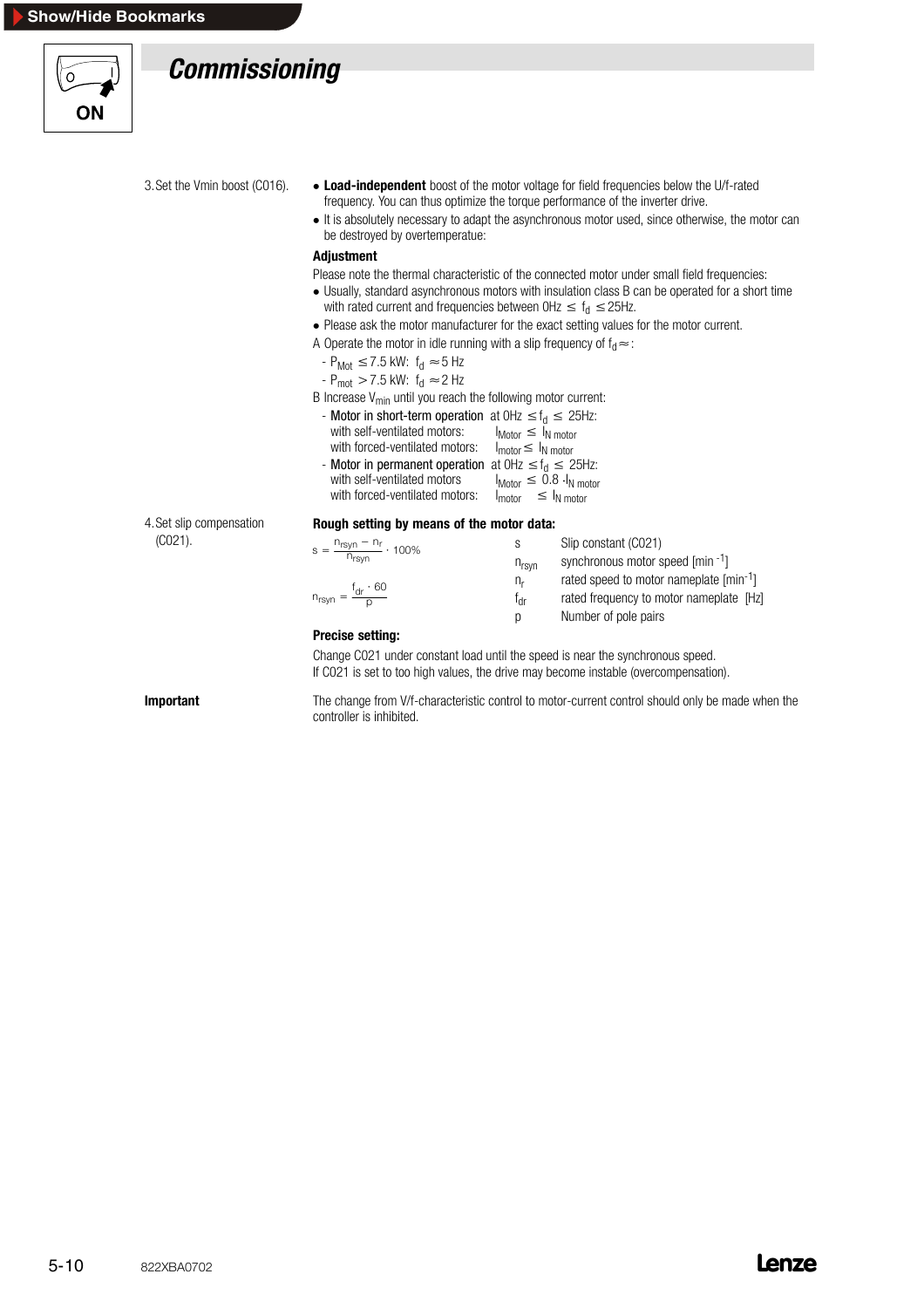# Commissioning

3. Set the Vmin boost (C016).

- **Load-independent** boost of the motor voltage for field frequencies below the U/f-rated frequency. You can thus optimize the torque performance of the inverter drive.
- It is absolutely necessary to adapt the asynchronous motor used, since otherwise, the motor can be destroyed by overtemperatue:

**Adjustment**

Please note the thermal characteristic of the connected motor under small field frequencies:

- Usually, standard asynchronous motors with insulation class B can be operated for a short time with rated current and frequencies between 0Hz $\leq f_d \leq$ 25Hz.
- Please ask the motor manufacturer for the exact setting values for the motor current.

A Operate the motor in idle running with a slip frequency of $f_d \approx$:

- $P_{Mot} \leq 7.5$ kW: $f_d \approx 5$ Hz
- $P_{mot} > 7.5$ kW: $f_d \approx 2$ Hz

B Increase $V_{min}$ until you reach the following motor current:

- Motor in short-term operation at 0Hz $\leq f_d \leq$ 25Hz:
  - with self-ventilated motors: $I_{Motor} \leq I_{N\,motor}$
  - with forced-ventilated motors: $I_{motor} \leq I_{N\,motor}$
- Motor in permanent operation at 0Hz $\leq f_d \leq$ 25Hz:
  - with self-ventilated motors $I_{Motor} \leq 0.8 \cdot I_{N\,motor}$
  - with forced-ventilated motors: $I_{motor} \leq I_{N\,motor}$

4. Set slip compensation (C021).

**Rough setting by means of the motor data:**

$$s = \frac{n_{rsyn} - n_r}{n_{rsyn}} \cdot 100\%$$

$$n_{rsyn} = \frac{f_{dr} \cdot 60}{p}$$

| | |
|---|---|
| s | Slip constant (C021) |
| $n_{rsyn}$ | synchronous motor speed [$\text{min}^{-1}$] |
| $n_r$ | rated speed to motor nameplate [$\text{min}^{-1}$] |
| $f_{dr}$ | rated frequency to motor nameplate [Hz] |
| p | Number of pole pairs |

**Precise setting:**

Change C021 under constant load until the speed is near the synchronous speed.
If C021 is set to too high values, the drive may become instable (overcompensation).

**Important**

The change from V/f-characteristic control to motor-current control should only be made when the controller is inhibited.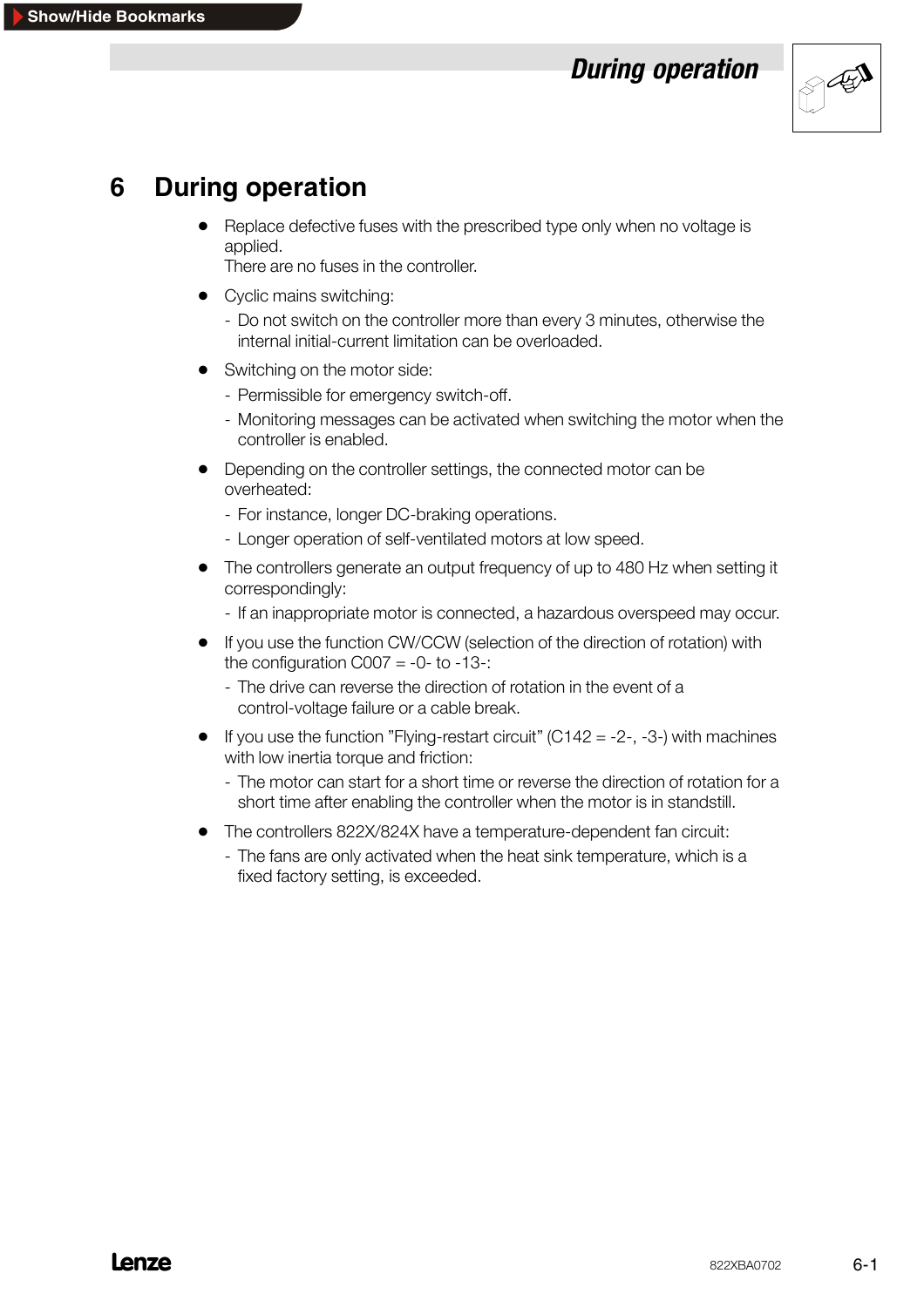# 6 During operation

- Replace defective fuses with the prescribed type only when no voltage is applied.
  There are no fuses in the controller.
- Cyclic mains switching:
  - Do not switch on the controller more than every 3 minutes, otherwise the internal initial-current limitation can be overloaded.
- Switching on the motor side:
  - Permissible for emergency switch-off.
  - Monitoring messages can be activated when switching the motor when the controller is enabled.
- Depending on the controller settings, the connected motor can be overheated:
  - For instance, longer DC-braking operations.
  - Longer operation of self-ventilated motors at low speed.
- The controllers generate an output frequency of up to 480 Hz when setting it correspondingly:
  - If an inappropriate motor is connected, a hazardous overspeed may occur.
- If you use the function CW/CCW (selection of the direction of rotation) with the configuration C007 = -0- to -13-:
  - The drive can reverse the direction of rotation in the event of a control-voltage failure or a cable break.
- If you use the function "Flying-restart circuit" (C142 = -2-, -3-) with machines with low inertia torque and friction:
  - The motor can start for a short time or reverse the direction of rotation for a short time after enabling the controller when the motor is in standstill.
- The controllers 822X/824X have a temperature-dependent fan circuit:
  - The fans are only activated when the heat sink temperature, which is a fixed factory setting, is exceeded.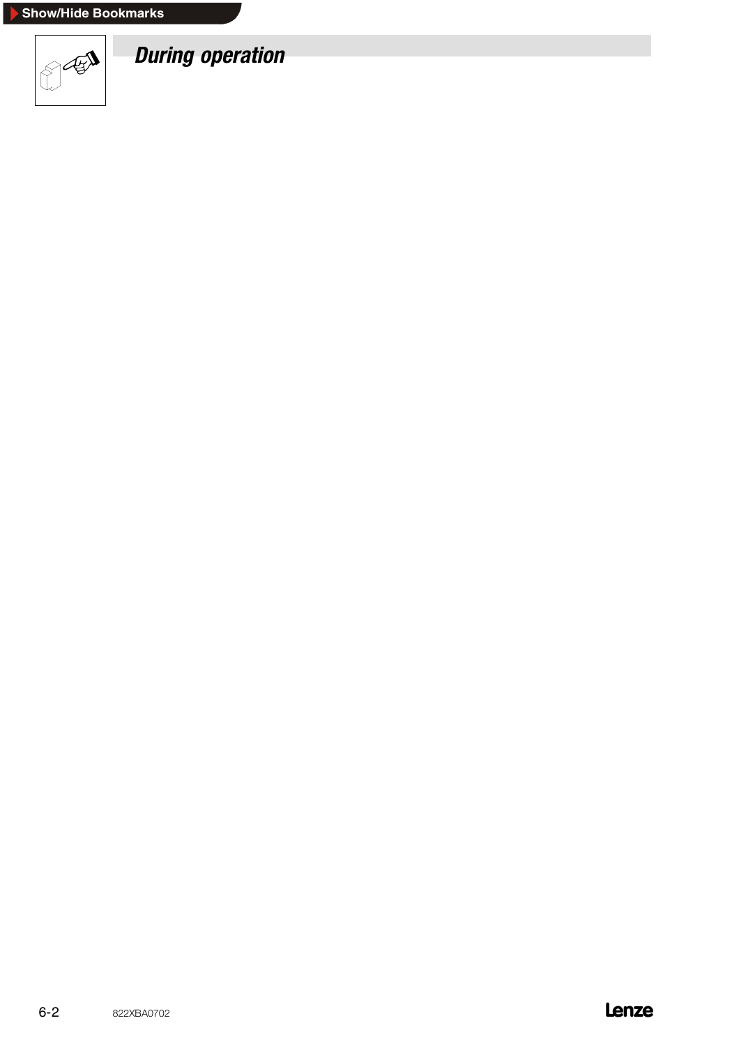# During operation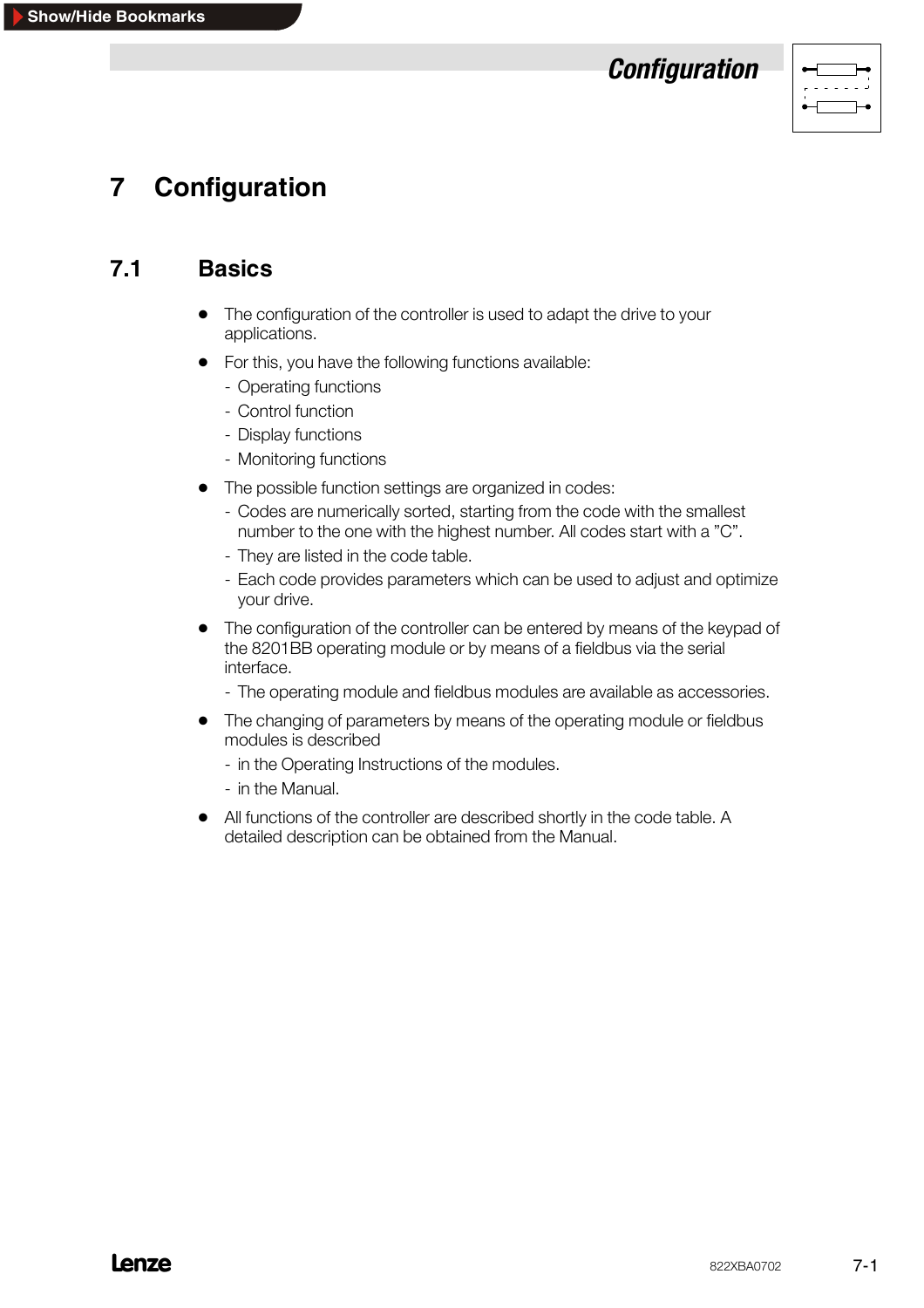# 7 Configuration

## 7.1 Basics

- The configuration of the controller is used to adapt the drive to your applications.
- For this, you have the following functions available:
  - Operating functions
  - Control function
  - Display functions
  - Monitoring functions
- The possible function settings are organized in codes:
  - Codes are numerically sorted, starting from the code with the smallest number to the one with the highest number. All codes start with a "C".
  - They are listed in the code table.
  - Each code provides parameters which can be used to adjust and optimize your drive.
- The configuration of the controller can be entered by means of the keypad of the 8201BB operating module or by means of a fieldbus via the serial interface.
  - The operating module and fieldbus modules are available as accessories.
- The changing of parameters by means of the operating module or fieldbus modules is described
  - in the Operating Instructions of the modules.
  - in the Manual.
- All functions of the controller are described shortly in the code table. A detailed description can be obtained from the Manual.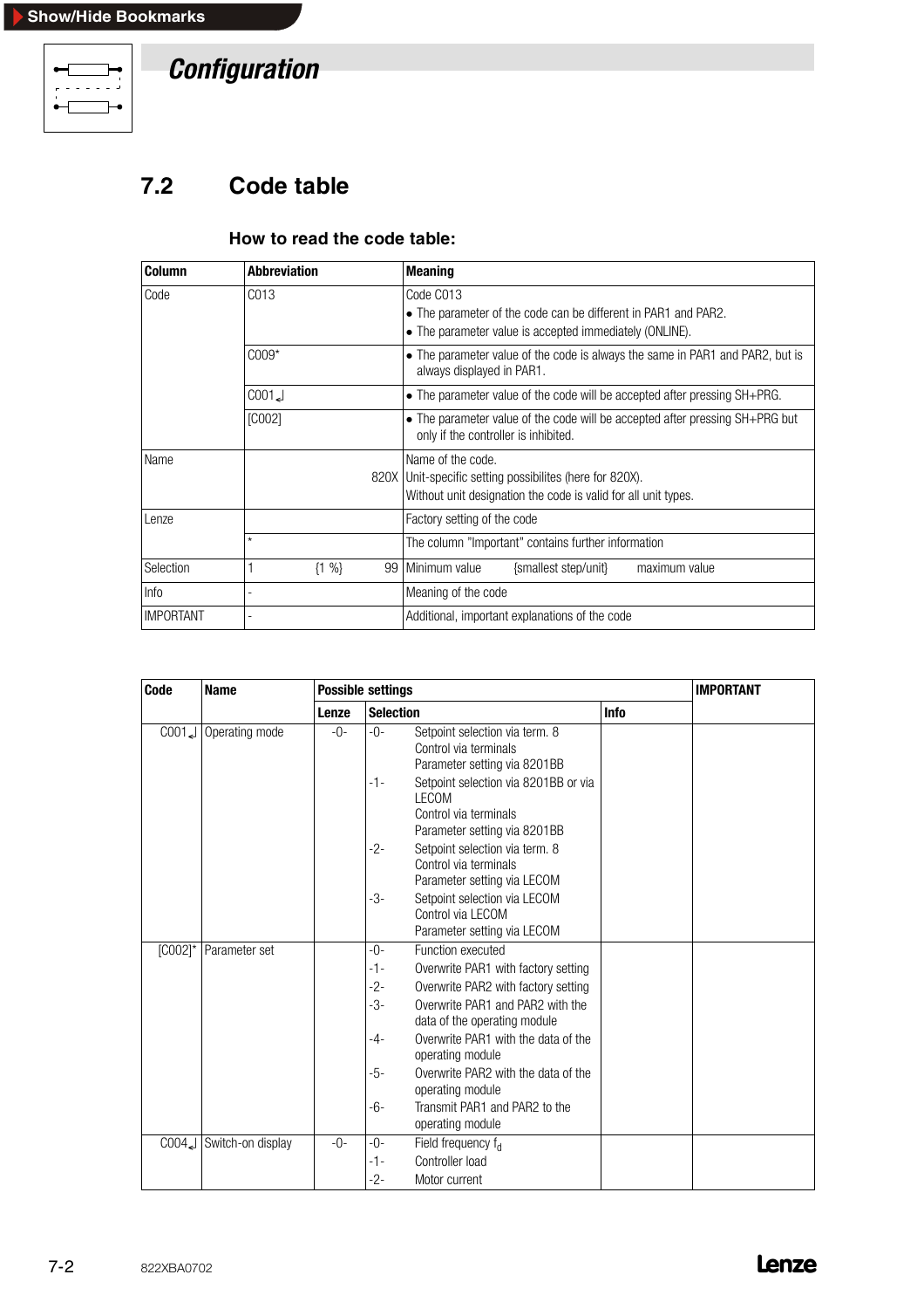Show/Hide Bookmarks

# Configuration

## 7.2 Code table

### How to read the code table:

| Column | Abbreviation | Meaning |
|---|---|---|
| Code | C013 | Code C013<br>• The parameter of the code can be different in PAR1 and PAR2.<br>• The parameter value is accepted immediately (ONLINE). |
| | C009* | • The parameter value of the code is always the same in PAR1 and PAR2, but is always displayed in PAR1. |
| | C001↵ | • The parameter value of the code will be accepted after pressing SH+PRG. |
| | [C002] | • The parameter value of the code will be accepted after pressing SH+PRG but only if the controller is inhibited. |
| Name | 820X | Name of the code.<br>Unit-specific setting possibilites (here for 820X).<br>Without unit designation the code is valid for all unit types. |
| Lenze | | Factory setting of the code |
| | * | The column "Important" contains further information |
| Selection | 1 {1 %} 99 | Minimum value {smallest step/unit} maximum value |
| Info | - | Meaning of the code |
| IMPORTANT | - | Additional, important explanations of the code |

| Code | Name | Possible settings | | | | IMPORTANT |
|---|---|---|---|---|---|---|
| | | Lenze | Selection | | Info | |
| C001↵ | Operating mode | -0- | -0- | Setpoint selection via term. 8<br>Control via terminals<br>Parameter setting via 8201BB | | |
| | | | -1- | Setpoint selection via 8201BB or via LECOM<br>Control via terminals<br>Parameter setting via 8201BB | | |
| | | | -2- | Setpoint selection via term. 8<br>Control via terminals<br>Parameter setting via LECOM | | |
| | | | -3- | Setpoint selection via LECOM<br>Control via LECOM<br>Parameter setting via LECOM | | |
| [C002]* | Parameter set | | -0- | Function executed | | |
| | | | -1- | Overwrite PAR1 with factory setting | | |
| | | | -2- | Overwrite PAR2 with factory setting | | |
| | | | -3- | Overwrite PAR1 and PAR2 with the data of the operating module | | |
| | | | -4- | Overwrite PAR1 with the data of the operating module | | |
| | | | -5- | Overwrite PAR2 with the data of the operating module | | |
| | | | -6- | Transmit PAR1 and PAR2 to the operating module | | |
| C004↵ | Switch-on display | -0- | -0- | Field frequency $f_d$ | | |
| | | | -1- | Controller load | | |
| | | | -2- | Motor current | | |

822XBA0702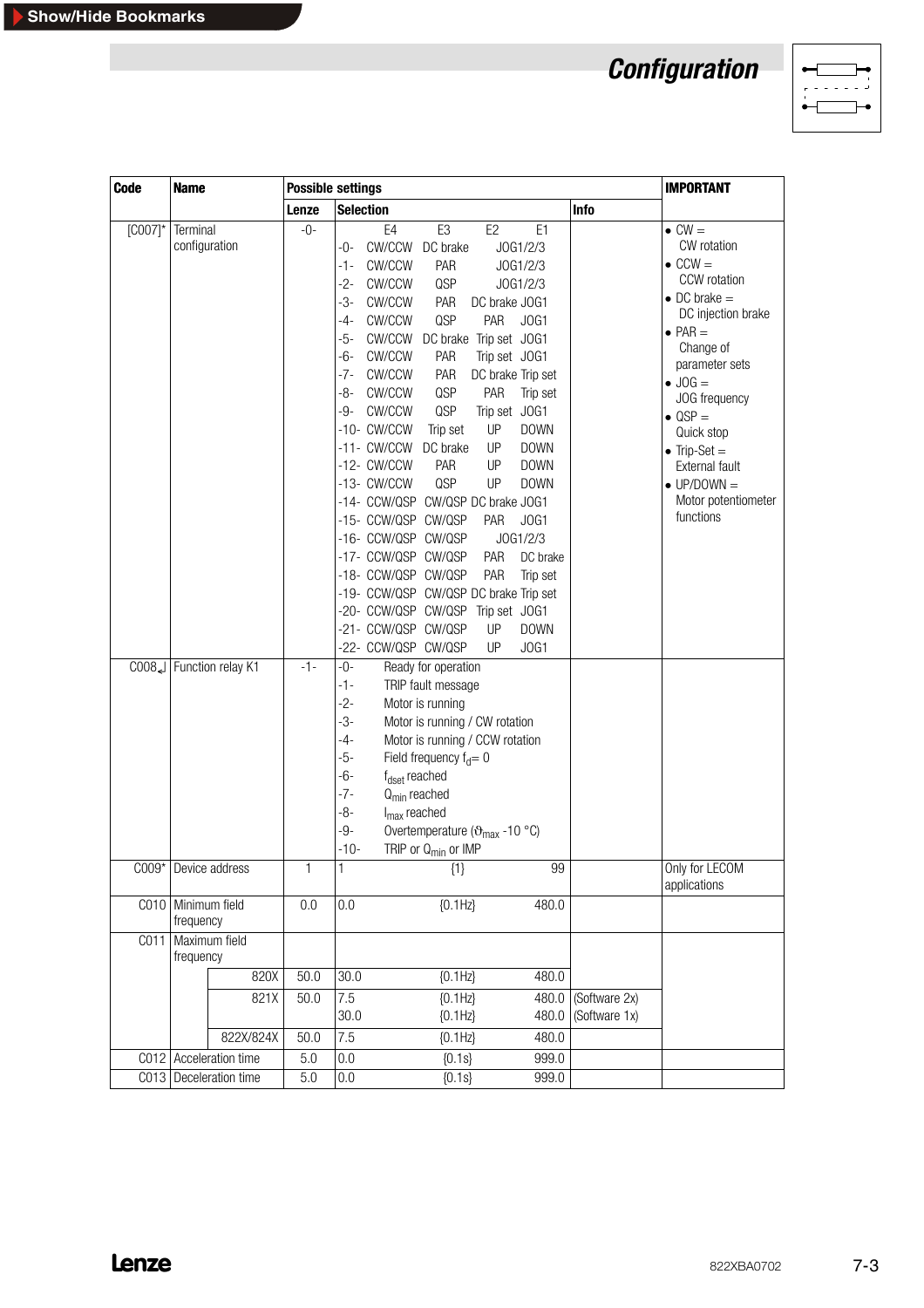# Configuration

| Code | Name | Possible settings | | | IMPORTANT |
|---|---|---|---|---|---|
| | | Lenze | Selection | Info | |
| [C007]* | Terminal configuration | -0- | E4 E3 E2 E1<br>-0- CW/CCW DC brake JOG1/2/3<br>-1- CW/CCW PAR JOG1/2/3<br>-2- CW/CCW QSP JOG1/2/3<br>-3- CW/CCW PAR DC brake JOG1<br>-4- CW/CCW QSP PAR JOG1<br>-5- CW/CCW DC brake Trip set JOG1<br>-6- CW/CCW PAR Trip set JOG1<br>-7- CW/CCW PAR DC brake Trip set<br>-8- CW/CCW QSP PAR Trip set<br>-9- CW/CCW QSP Trip set JOG1<br>-10- CW/CCW Trip set UP DOWN<br>-11- CW/CCW DC brake UP DOWN<br>-12- CW/CCW PAR UP DOWN<br>-13- CW/CCW QSP UP DOWN<br>-14- CCW/QSP CW/QSP DC brake JOG1<br>-15- CCW/QSP CW/QSP PAR JOG1<br>-16- CCW/QSP CW/QSP JOG1/2/3<br>-17- CCW/QSP CW/QSP PAR DC brake<br>-18- CCW/QSP CW/QSP PAR Trip set<br>-19- CCW/QSP CW/QSP DC brake Trip set<br>-20- CCW/QSP CW/QSP Trip set JOG1<br>-21- CCW/QSP CW/QSP UP DOWN<br>-22- CCW/QSP CW/QSP UP JOG1 | | • CW = CW rotation<br>• CCW = CCW rotation<br>• DC brake = DC injection brake<br>• PAR = Change of parameter sets<br>• JOG = JOG frequency<br>• QSP = Quick stop<br>• Trip-Set = External fault<br>• UP/DOWN = Motor potentiometer functions |
| C008↲ | Function relay K1 | -1- | -0- Ready for operation<br>-1- TRIP fault message<br>-2- Motor is running<br>-3- Motor is running / CW rotation<br>-4- Motor is running / CCW rotation<br>-5- Field frequency $f_d$ = 0<br>-6- $f_{dset}$ reached<br>-7- $Q_{min}$ reached<br>-8- $I_{max}$ reached<br>-9- Overtemperature ($\vartheta_{max}$ -10 °C)<br>-10- TRIP or $Q_{min}$ or IMP | | |
| C009* | Device address | 1 | 1 {1} 99 | | Only for LECOM applications |
| C010 | Minimum field frequency | 0.0 | 0.0 {0.1Hz} 480.0 | | |
| C011 | Maximum field frequency | | | | |
| | 820X | 50.0 | 30.0 {0.1Hz} 480.0 | | |
| | 821X | 50.0 | 7.5 {0.1Hz} 480.0<br>30.0 {0.1Hz} 480.0 | (Software 2x)<br>(Software 1x) | |
| | 822X/824X | 50.0 | 7.5 {0.1Hz} 480.0 | | |
| C012 | Acceleration time | 5.0 | 0.0 {0.1s} 999.0 | | |
| C013 | Deceleration time | 5.0 | 0.0 {0.1s} 999.0 | | |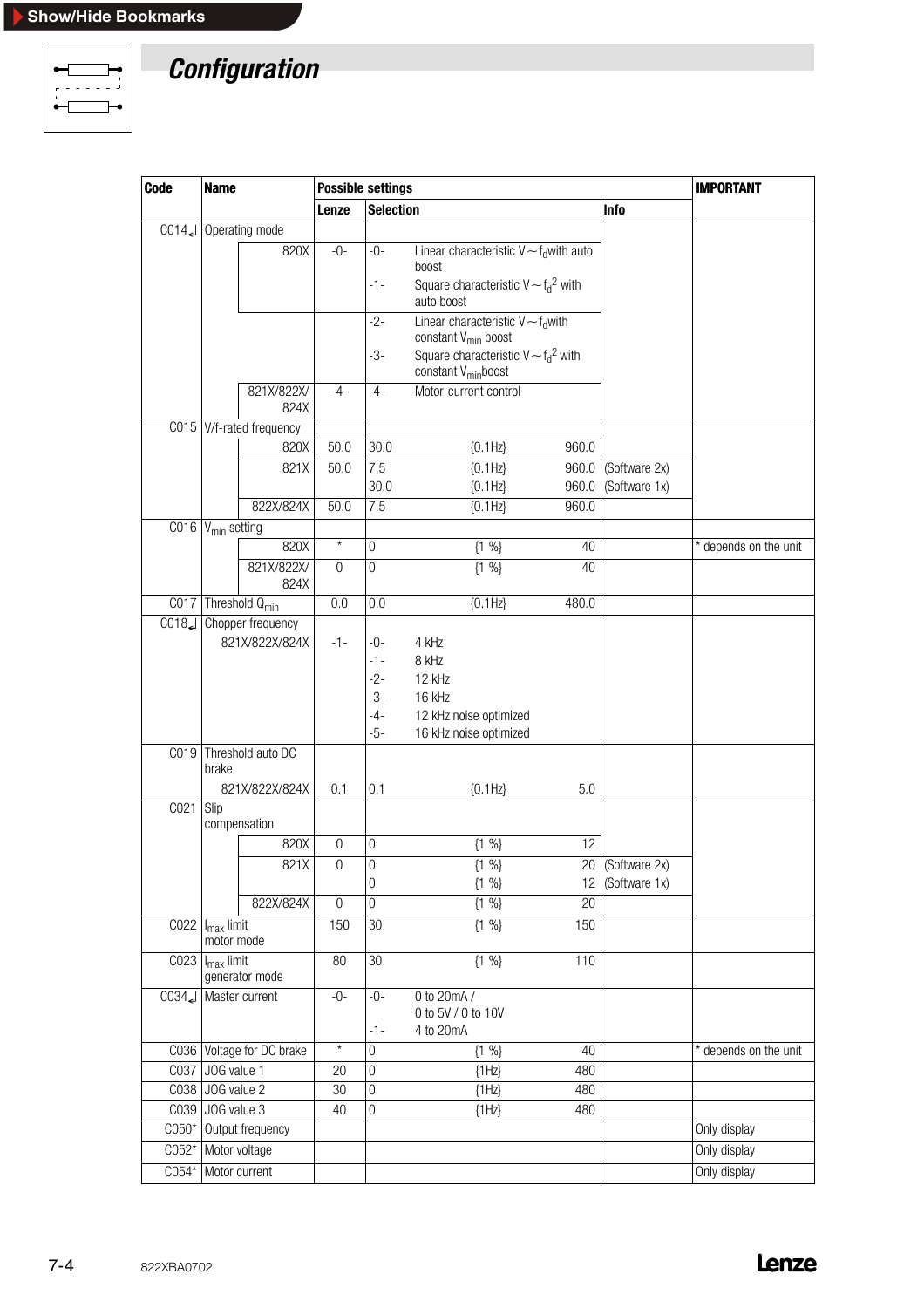# Configuration

| Code | Name | | Possible settings | | | | | Info | IMPORTANT |
|---|---|---|---|---|---|---|---|---|---|
| | | | Lenze | Selection | | | | | |
| C014↵ | Operating mode | | | | | | | | |
| | | 820X | -0- | -0- | Linear characteristic $V \sim f_d$ with auto boost | | | | |
| | | | | -1- | Square characteristic $V \sim f_d^2$ with auto boost | | | | |
| | | | | -2- | Linear characteristic $V \sim f_d$ with constant $V_{min}$ boost | | | | |
| | | | | -3- | Square characteristic $V \sim f_d^2$ with constant $V_{min}$ boost | | | | |
| | | 821X/822X/824X | -4- | -4- | Motor-current control | | | | |
| C015 | V/f-rated frequency | | | | | | | | |
| | | 820X | 50.0 | 30.0 | | {0.1Hz} | 960.0 | | |
| | | 821X | 50.0 | 7.5 | | {0.1Hz} | 960.0 | (Software 2x) | |
| | | | | 30.0 | | {0.1Hz} | 960.0 | (Software 1x) | |
| | | 822X/824X | 50.0 | 7.5 | | {0.1Hz} | 960.0 | | |
| C016 | $V_{min}$ setting | | | | | | | | |
| | | 820X | * | 0 | | {1 %} | 40 | | * depends on the unit |
| | | 821X/822X/824X | 0 | 0 | | {1 %} | 40 | | |
| C017 | Threshold $Q_{min}$ | | 0.0 | 0.0 | | {0.1Hz} | 480.0 | | |
| C018↵ | Chopper frequency | | | | | | | | |
| | | 821X/822X/824X | -1- | -0- | 4 kHz | | | | |
| | | | | -1- | 8 kHz | | | | |
| | | | | -2- | 12 kHz | | | | |
| | | | | -3- | 16 kHz | | | | |
| | | | | -4- | 12 kHz noise optimized | | | | |
| | | | | -5- | 16 kHz noise optimized | | | | |
| C019 | Threshold auto DC brake | | | | | | | | |
| | | 821X/822X/824X | 0.1 | 0.1 | | {0.1Hz} | 5.0 | | |
| C021 | Slip compensation | | | | | | | | |
| | | 820X | 0 | 0 | | {1 %} | 12 | | |
| | | 821X | 0 | 0 | | {1 %} | 20 | (Software 2x) | |
| | | | | 0 | | {1 %} | 12 | (Software 1x) | |
| | | 822X/824X | 0 | 0 | | {1 %} | 20 | | |
| C022 | $I_{max}$ limit motor mode | | 150 | 30 | | {1 %} | 150 | | |
| C023 | $I_{max}$ limit generator mode | | 80 | 30 | | {1 %} | 110 | | |
| C034↵ | Master current | | -0- | -0- | 0 to 20mA / 0 to 5V / 0 to 10V | | | | |
| | | | | -1- | 4 to 20mA | | | | |
| C036 | Voltage for DC brake | | * | 0 | | {1 %} | 40 | | * depends on the unit |
| C037 | JOG value 1 | | 20 | 0 | | {1Hz} | 480 | | |
| C038 | JOG value 2 | | 30 | 0 | | {1Hz} | 480 | | |
| C039 | JOG value 3 | | 40 | 0 | | {1Hz} | 480 | | |
| C050* | Output frequency | | | | | | | | Only display |
| C052* | Motor voltage | | | | | | | | Only display |
| C054* | Motor current | | | | | | | | Only display |

822XBA0702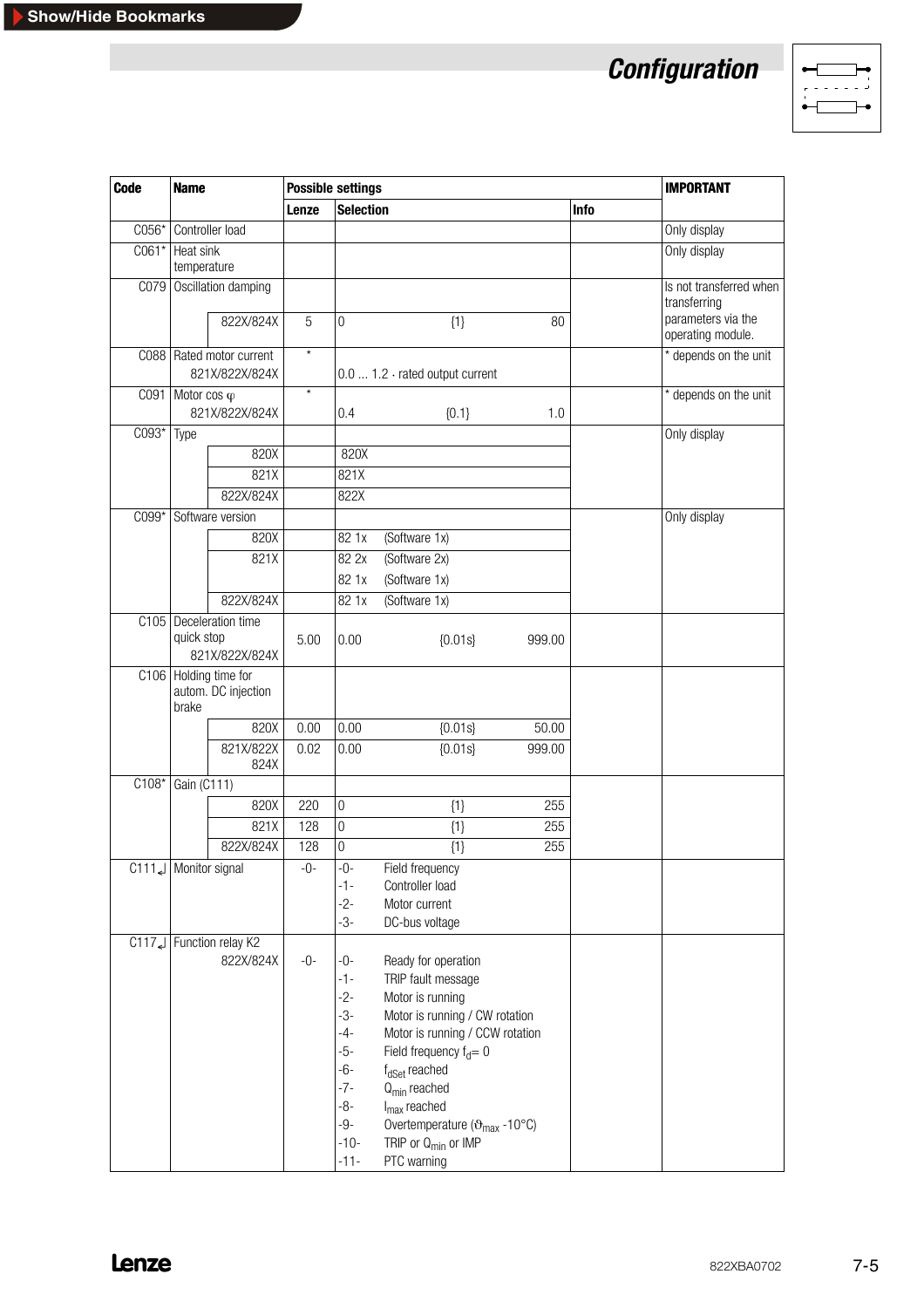# Configuration

| Code | Name | | Possible settings | | | | | IMPORTANT |
|---|---|---|---|---|---|---|---|---|
| | | | Lenze | Selection | | | Info | |
| C056* | Controller load | | | | | | | Only display |
| C061* | Heat sink temperature | | | | | | | Only display |
| C079 | Oscillation damping | | | | | | | Is not transferred when transferring parameters via the operating module. |
| | | 822X/824X | 5 | 0 | {1} | 80 | | |
| C088 | Rated motor current | 821X/822X/824X | * | 0.0 ... 1.2 · rated output current | | | | * depends on the unit |
| C091 | Motor cos φ | 821X/822X/824X | * | 0.4 | {0.1} | 1.0 | | * depends on the unit |
| C093* | Type | | | | | | | Only display |
| | | 820X | | 820X | | | | |
| | | 821X | | 821X | | | | |
| | | 822X/824X | | 822X | | | | |
| C099* | Software version | | | | | | | Only display |
| | | 820X | | 82 1x | (Software 1x) | | | |
| | | 821X | | 82 2x | (Software 2x) | | | |
| | | | | 82 1x | (Software 1x) | | | |
| | | 822X/824X | | 82 1x | (Software 1x) | | | |
| C105 | Deceleration time quick stop | 821X/822X/824X | 5.00 | 0.00 | {0.01s} | 999.00 | | |
| C106 | Holding time for autom. DC injection brake | | | | | | | |
| | | 820X | 0.00 | 0.00 | {0.01s} | 50.00 | | |
| | | 821X/822X 824X | 0.02 | 0.00 | {0.01s} | 999.00 | | |
| C108* | Gain (C111) | | | | | | | |
| | | 820X | 220 | 0 | {1} | 255 | | |
| | | 821X | 128 | 0 | {1} | 255 | | |
| | | 822X/824X | 128 | 0 | {1} | 255 | | |
| C111↲ | Monitor signal | | -0- | -0- | Field frequency | | | |
| | | | | -1- | Controller load | | | |
| | | | | -2- | Motor current | | | |
| | | | | -3- | DC-bus voltage | | | |
| C117↲ | Function relay K2 | | | | | | | |
| | | 822X/824X | -0- | -0- | Ready for operation | | | |
| | | | | -1- | TRIP fault message | | | |
| | | | | -2- | Motor is running | | | |
| | | | | -3- | Motor is running / CW rotation | | | |
| | | | | -4- | Motor is running / CCW rotation | | | |
| | | | | -5- | Field frequency $f_d = 0$ | | | |
| | | | | -6- | $f_{dSet}$ reached | | | |
| | | | | -7- | $Q_{min}$ reached | | | |
| | | | | -8- | $I_{max}$ reached | | | |
| | | | | -9- | Overtemperature ($\vartheta_{max}$ -10°C) | | | |
| | | | | -10- | TRIP or $Q_{min}$ or IMP | | | |
| | | | | -11- | PTC warning | | | |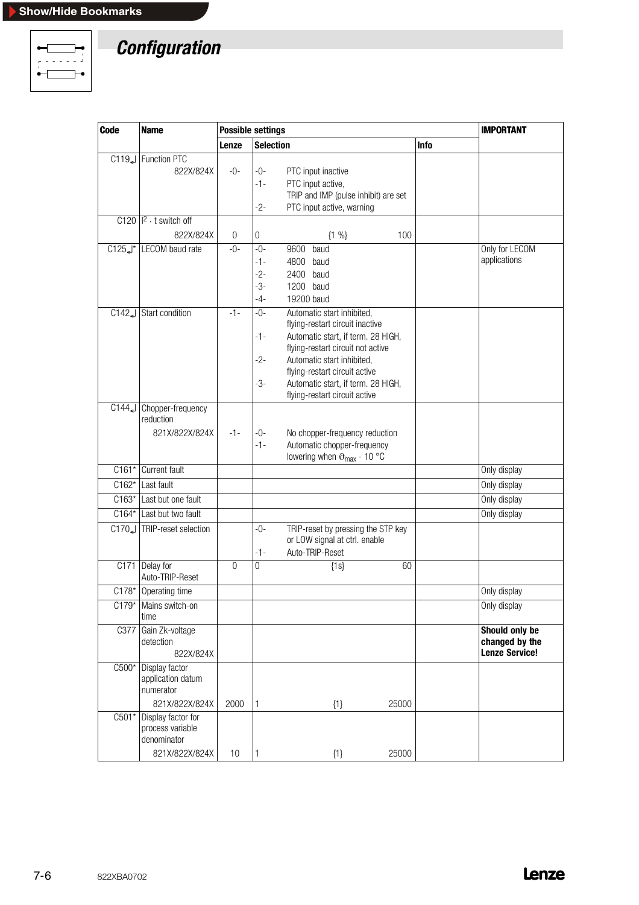# Configuration

| Code | Name | Possible settings | | | IMPORTANT |
|---|---|---|---|---|---|
| | | Lenze | Selection | Info | |
| C119↲ | Function PTC 822X/824X | -0- | -0- PTC input inactive<br>-1- PTC input active, TRIP and IMP (pulse inhibit) are set<br>-2- PTC input active, warning | | |
| C120 | $I^2 \cdot t$ switch off 822X/824X | 0 | 0 {1 %} 100 | | |
| C125↲* | LECOM baud rate | -0- | -0- 9600 baud<br>-1- 4800 baud<br>-2- 2400 baud<br>-3- 1200 baud<br>-4- 19200 baud | | Only for LECOM applications |
| C142↲ | Start condition | -1- | -0- Automatic start inhibited, flying-restart circuit inactive<br>-1- Automatic start, if term. 28 HIGH, flying-restart circuit not active<br>-2- Automatic start inhibited, flying-restart circuit active<br>-3- Automatic start, if term. 28 HIGH, flying-restart circuit active | | |
| C144↲ | Chopper-frequency reduction 821X/822X/824X | -1- | -0- No chopper-frequency reduction<br>-1- Automatic chopper-frequency lowering when $\vartheta_{max}$ - 10 °C | | |
| C161* | Current fault | | | | Only display |
| C162* | Last fault | | | | Only display |
| C163* | Last but one fault | | | | Only display |
| C164* | Last but two fault | | | | Only display |
| C170↲ | TRIP-reset selection | | -0- TRIP-reset by pressing the STP key or LOW signal at ctrl. enable<br>-1- Auto-TRIP-Reset | | |
| C171 | Delay for Auto-TRIP-Reset | 0 | 0 {1s} 60 | | |
| C178* | Operating time | | | | Only display |
| C179* | Mains switch-on time | | | | Only display |
| C377 | Gain Zk-voltage detection 822X/824X | | | | **Should only be changed by the Lenze Service!** |
| C500* | Display factor application datum numerator 821X/822X/824X | 2000 | 1 {1} 25000 | | |
| C501* | Display factor for process variable denominator 821X/822X/824X | 10 | 1 {1} 25000 | | |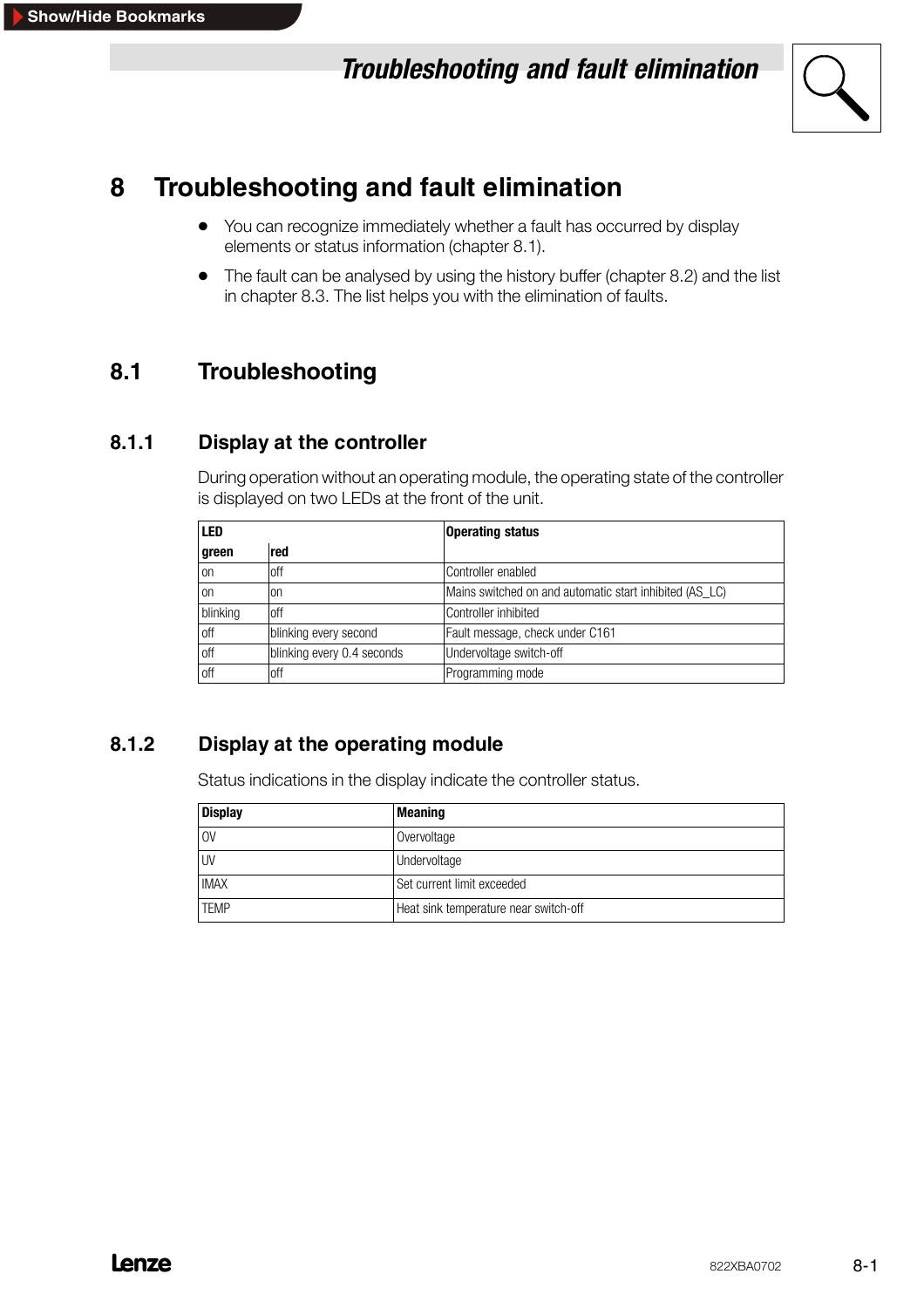# 8 Troubleshooting and fault elimination

- You can recognize immediately whether a fault has occurred by display elements or status information (chapter 8.1).
- The fault can be analysed by using the history buffer (chapter 8.2) and the list in chapter 8.3. The list helps you with the elimination of faults.

## 8.1 Troubleshooting

### 8.1.1 Display at the controller

During operation without an operating module, the operating state of the controller is displayed on two LEDs at the front of the unit.

| LED | | Operating status |
|---|---|---|
| green | red | |
| on | off | Controller enabled |
| on | on | Mains switched on and automatic start inhibited (AS_LC) |
| blinking | off | Controller inhibited |
| off | blinking every second | Fault message, check under C161 |
| off | blinking every 0.4 seconds | Undervoltage switch-off |
| off | off | Programming mode |

### 8.1.2 Display at the operating module

Status indications in the display indicate the controller status.

| Display | Meaning |
|---|---|
| OV | Overvoltage |
| UV | Undervoltage |
| IMAX | Set current limit exceeded |
| TEMP | Heat sink temperature near switch-off |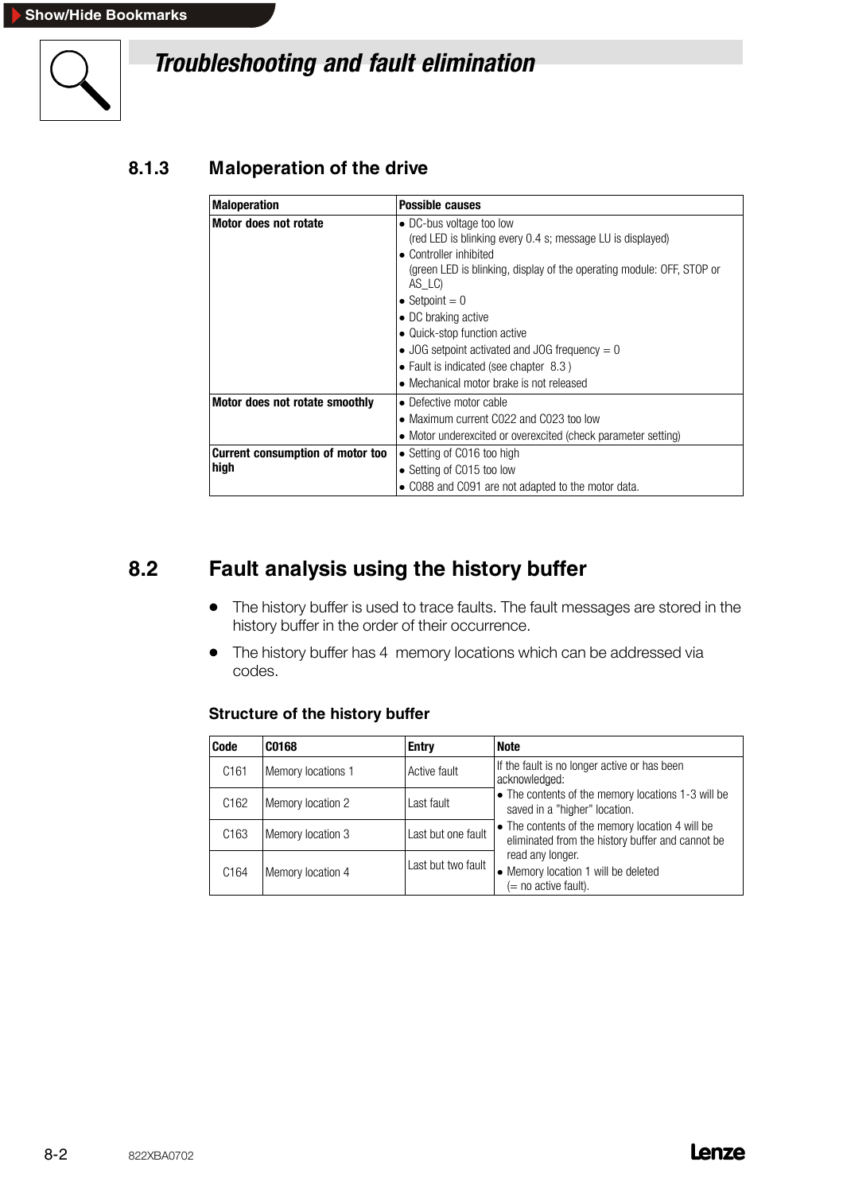# Troubleshooting and fault elimination

## 8.1.3 Maloperation of the drive

| Maloperation | Possible causes |
|---|---|
| **Motor does not rotate** | • DC-bus voltage too low<br>(red LED is blinking every 0.4 s; message LU is displayed)<br>• Controller inhibited<br>(green LED is blinking, display of the operating module: OFF, STOP or AS_LC)<br>• Setpoint = 0<br>• DC braking active<br>• Quick-stop function active<br>• JOG setpoint activated and JOG frequency = 0<br>• Fault is indicated (see chapter 8.3 )<br>• Mechanical motor brake is not released |
| **Motor does not rotate smoothly** | • Defective motor cable<br>• Maximum current C022 and C023 too low<br>• Motor underexcited or overexcited (check parameter setting) |
| **Current consumption of motor too high** | • Setting of C016 too high<br>• Setting of C015 too low<br>• C088 and C091 are not adapted to the motor data. |

## 8.2 Fault analysis using the history buffer

- The history buffer is used to trace faults. The fault messages are stored in the history buffer in the order of their occurrence.
- The history buffer has 4 memory locations which can be addressed via codes.

### Structure of the history buffer

| Code | C0168 | Entry | Note |
|---|---|---|---|
| C161 | Memory locations 1 | Active fault | If the fault is no longer active or has been acknowledged:<br>• The contents of the memory locations 1-3 will be saved in a "higher" location.<br>• The contents of the memory location 4 will be eliminated from the history buffer and cannot be read any longer.<br>• Memory location 1 will be deleted (= no active fault). |
| C162 | Memory location 2 | Last fault | |
| C163 | Memory location 3 | Last but one fault | |
| C164 | Memory location 4 | Last but two fault | |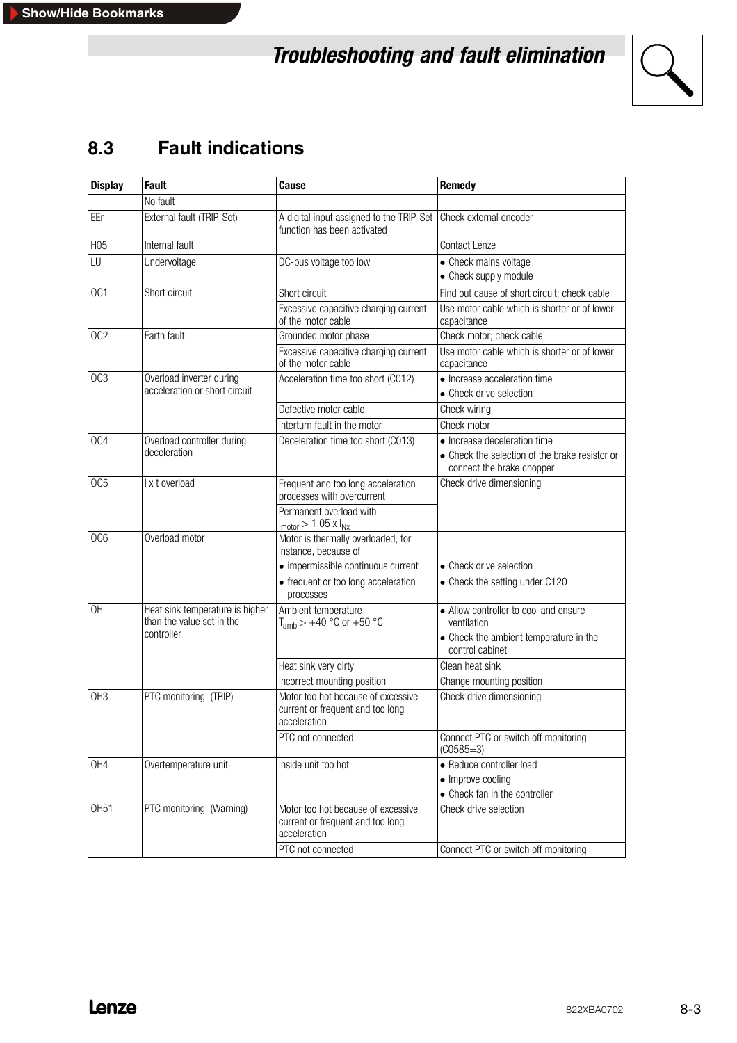## 8.3 Fault indications

| Display | Fault | Cause | Remedy |
|---|---|---|---|
| --- | No fault | - | - |
| EEr | External fault (TRIP-Set) | A digital input assigned to the TRIP-Set function has been activated | Check external encoder |
| H05 | Internal fault | | Contact Lenze |
| LU | Undervoltage | DC-bus voltage too low | • Check mains voltage<br>• Check supply module |
| OC1 | Short circuit | Short circuit | Find out cause of short circuit; check cable |
| | | Excessive capacitive charging current of the motor cable | Use motor cable which is shorter or of lower capacitance |
| OC2 | Earth fault | Grounded motor phase | Check motor; check cable |
| | | Excessive capacitive charging current of the motor cable | Use motor cable which is shorter or of lower capacitance |
| OC3 | Overload inverter during acceleration or short circuit | Acceleration time too short (C012) | • Increase acceleration time<br>• Check drive selection |
| | | Defective motor cable | Check wiring |
| | | Interturn fault in the motor | Check motor |
| OC4 | Overload controller during deceleration | Deceleration time too short (C013) | • Increase deceleration time<br>• Check the selection of the brake resistor or connect the brake chopper |
| OC5 | I x t overload | Frequent and too long acceleration processes with overcurrent | Check drive dimensioning |
| | | Permanent overload with $I_{motor} > 1.05 \times I_{Nx}$ | |
| OC6 | Overload motor | Motor is thermally overloaded, for instance, because of<br>• impermissible continuous current<br>• frequent or too long acceleration processes | <br>• Check drive selection<br>• Check the setting under C120 |
| OH | Heat sink temperature is higher than the value set in the controller | Ambient temperature $T_{amb} > +40$ °C or $+50$ °C | • Allow controller to cool and ensure ventilation<br>• Check the ambient temperature in the control cabinet |
| | | Heat sink very dirty | Clean heat sink |
| | | Incorrect mounting position | Change mounting position |
| OH3 | PTC monitoring (TRIP) | Motor too hot because of excessive current or frequent and too long acceleration | Check drive dimensioning |
| | | PTC not connected | Connect PTC or switch off monitoring (C0585=3) |
| OH4 | Overtemperature unit | Inside unit too hot | • Reduce controller load<br>• Improve cooling<br>• Check fan in the controller |
| OH51 | PTC monitoring (Warning) | Motor too hot because of excessive current or frequent and too long acceleration | Check drive selection |
| | | PTC not connected | Connect PTC or switch off monitoring |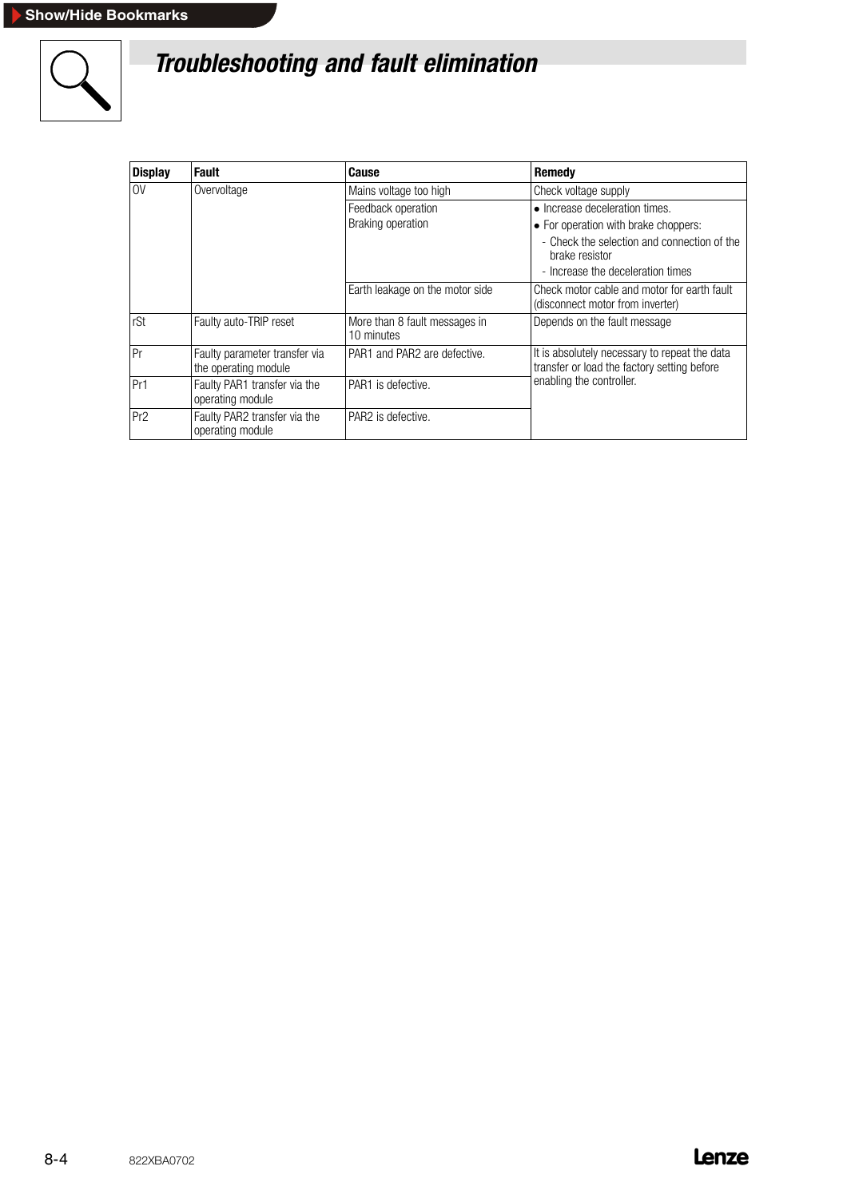# Troubleshooting and fault elimination

| Display | Fault | Cause | Remedy |
|---|---|---|---|
| OV | Overvoltage | Mains voltage too high | Check voltage supply |
| | | Feedback operation<br>Braking operation | • Increase deceleration times.<br>• For operation with brake choppers:<br>- Check the selection and connection of the brake resistor<br>- Increase the deceleration times |
| | | Earth leakage on the motor side | Check motor cable and motor for earth fault (disconnect motor from inverter) |
| rSt | Faulty auto-TRIP reset | More than 8 fault messages in 10 minutes | Depends on the fault message |
| Pr | Faulty parameter transfer via the operating module | PAR1 and PAR2 are defective. | It is absolutely necessary to repeat the data transfer or load the factory setting before enabling the controller. |
| Pr1 | Faulty PAR1 transfer via the operating module | PAR1 is defective. | |
| Pr2 | Faulty PAR2 transfer via the operating module | PAR2 is defective. | |

822XBA0702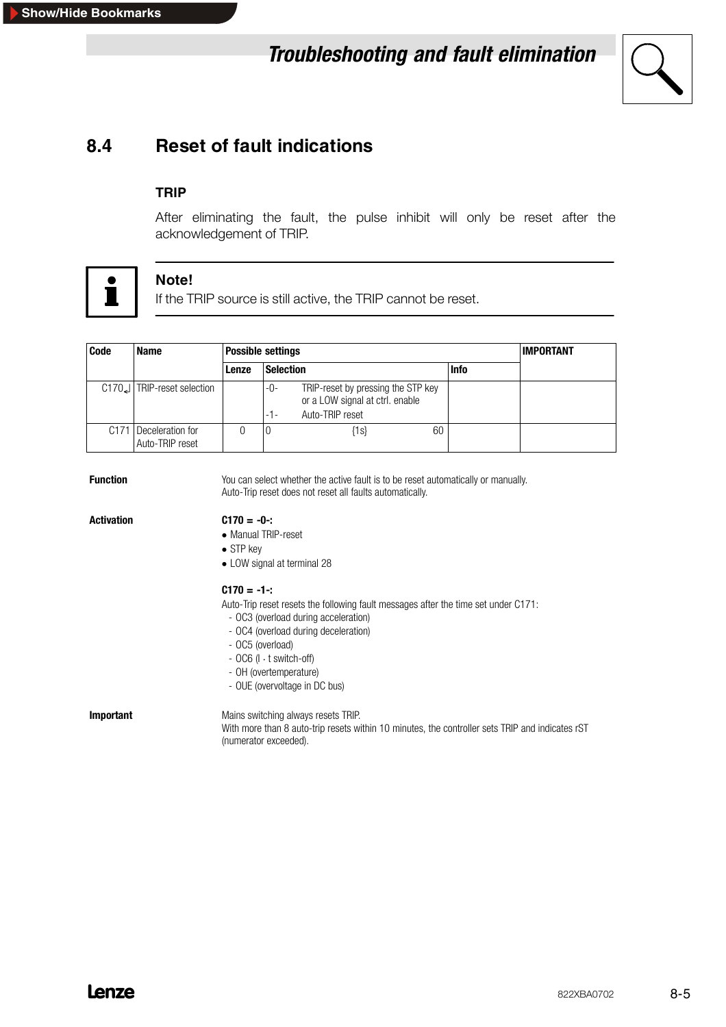## 8.4 Reset of fault indications

### TRIP

After eliminating the fault, the pulse inhibit will only be reset after the acknowledgement of TRIP.

**Note!**
If the TRIP source is still active, the TRIP cannot be reset.

| Code | Name | Possible settings | | | IMPORTANT |
|---|---|---|---|---|---|
| | | Lenze | Selection | Info | |
| C170↲ | TRIP-reset selection | | -0- TRIP-reset by pressing the STP key or a LOW signal at ctrl. enable<br>-1- Auto-TRIP reset | | |
| C171 | Deceleration for Auto-TRIP reset | 0 | 0 {1s} 60 | | |

**Function**

You can select whether the active fault is to be reset automatically or manually.
Auto-Trip reset does not reset all faults automatically.

**Activation**

**C170 = -0-:**

- Manual TRIP-reset
- STP key
- LOW signal at terminal 28

**C170 = -1-:**

Auto-Trip reset resets the following fault messages after the time set under C171:

- OC3 (overload during acceleration)
- OC4 (overload during deceleration)
- OC5 (overload)
- OC6 (I · t switch-off)
- OH (overtemperature)
- OUE (overvoltage in DC bus)

**Important**

Mains switching always resets TRIP.
With more than 8 auto-trip resets within 10 minutes, the controller sets TRIP and indicates rST (numerator exceeded).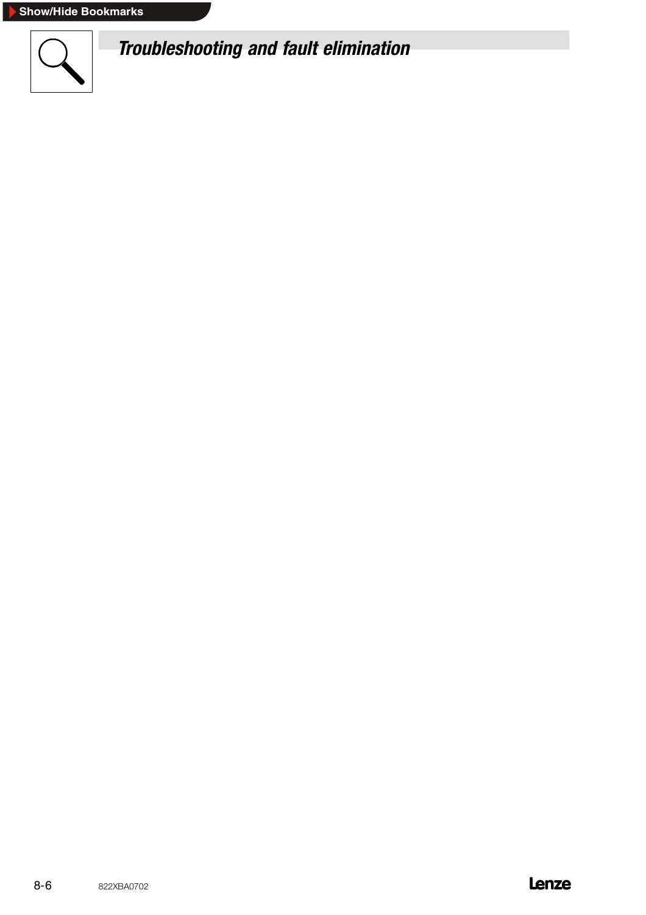# Troubleshooting and fault elimination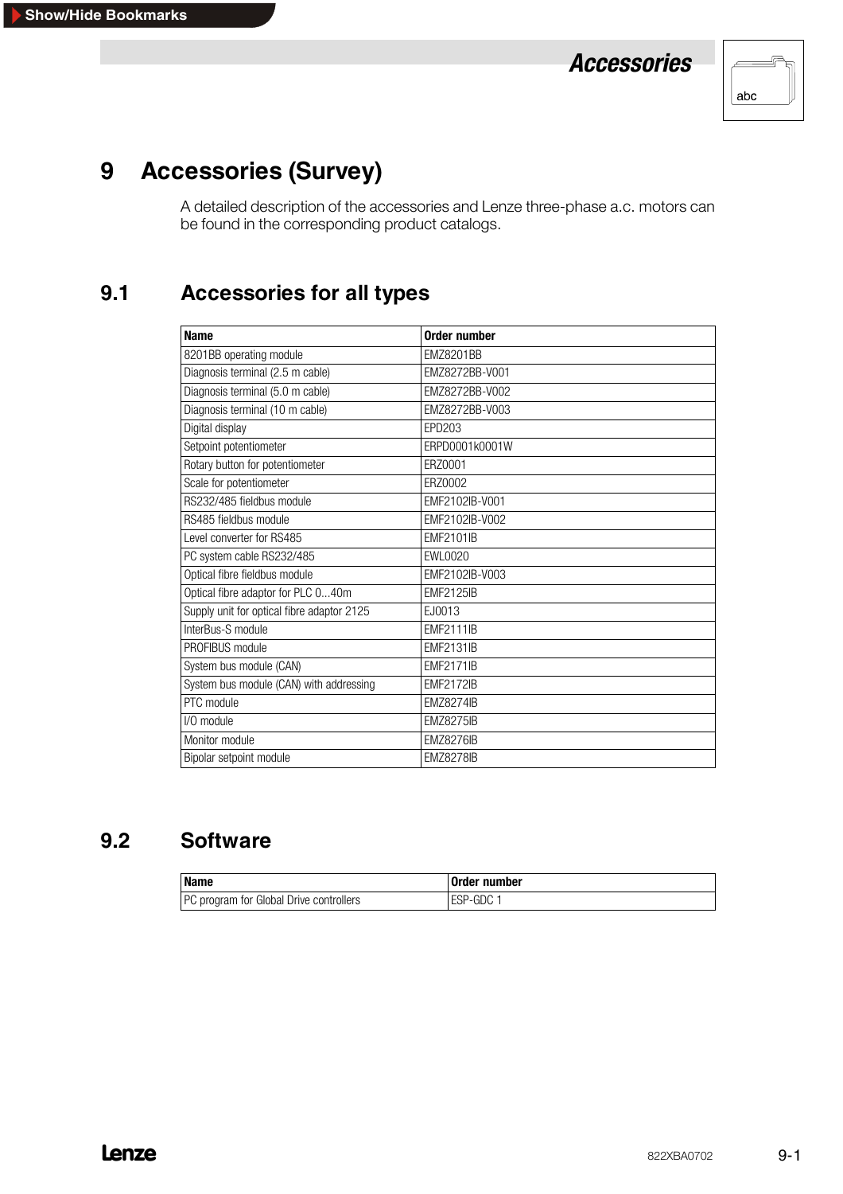# 9 Accessories (Survey)

A detailed description of the accessories and Lenze three-phase a.c. motors can be found in the corresponding product catalogs.

## 9.1 Accessories for all types

| Name | Order number |
|---|---|
| 8201BB operating module | EMZ8201BB |
| Diagnosis terminal (2.5 m cable) | EMZ8272BB-V001 |
| Diagnosis terminal (5.0 m cable) | EMZ8272BB-V002 |
| Diagnosis terminal (10 m cable) | EMZ8272BB-V003 |
| Digital display | EPD203 |
| Setpoint potentiometer | ERPD0001k0001W |
| Rotary button for potentiometer | ERZ0001 |
| Scale for potentiometer | ERZ0002 |
| RS232/485 fieldbus module | EMF2102IB-V001 |
| RS485 fieldbus module | EMF2102IB-V002 |
| Level converter for RS485 | EMF2101IB |
| PC system cable RS232/485 | EWL0020 |
| Optical fibre fieldbus module | EMF2102IB-V003 |
| Optical fibre adaptor for PLC 0...40m | EMF2125IB |
| Supply unit for optical fibre adaptor 2125 | EJ0013 |
| InterBus-S module | EMF2111IB |
| PROFIBUS module | EMF2131IB |
| System bus module (CAN) | EMF2171IB |
| System bus module (CAN) with addressing | EMF2172IB |
| PTC module | EMZ8274IB |
| I/O module | EMZ8275IB |
| Monitor module | EMZ8276IB |
| Bipolar setpoint module | EMZ8278IB |

## 9.2 Software

| Name | Order number |
|---|---|
| PC program for Global Drive controllers | ESP-GDC 1 |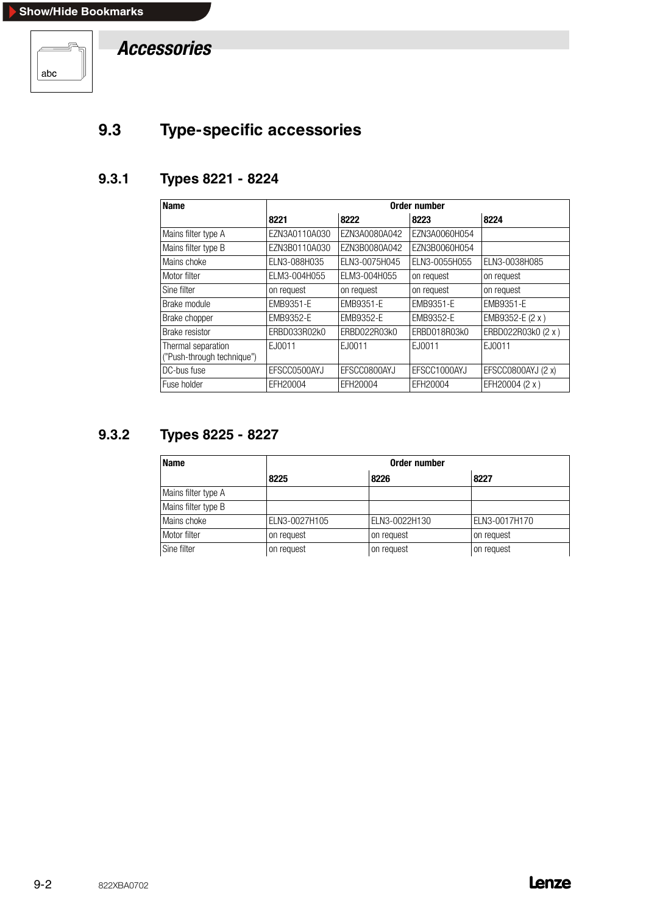# Accessories

## 9.3 Type-specific accessories

### 9.3.1 Types 8221 - 8224

| Name | Order number | | | |
|---|---|---|---|---|
| | 8221 | 8222 | 8223 | 8224 |
| Mains filter type A | EZN3A0110A030 | EZN3A0080A042 | EZN3A0060H054 | |
| Mains filter type B | EZN3B0110A030 | EZN3B0080A042 | EZN3B0060H054 | |
| Mains choke | ELN3-088H035 | ELN3-0075H045 | ELN3-0055H055 | ELN3-0038H085 |
| Motor filter | ELM3-004H055 | ELM3-004H055 | on request | on request |
| Sine filter | on request | on request | on request | on request |
| Brake module | EMB9351-E | EMB9351-E | EMB9351-E | EMB9351-E |
| Brake chopper | EMB9352-E | EMB9352-E | EMB9352-E | EMB9352-E (2 x ) |
| Brake resistor | ERBD033R02k0 | ERBD022R03k0 | ERBD018R03k0 | ERBD022R03k0 (2 x ) |
| Thermal separation ("Push-through technique") | EJ0011 | EJ0011 | EJ0011 | EJ0011 |
| DC-bus fuse | EFSCC0500AYJ | EFSCC0800AYJ | EFSCC1000AYJ | EFSCC0800AYJ (2 x) |
| Fuse holder | EFH20004 | EFH20004 | EFH20004 | EFH20004 (2 x ) |

### 9.3.2 Types 8225 - 8227

| Name | Order number | | |
|---|---|---|---|
| | 8225 | 8226 | 8227 |
| Mains filter type A | | | |
| Mains filter type B | | | |
| Mains choke | ELN3-0027H105 | ELN3-0022H130 | ELN3-0017H170 |
| Motor filter | on request | on request | on request |
| Sine filter | on request | on request | on request |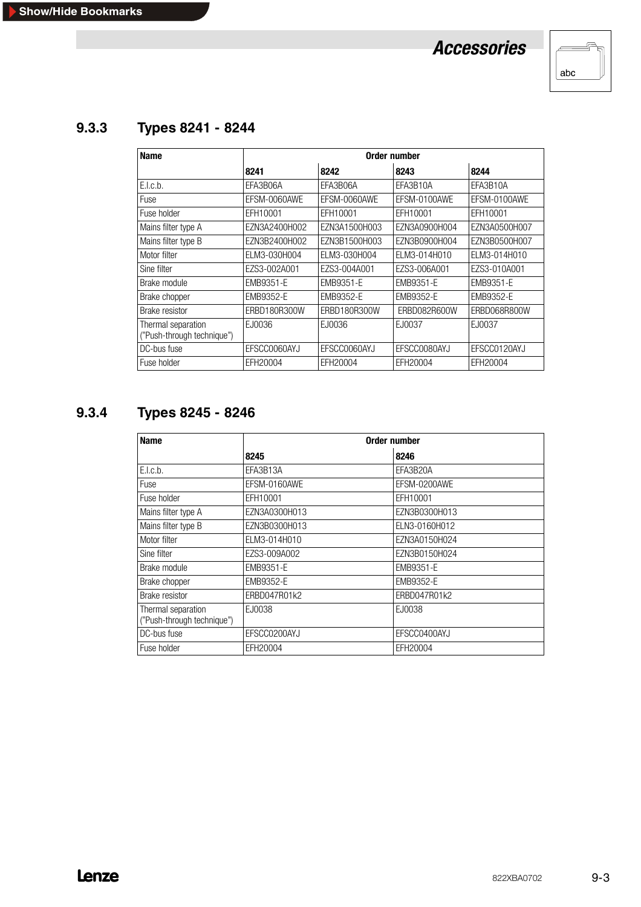### 9.3.3 Types 8241 - 8244

| Name | Order number | | | |
|---|---|---|---|---|
| | 8241 | 8242 | 8243 | 8244 |
| E.l.c.b. | EFA3B06A | EFA3B06A | EFA3B10A | EFA3B10A |
| Fuse | EFSM-0060AWE | EFSM-0060AWE | EFSM-0100AWE | EFSM-0100AWE |
| Fuse holder | EFH10001 | EFH10001 | EFH10001 | EFH10001 |
| Mains filter type A | EZN3A2400H002 | EZN3A1500H003 | EZN3A0900H004 | EZN3A0500H007 |
| Mains filter type B | EZN3B2400H002 | EZN3B1500H003 | EZN3B0900H004 | EZN3B0500H007 |
| Motor filter | ELM3-030H004 | ELM3-030H004 | ELM3-014H010 | ELM3-014H010 |
| Sine filter | EZS3-002A001 | EZS3-004A001 | EZS3-006A001 | EZS3-010A001 |
| Brake module | EMB9351-E | EMB9351-E | EMB9351-E | EMB9351-E |
| Brake chopper | EMB9352-E | EMB9352-E | EMB9352-E | EMB9352-E |
| Brake resistor | ERBD180R300W | ERBD180R300W | ERBD082R600W | ERBD068R800W |
| Thermal separation ("Push-through technique") | EJ0036 | EJ0036 | EJ0037 | EJ0037 |
| DC-bus fuse | EFSCC0060AYJ | EFSCC0060AYJ | EFSCC0080AYJ | EFSCC0120AYJ |
| Fuse holder | EFH20004 | EFH20004 | EFH20004 | EFH20004 |

### 9.3.4 Types 8245 - 8246

| Name | Order number | |
|---|---|---|
| | 8245 | 8246 |
| E.l.c.b. | EFA3B13A | EFA3B20A |
| Fuse | EFSM-0160AWE | EFSM-0200AWE |
| Fuse holder | EFH10001 | EFH10001 |
| Mains filter type A | EZN3A0300H013 | EZN3B0300H013 |
| Mains filter type B | EZN3B0300H013 | ELN3-0160H012 |
| Motor filter | ELM3-014H010 | EZN3A0150H024 |
| Sine filter | EZS3-009A002 | EZN3B0150H024 |
| Brake module | EMB9351-E | EMB9351-E |
| Brake chopper | EMB9352-E | EMB9352-E |
| Brake resistor | ERBD047R01k2 | ERBD047R01k2 |
| Thermal separation ("Push-through technique") | EJ0038 | EJ0038 |
| DC-bus fuse | EFSCC0200AYJ | EFSCC0400AYJ |
| Fuse holder | EFH20004 | EFH20004 |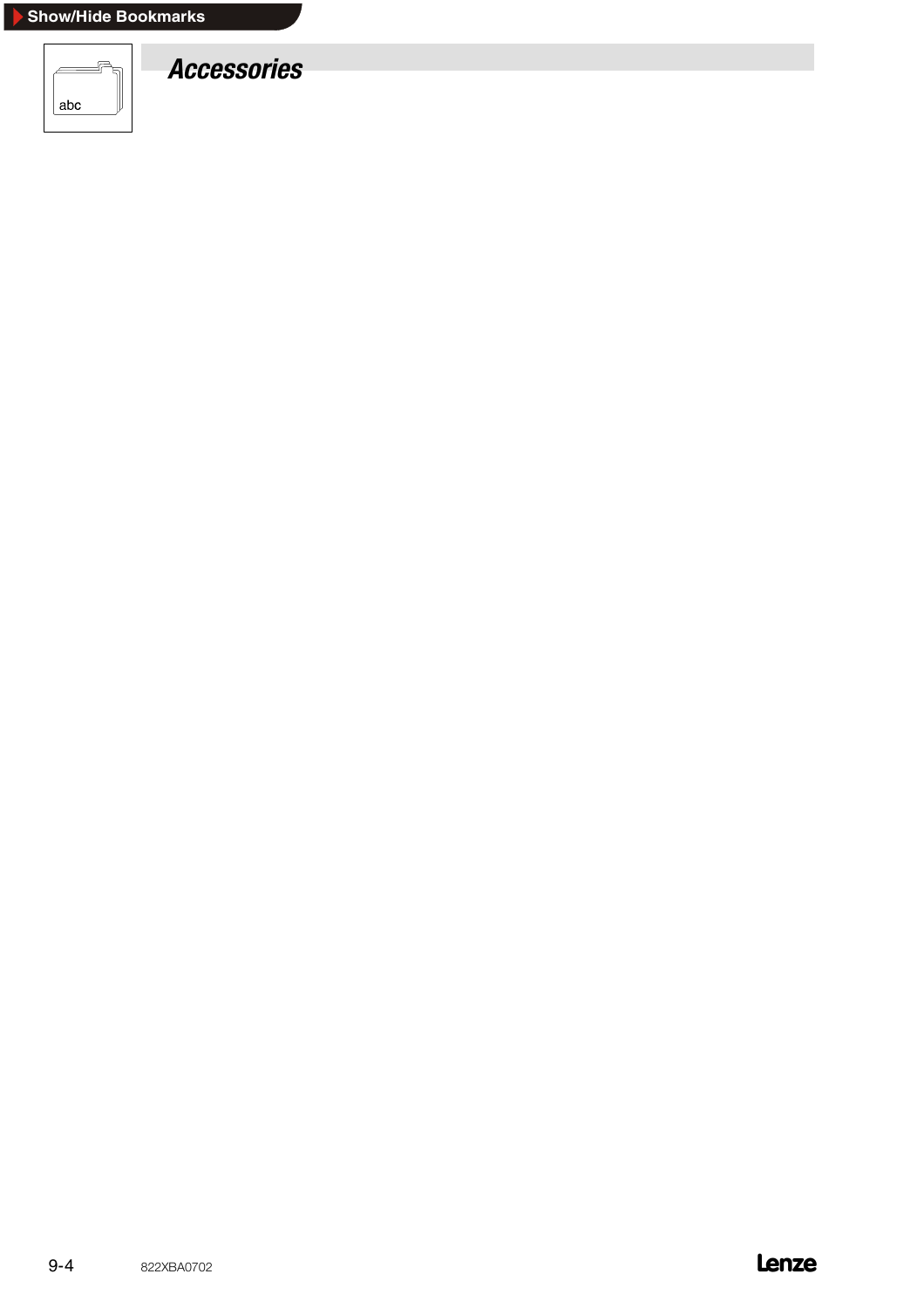# Accessories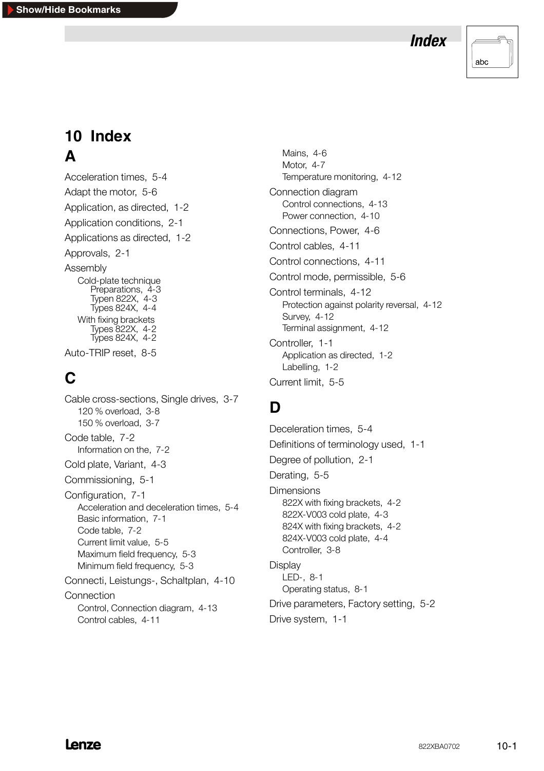# 10 Index

## A

Acceleration times, 5-4

Adapt the motor, 5-6

Application, as directed, 1-2

Application conditions, 2-1

Applications as directed, 1-2

Approvals, 2-1

Assembly

- Cold-plate technique
  - Preparations, 4-3
  - Typen 822X, 4-3
  - Types 824X, 4-4
- With fixing brackets
  - Types 822X, 4-2
  - Types 824X, 4-2

Auto-TRIP reset, 8-5

## C

Cable cross-sections, Single drives, 3-7

- 120 % overload, 3-8
- 150 % overload, 3-7

Code table, 7-2

- Information on the, 7-2

Cold plate, Variant, 4-3

Commissioning, 5-1

Configuration, 7-1

- Acceleration and deceleration times, 5-4
- Basic information, 7-1
- Code table, 7-2
- Current limit value, 5-5
- Maximum field frequency, 5-3
- Minimum field frequency, 5-3

Connecti, Leistungs-, Schaltplan, 4-10

Connection

- Control, Connection diagram, 4-13
- Control cables, 4-11
- Mains, 4-6
- Motor, 4-7
- Temperature monitoring, 4-12

Connection diagram

- Control connections, 4-13
- Power connection, 4-10

Connections, Power, 4-6

Control cables, 4-11

Control connections, 4-11

Control mode, permissible, 5-6

Control terminals, 4-12

- Protection against polarity reversal, 4-12
- Survey, 4-12
- Terminal assignment, 4-12

Controller, 1-1

- Application as directed, 1-2
- Labelling, 1-2

Current limit, 5-5

## D

Deceleration times, 5-4

Definitions of terminology used, 1-1

Degree of pollution, 2-1

Derating, 5-5

Dimensions

- 822X with fixing brackets, 4-2
- 822X-V003 cold plate, 4-3
- 824X with fixing brackets, 4-2
- 824X-V003 cold plate, 4-4
- Controller, 3-8

Display

- LED-, 8-1
- Operating status, 8-1

Drive parameters, Factory setting, 5-2

Drive system, 1-1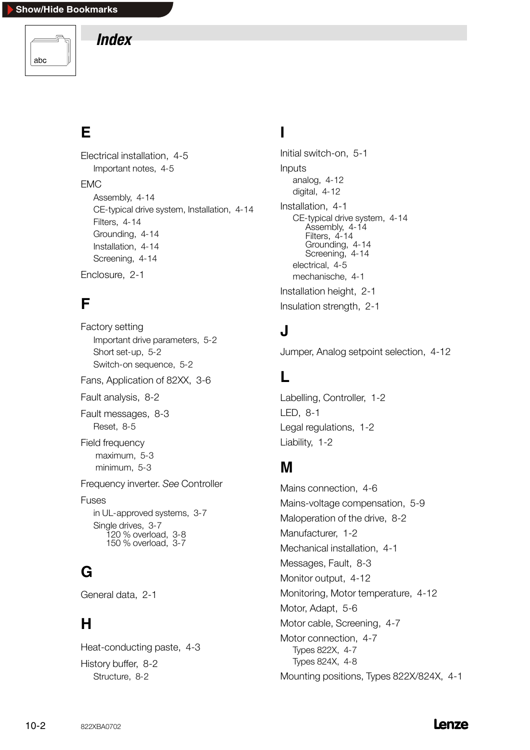# Index

## E

Electrical installation, 4-5
- Important notes, 4-5

EMC
- Assembly, 4-14
- CE-typical drive system, Installation, 4-14
- Filters, 4-14
- Grounding, 4-14
- Installation, 4-14
- Screening, 4-14

Enclosure, 2-1

## F

Factory setting
- Important drive parameters, 5-2
- Short set-up, 5-2
- Switch-on sequence, 5-2

Fans, Application of 82XX, 3-6

Fault analysis, 8-2

Fault messages, 8-3
- Reset, 8-5

Field frequency
- maximum, 5-3
- minimum, 5-3

Frequency inverter. *See* Controller

Fuses
- in UL-approved systems, 3-7
- Single drives, 3-7
  - 120 % overload, 3-8
  - 150 % overload, 3-7

## G

General data, 2-1

## H

Heat-conducting paste, 4-3

History buffer, 8-2
- Structure, 8-2

## I

Initial switch-on, 5-1

Inputs
- analog, 4-12
- digital, 4-12

Installation, 4-1
- CE-typical drive system, 4-14
  - Assembly, 4-14
  - Filters, 4-14
  - Grounding, 4-14
  - Screening, 4-14
- electrical, 4-5
- mechanische, 4-1

Installation height, 2-1

Insulation strength, 2-1

## J

Jumper, Analog setpoint selection, 4-12

## L

Labelling, Controller, 1-2

LED, 8-1

Legal regulations, 1-2

Liability, 1-2

## M

Mains connection, 4-6

Mains-voltage compensation, 5-9

Maloperation of the drive, 8-2

Manufacturer, 1-2

Mechanical installation, 4-1

Messages, Fault, 8-3

Monitor output, 4-12

Monitoring, Motor temperature, 4-12

Motor, Adapt, 5-6

Motor cable, Screening, 4-7

Motor connection, 4-7
- Types 822X, 4-7
- Types 824X, 4-8

Mounting positions, Types 822X/824X, 4-1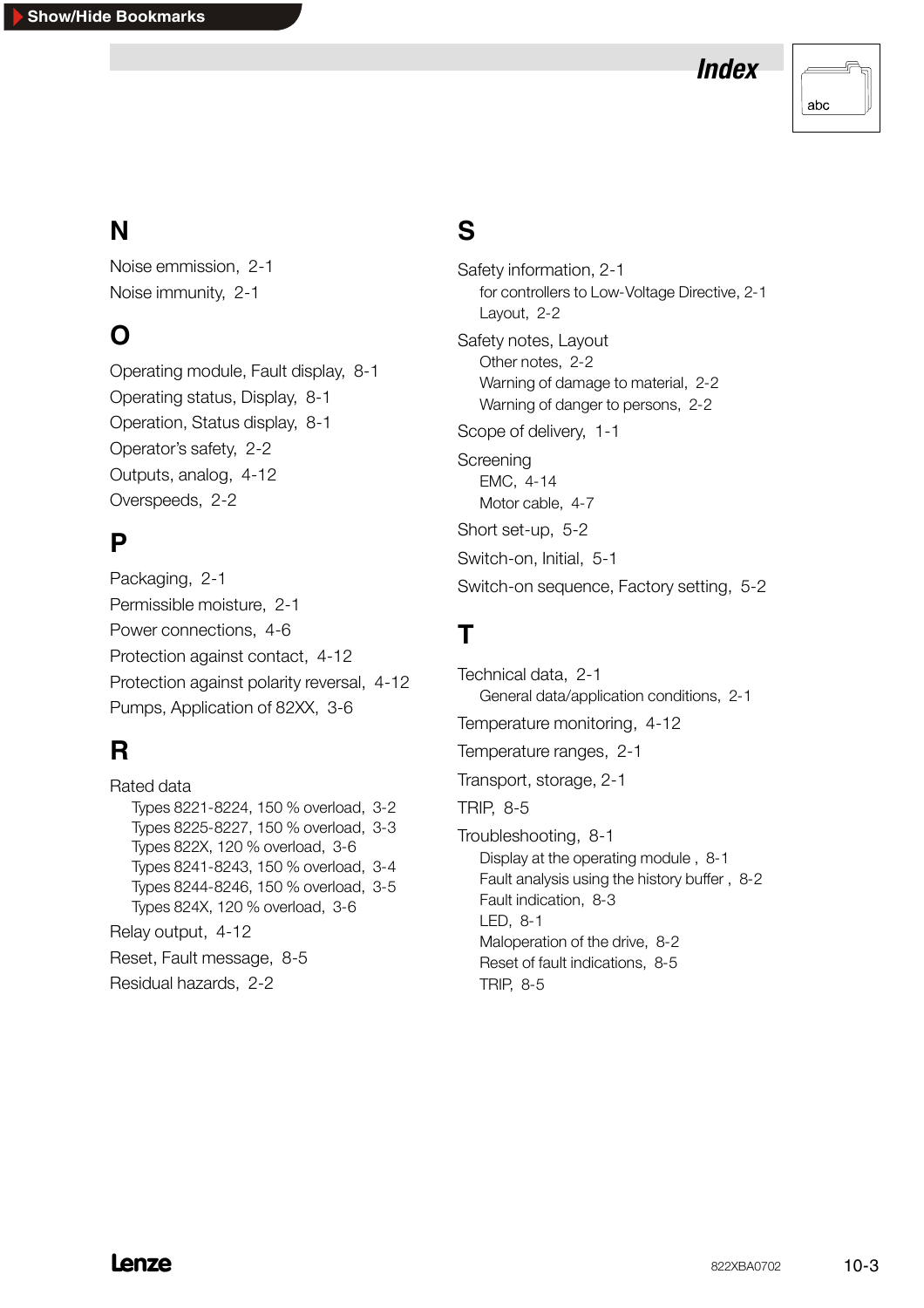## N

Noise emission, 2-1

Noise immunity, 2-1

## O

Operating module, Fault display, 8-1

Operating status, Display, 8-1

Operation, Status display, 8-1

Operator's safety, 2-2

Outputs, analog, 4-12

Overspeeds, 2-2

## P

Packaging, 2-1

Permissible moisture, 2-1

Power connections, 4-6

Protection against contact, 4-12

Protection against polarity reversal, 4-12

Pumps, Application of 82XX, 3-6

## R

Rated data
- Types 8221-8224, 150 % overload, 3-2
- Types 8225-8227, 150 % overload, 3-3
- Types 822X, 120 % overload, 3-6
- Types 8241-8243, 150 % overload, 3-4
- Types 8244-8246, 150 % overload, 3-5
- Types 824X, 120 % overload, 3-6

Relay output, 4-12

Reset, Fault message, 8-5

Residual hazards, 2-2

## S

Safety information, 2-1
- for controllers to Low-Voltage Directive, 2-1
- Layout, 2-2

Safety notes, Layout
- Other notes, 2-2
- Warning of damage to material, 2-2
- Warning of danger to persons, 2-2

Scope of delivery, 1-1

Screening
- EMC, 4-14
- Motor cable, 4-7

Short set-up, 5-2

Switch-on, Initial, 5-1

Switch-on sequence, Factory setting, 5-2

## T

Technical data, 2-1
- General data/application conditions, 2-1

Temperature monitoring, 4-12

Temperature ranges, 2-1

Transport, storage, 2-1

TRIP, 8-5

Troubleshooting, 8-1
- Display at the operating module , 8-1
- Fault analysis using the history buffer , 8-2
- Fault indication, 8-3
- LED, 8-1
- Maloperation of the drive, 8-2
- Reset of fault indications, 8-5
- TRIP, 8-5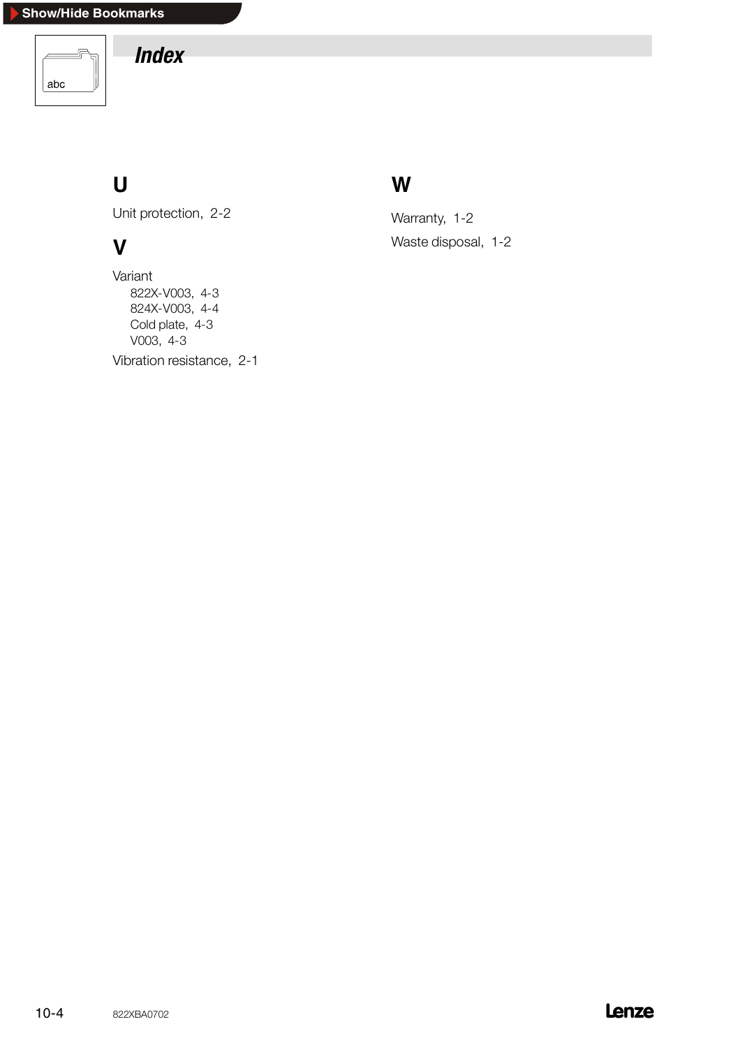# Index

## U

Unit protection, 2-2

## V

Variant
- 822X-V003, 4-3
- 824X-V003, 4-4
- Cold plate, 4-3
- V003, 4-3

Vibration resistance, 2-1

## W

Warranty, 1-2

Waste disposal, 1-2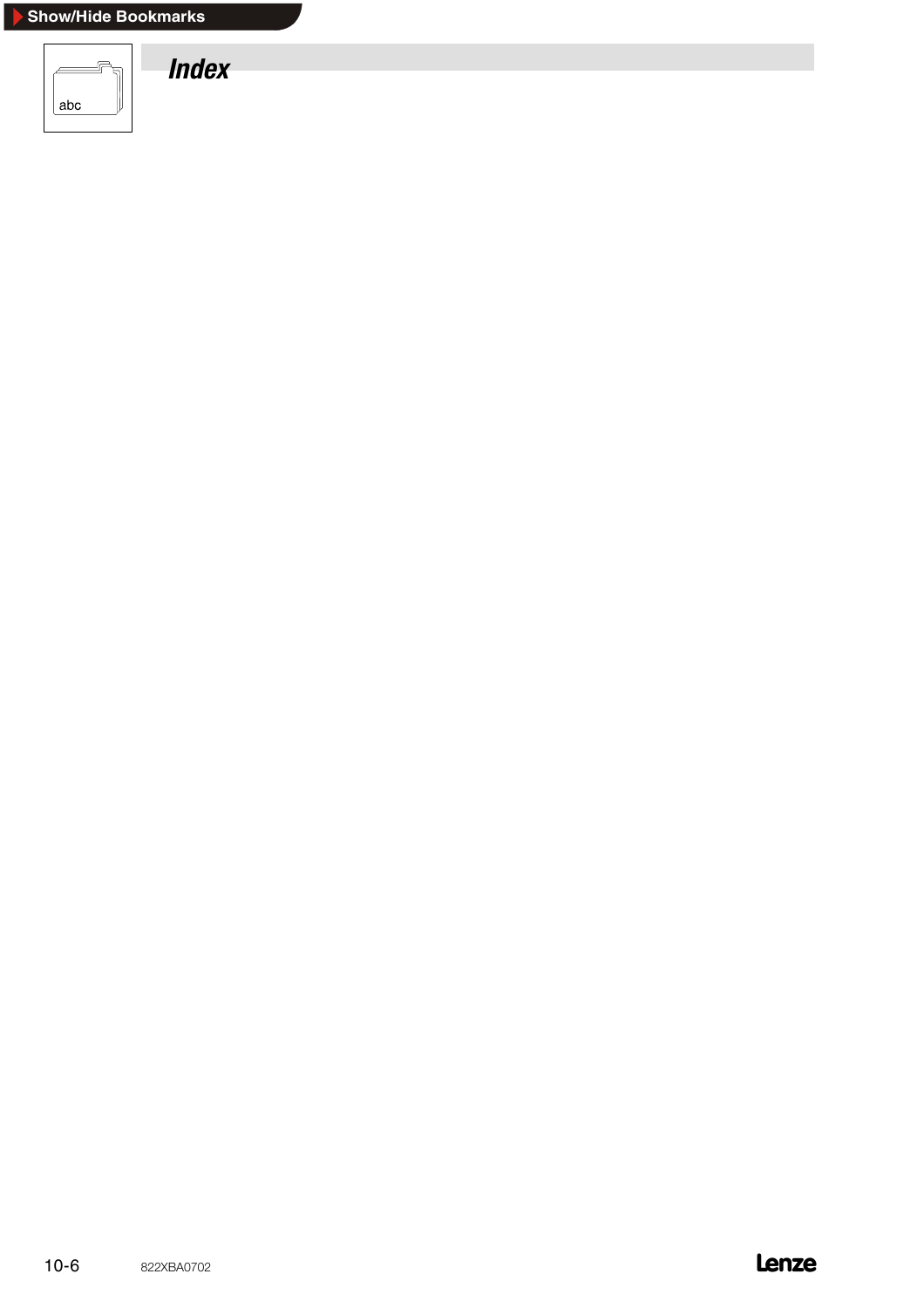# Index